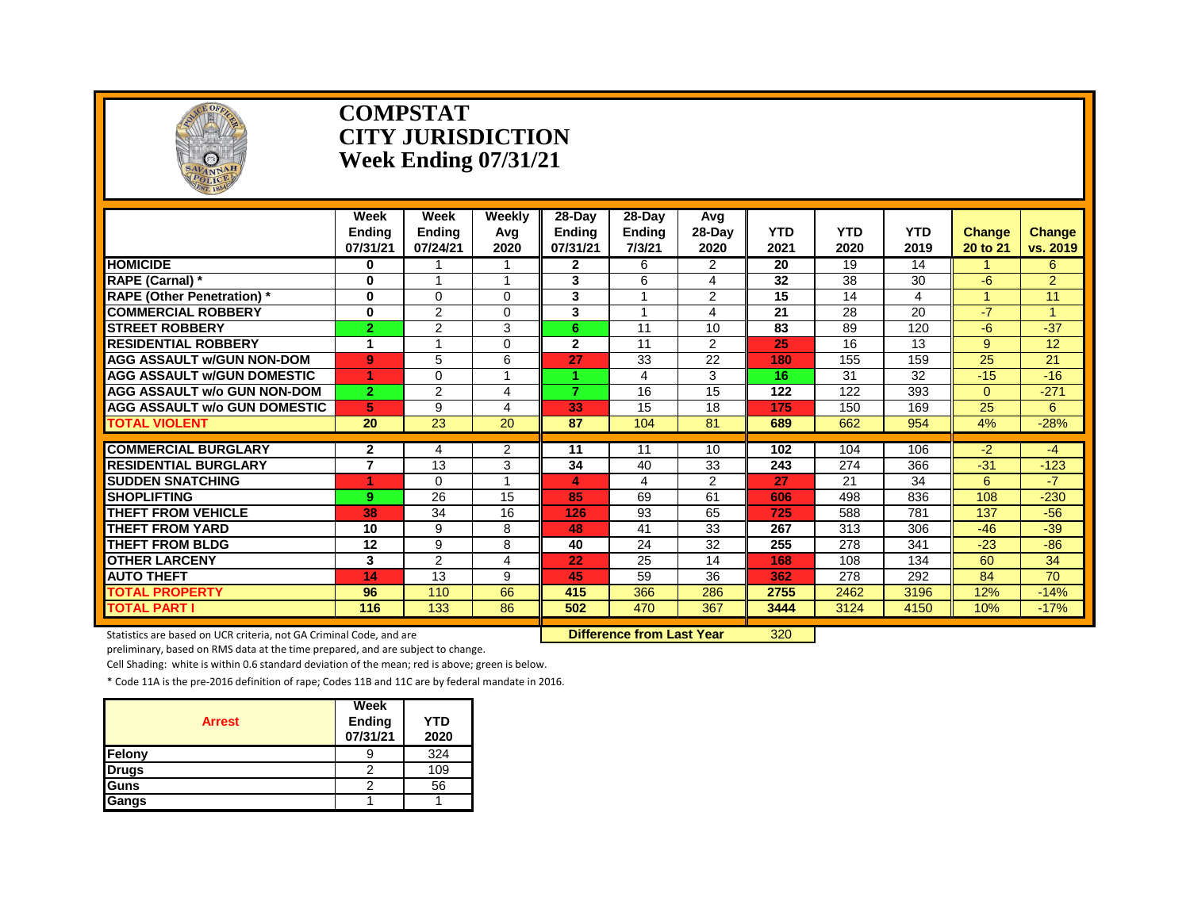# COMPSTAT
# CITY JURISDICTION
# Week Ending 07/31/21

| | Week Ending 07/31/21 | Week Ending 07/24/21 | Weekly Avg 2020 | 28-Day Ending 07/31/21 | 28-Day Ending 7/3/21 | Avg 28-Day 2020 | YTD 2021 | YTD 2020 | YTD 2019 | Change 20 to 21 | Change vs. 2019 |
|---|---|---|---|---|---|---|---|---|---|---|---|
| **HOMICIDE** | 0 | 1 | 1 | 2 | 6 | 2 | 20 | 19 | 14 | 1 | 6 |
| **RAPE (Carnal) *** | 0 | 1 | 1 | 3 | 6 | 4 | 32 | 38 | 30 | -6 | 2 |
| **RAPE (Other Penetration) *** | 0 | 0 | 0 | 3 | 1 | 2 | 15 | 14 | 4 | 1 | 11 |
| **COMMERCIAL ROBBERY** | 0 | 2 | 0 | 3 | 1 | 4 | 21 | 28 | 20 | -7 | 1 |
| **STREET ROBBERY** | 2 | 2 | 3 | 6 | 11 | 10 | 83 | 89 | 120 | -6 | -37 |
| **RESIDENTIAL ROBBERY** | 1 | 1 | 0 | 2 | 11 | 2 | 25 | 16 | 13 | 9 | 12 |
| **AGG ASSAULT w/GUN NON-DOM** | 9 | 5 | 6 | 27 | 33 | 22 | 180 | 155 | 159 | 25 | 21 |
| **AGG ASSAULT w/GUN DOMESTIC** | 1 | 0 | 1 | 1 | 4 | 3 | 16 | 31 | 32 | -15 | -16 |
| **AGG ASSAULT w/o GUN NON-DOM** | 2 | 2 | 4 | 7 | 16 | 15 | 122 | 122 | 393 | 0 | -271 |
| **AGG ASSAULT w/o GUN DOMESTIC** | 5 | 9 | 4 | 33 | 15 | 18 | 175 | 150 | 169 | 25 | 6 |
| **TOTAL VIOLENT** | 20 | 23 | 20 | 87 | 104 | 81 | 689 | 662 | 954 | 4% | -28% |
| **COMMERCIAL BURGLARY** | 2 | 4 | 2 | 11 | 11 | 10 | 102 | 104 | 106 | -2 | -4 |
| **RESIDENTIAL BURGLARY** | 7 | 13 | 3 | 34 | 40 | 33 | 243 | 274 | 366 | -31 | -123 |
| **SUDDEN SNATCHING** | 1 | 0 | 1 | 4 | 4 | 2 | 27 | 21 | 34 | 6 | -7 |
| **SHOPLIFTING** | 9 | 26 | 15 | 85 | 69 | 61 | 606 | 498 | 836 | 108 | -230 |
| **THEFT FROM VEHICLE** | 38 | 34 | 16 | 126 | 93 | 65 | 725 | 588 | 781 | 137 | -56 |
| **THEFT FROM YARD** | 10 | 9 | 8 | 48 | 41 | 33 | 267 | 313 | 306 | -46 | -39 |
| **THEFT FROM BLDG** | 12 | 9 | 8 | 40 | 24 | 32 | 255 | 278 | 341 | -23 | -86 |
| **OTHER LARCENY** | 3 | 2 | 4 | 22 | 25 | 14 | 168 | 108 | 134 | 60 | 34 |
| **AUTO THEFT** | 14 | 13 | 9 | 45 | 59 | 36 | 362 | 278 | 292 | 84 | 70 |
| **TOTAL PROPERTY** | 96 | 110 | 66 | 415 | 366 | 286 | 2755 | 2462 | 3196 | 12% | -14% |
| **TOTAL PART I** | 116 | 133 | 86 | 502 | 470 | 367 | 3444 | 3124 | 4150 | 10% | -17% |

**Difference from Last Year** 320

Statistics are based on UCR criteria, not GA Criminal Code, and are preliminary, based on RMS data at the time prepared, and are subject to change.

Cell Shading: white is within 0.6 standard deviation of the mean; red is above; green is below.

* Code 11A is the pre-2016 definition of rape; Codes 11B and 11C are by federal mandate in 2016.

| Arrest | Week Ending 07/31/21 | YTD 2020 |
|---|---|---|
| Felony | 9 | 324 |
| Drugs | 2 | 109 |
| Guns | 2 | 56 |
| Gangs | 1 | 1 |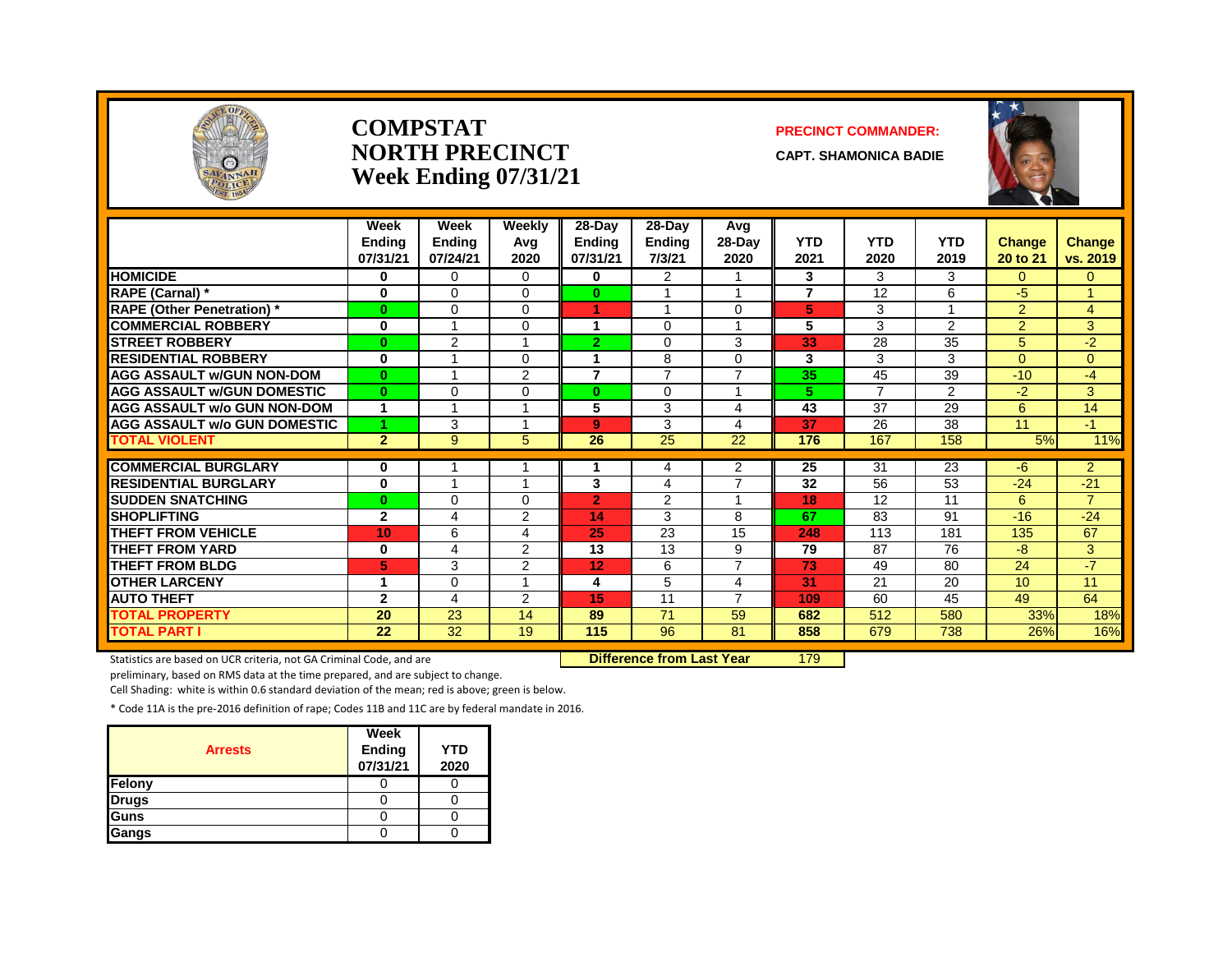# COMPSTAT
# NORTH PRECINCT
# Week Ending 07/31/21

**PRECINCT COMMANDER:**

**CAPT. SHAMONICA BADIE**

| | Week Ending 07/31/21 | Week Ending 07/24/21 | Weekly Avg 2020 | 28-Day Ending 07/31/21 | 28-Day Ending 7/3/21 | Avg 28-Day 2020 | YTD 2021 | YTD 2020 | YTD 2019 | Change 20 to 21 | Change vs. 2019 |
|---|---|---|---|---|---|---|---|---|---|---|---|
| **HOMICIDE** | 0 | 0 | 0 | 0 | 2 | 1 | 3 | 3 | 3 | 0 | 0 |
| **RAPE (Carnal) *** | 0 | 0 | 0 | 0 | 1 | 1 | 7 | 12 | 6 | -5 | 1 |
| **RAPE (Other Penetration) *** | 0 | 0 | 0 | 1 | 1 | 0 | 5 | 3 | 1 | 2 | 4 |
| **COMMERCIAL ROBBERY** | 0 | 1 | 0 | 1 | 0 | 1 | 5 | 3 | 2 | 2 | 3 |
| **STREET ROBBERY** | 0 | 2 | 1 | 2 | 0 | 3 | 33 | 28 | 35 | 5 | -2 |
| **RESIDENTIAL ROBBERY** | 0 | 1 | 0 | 1 | 8 | 0 | 3 | 3 | 3 | 0 | 0 |
| **AGG ASSAULT w/GUN NON-DOM** | 0 | 1 | 2 | 7 | 7 | 7 | 35 | 45 | 39 | -10 | -4 |
| **AGG ASSAULT w/GUN DOMESTIC** | 0 | 0 | 0 | 0 | 0 | 1 | 5 | 7 | 2 | -2 | 3 |
| **AGG ASSAULT w/o GUN NON-DOM** | 1 | 1 | 1 | 5 | 3 | 4 | 43 | 37 | 29 | 6 | 14 |
| **AGG ASSAULT w/o GUN DOMESTIC** | 1 | 3 | 1 | 9 | 3 | 4 | 37 | 26 | 38 | 11 | -1 |
| **TOTAL VIOLENT** | 2 | 9 | 5 | 26 | 25 | 22 | 176 | 167 | 158 | 5% | 11% |
| **COMMERCIAL BURGLARY** | 0 | 1 | 1 | 1 | 4 | 2 | 25 | 31 | 23 | -6 | 2 |
| **RESIDENTIAL BURGLARY** | 0 | 1 | 1 | 3 | 4 | 7 | 32 | 56 | 53 | -24 | -21 |
| **SUDDEN SNATCHING** | 0 | 0 | 0 | 2 | 2 | 1 | 18 | 12 | 11 | 6 | 7 |
| **SHOPLIFTING** | 2 | 4 | 2 | 14 | 3 | 8 | 67 | 83 | 91 | -16 | -24 |
| **THEFT FROM VEHICLE** | 10 | 6 | 4 | 25 | 23 | 15 | 248 | 113 | 181 | 135 | 67 |
| **THEFT FROM YARD** | 0 | 4 | 2 | 13 | 13 | 9 | 79 | 87 | 76 | -8 | 3 |
| **THEFT FROM BLDG** | 5 | 3 | 2 | 12 | 6 | 7 | 73 | 49 | 80 | 24 | -7 |
| **OTHER LARCENY** | 1 | 0 | 1 | 4 | 5 | 4 | 31 | 21 | 20 | 10 | 11 |
| **AUTO THEFT** | 2 | 4 | 2 | 15 | 11 | 7 | 109 | 60 | 45 | 49 | 64 |
| **TOTAL PROPERTY** | 20 | 23 | 14 | 89 | 71 | 59 | 682 | 512 | 580 | 33% | 18% |
| **TOTAL PART I** | 22 | 32 | 19 | 115 | 96 | 81 | 858 | 679 | 738 | 26% | 16% |

**Difference from Last Year** 179

Statistics are based on UCR criteria, not GA Criminal Code, and are preliminary, based on RMS data at the time prepared, and are subject to change.

Cell Shading: white is within 0.6 standard deviation of the mean; red is above; green is below.

* Code 11A is the pre-2016 definition of rape; Codes 11B and 11C are by federal mandate in 2016.

| Arrests | Week Ending 07/31/21 | YTD 2020 |
|---|---|---|
| **Felony** | 0 | 0 |
| **Drugs** | 0 | 0 |
| **Guns** | 0 | 0 |
| **Gangs** | 0 | 0 |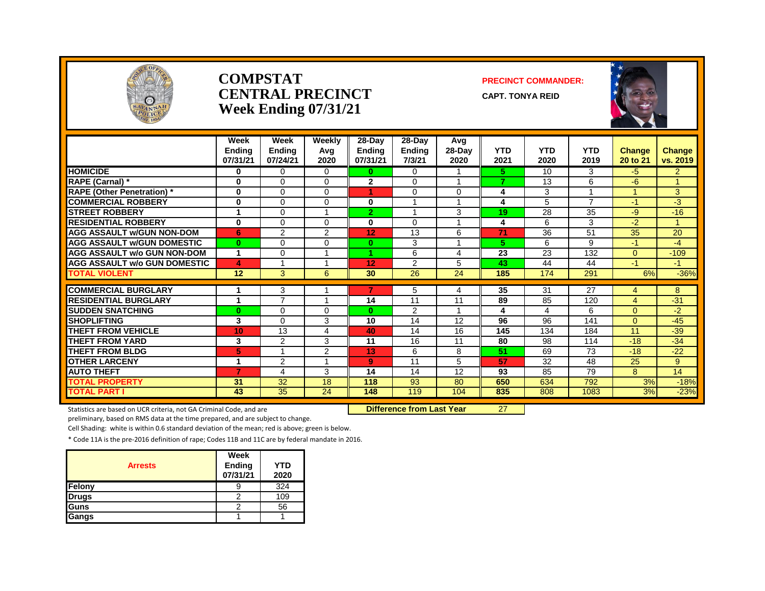# COMPSTAT
# CENTRAL PRECINCT
# Week Ending 07/31/21

**PRECINCT COMMANDER:**
**CAPT. TONYA REID**

| | Week Ending 07/31/21 | Week Ending 07/24/21 | Weekly Avg 2020 | 28-Day Ending 07/31/21 | 28-Day Ending 7/3/21 | Avg 28-Day 2020 | YTD 2021 | YTD 2020 | YTD 2019 | Change 20 to 21 | Change vs. 2019 |
|---|---|---|---|---|---|---|---|---|---|---|---|
| **HOMICIDE** | 0 | 0 | 0 | 0 | 0 | 1 | 5 | 10 | 3 | -5 | 2 |
| **RAPE (Carnal) *** | 0 | 0 | 0 | 2 | 0 | 1 | 7 | 13 | 6 | -6 | 1 |
| **RAPE (Other Penetration) *** | 0 | 0 | 0 | 1 | 0 | 0 | 4 | 3 | 1 | 1 | 3 |
| **COMMERCIAL ROBBERY** | 0 | 0 | 0 | 0 | 1 | 1 | 4 | 5 | 7 | -1 | -3 |
| **STREET ROBBERY** | 1 | 0 | 1 | 2 | 1 | 3 | 19 | 28 | 35 | -9 | -16 |
| **RESIDENTIAL ROBBERY** | 0 | 0 | 0 | 0 | 0 | 1 | 4 | 6 | 3 | -2 | 1 |
| **AGG ASSAULT w/GUN NON-DOM** | 6 | 2 | 2 | 12 | 13 | 6 | 71 | 36 | 51 | 35 | 20 |
| **AGG ASSAULT w/GUN DOMESTIC** | 0 | 0 | 0 | 0 | 3 | 1 | 5 | 6 | 9 | -1 | -4 |
| **AGG ASSAULT w/o GUN NON-DOM** | 1 | 0 | 1 | 1 | 6 | 4 | 23 | 23 | 132 | 0 | -109 |
| **AGG ASSAULT w/o GUN DOMESTIC** | 4 | 1 | 1 | 12 | 2 | 5 | 43 | 44 | 44 | -1 | -1 |
| **TOTAL VIOLENT** | 12 | 3 | 6 | 30 | 26 | 24 | 185 | 174 | 291 | 6% | -36% |
| **COMMERCIAL BURGLARY** | 1 | 3 | 1 | 7 | 5 | 4 | 35 | 31 | 27 | 4 | 8 |
| **RESIDENTIAL BURGLARY** | 1 | 7 | 1 | 14 | 11 | 11 | 89 | 85 | 120 | 4 | -31 |
| **SUDDEN SNATCHING** | 0 | 0 | 0 | 0 | 2 | 1 | 4 | 4 | 6 | 0 | -2 |
| **SHOPLIFTING** | 3 | 0 | 3 | 10 | 14 | 12 | 96 | 96 | 141 | 0 | -45 |
| **THEFT FROM VEHICLE** | 10 | 13 | 4 | 40 | 14 | 16 | 145 | 134 | 184 | 11 | -39 |
| **THEFT FROM YARD** | 3 | 2 | 3 | 11 | 16 | 11 | 80 | 98 | 114 | -18 | -34 |
| **THEFT FROM BLDG** | 5 | 1 | 2 | 13 | 6 | 8 | 51 | 69 | 73 | -18 | -22 |
| **OTHER LARCENY** | 1 | 2 | 1 | 9 | 11 | 5 | 57 | 32 | 48 | 25 | 9 |
| **AUTO THEFT** | 7 | 4 | 3 | 14 | 14 | 12 | 93 | 85 | 79 | 8 | 14 |
| **TOTAL PROPERTY** | 31 | 32 | 18 | 118 | 93 | 80 | 650 | 634 | 792 | 3% | -18% |
| **TOTAL PART I** | 43 | 35 | 24 | 148 | 119 | 104 | 835 | 808 | 1083 | 3% | -23% |

**Difference from Last Year** 27

Statistics are based on UCR criteria, not GA Criminal Code, and are preliminary, based on RMS data at the time prepared, and are subject to change.

Cell Shading: white is within 0.6 standard deviation of the mean; red is above; green is below.

* Code 11A is the pre-2016 definition of rape; Codes 11B and 11C are by federal mandate in 2016.

| Arrests | Week Ending 07/31/21 | YTD 2020 |
|---|---|---|
| **Felony** | 9 | 324 |
| **Drugs** | 2 | 109 |
| **Guns** | 2 | 56 |
| **Gangs** | 1 | 1 |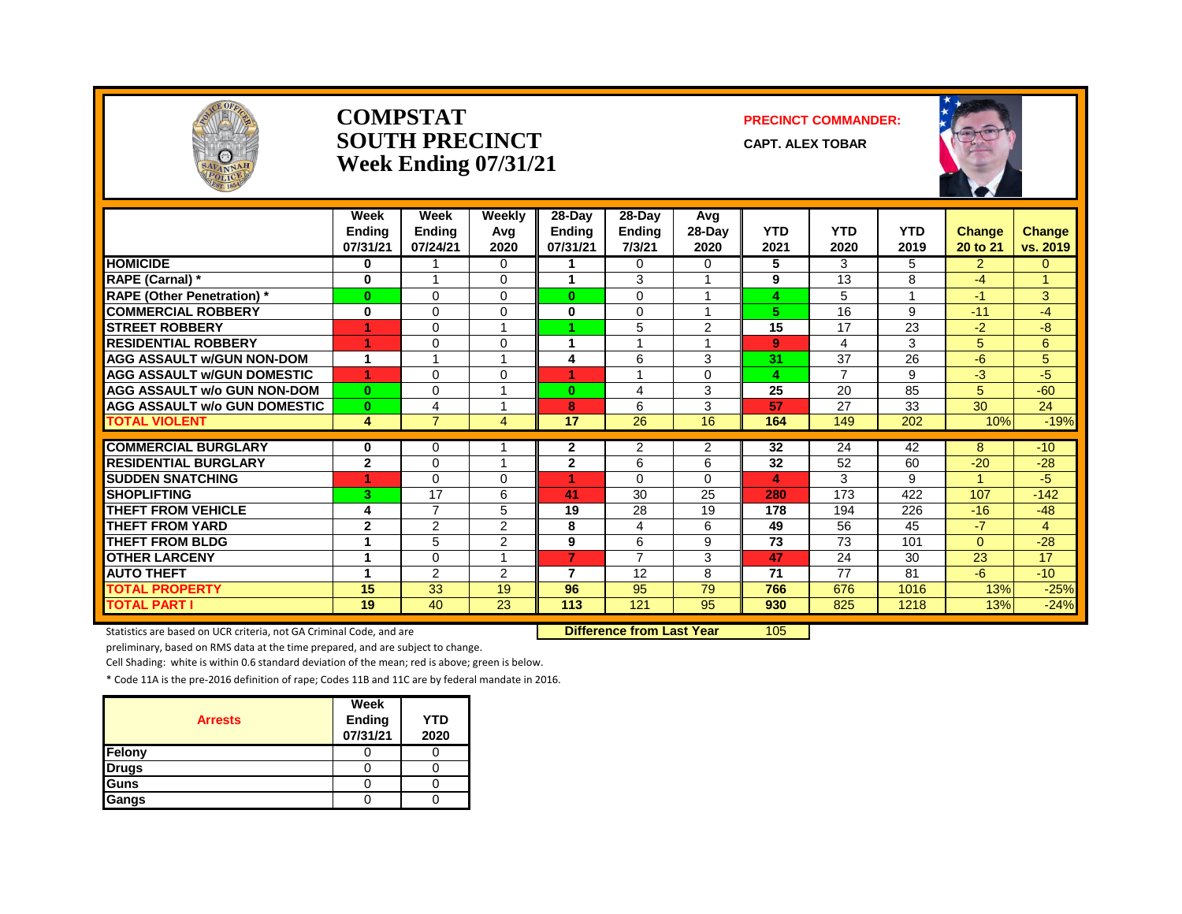# COMPSTAT
# SOUTH PRECINCT
# Week Ending 07/31/21

**PRECINCT COMMANDER:**

**CAPT. ALEX TOBAR**

| | Week Ending 07/31/21 | Week Ending 07/24/21 | Weekly Avg 2020 | 28-Day Ending 07/31/21 | 28-Day Ending 7/3/21 | Avg 28-Day 2020 | YTD 2021 | YTD 2020 | YTD 2019 | Change 20 to 21 | Change vs. 2019 |
|---|---|---|---|---|---|---|---|---|---|---|---|
| HOMICIDE | 0 | 1 | 0 | 1 | 0 | 0 | 5 | 3 | 5 | 2 | 0 |
| RAPE (Carnal) * | 0 | 1 | 0 | 1 | 3 | 1 | 9 | 13 | 8 | -4 | 1 |
| RAPE (Other Penetration) * | 0 | 0 | 0 | 0 | 0 | 1 | 4 | 5 | 1 | -1 | 3 |
| COMMERCIAL ROBBERY | 0 | 0 | 0 | 0 | 0 | 1 | 5 | 16 | 9 | -11 | -4 |
| STREET ROBBERY | 1 | 0 | 1 | 1 | 5 | 2 | 15 | 17 | 23 | -2 | -8 |
| RESIDENTIAL ROBBERY | 1 | 0 | 0 | 1 | 1 | 1 | 9 | 4 | 3 | 5 | 6 |
| AGG ASSAULT w/GUN NON-DOM | 1 | 1 | 1 | 4 | 6 | 3 | 31 | 37 | 26 | -6 | 5 |
| AGG ASSAULT w/GUN DOMESTIC | 1 | 0 | 0 | 1 | 1 | 0 | 4 | 7 | 9 | -3 | -5 |
| AGG ASSAULT w/o GUN NON-DOM | 0 | 0 | 1 | 0 | 4 | 3 | 25 | 20 | 85 | 5 | -60 |
| AGG ASSAULT w/o GUN DOMESTIC | 0 | 4 | 1 | 8 | 6 | 3 | 57 | 27 | 33 | 30 | 24 |
| TOTAL VIOLENT | 4 | 7 | 4 | 17 | 26 | 16 | 164 | 149 | 202 | 10% | -19% |
| COMMERCIAL BURGLARY | 0 | 0 | 1 | 2 | 2 | 2 | 32 | 24 | 42 | 8 | -10 |
| RESIDENTIAL BURGLARY | 2 | 0 | 1 | 2 | 6 | 6 | 32 | 52 | 60 | -20 | -28 |
| SUDDEN SNATCHING | 1 | 0 | 0 | 1 | 0 | 0 | 4 | 3 | 9 | 1 | -5 |
| SHOPLIFTING | 3 | 17 | 6 | 41 | 30 | 25 | 280 | 173 | 422 | 107 | -142 |
| THEFT FROM VEHICLE | 4 | 7 | 5 | 19 | 28 | 19 | 178 | 194 | 226 | -16 | -48 |
| THEFT FROM YARD | 2 | 2 | 2 | 8 | 4 | 6 | 49 | 56 | 45 | -7 | 4 |
| THEFT FROM BLDG | 1 | 5 | 2 | 9 | 6 | 9 | 73 | 73 | 101 | 0 | -28 |
| OTHER LARCENY | 1 | 0 | 1 | 7 | 7 | 3 | 47 | 24 | 30 | 23 | 17 |
| AUTO THEFT | 1 | 2 | 2 | 7 | 12 | 8 | 71 | 77 | 81 | -6 | -10 |
| TOTAL PROPERTY | 15 | 33 | 19 | 96 | 95 | 79 | 766 | 676 | 1016 | 13% | -25% |
| TOTAL PART I | 19 | 40 | 23 | 113 | 121 | 95 | 930 | 825 | 1218 | 13% | -24% |

**Difference from Last Year** 105

Statistics are based on UCR criteria, not GA Criminal Code, and are preliminary, based on RMS data at the time prepared, and are subject to change.

Cell Shading: white is within 0.6 standard deviation of the mean; red is above; green is below.

* Code 11A is the pre-2016 definition of rape; Codes 11B and 11C are by federal mandate in 2016.

| Arrests | Week Ending 07/31/21 | YTD 2020 |
|---|---|---|
| Felony | 0 | 0 |
| Drugs | 0 | 0 |
| Guns | 0 | 0 |
| Gangs | 0 | 0 |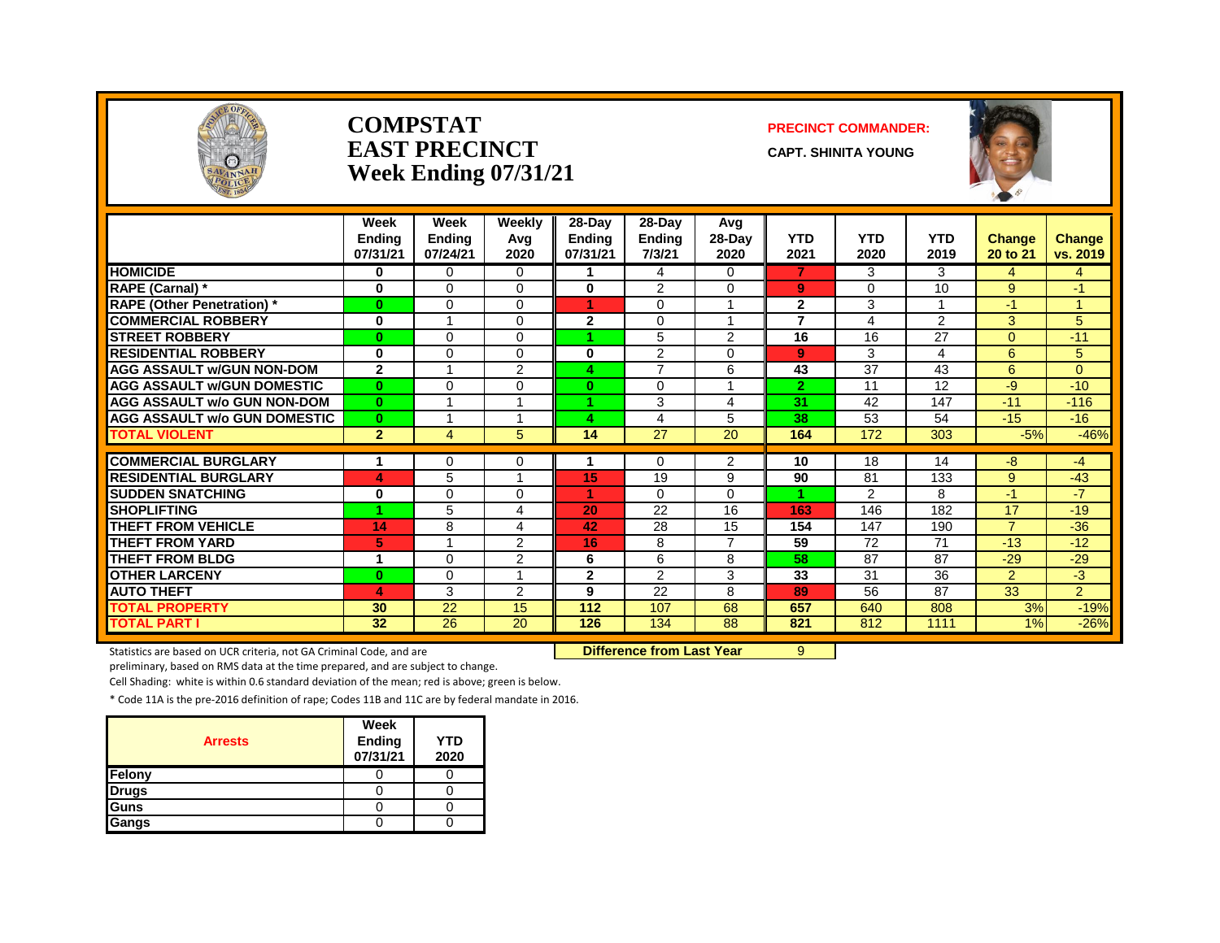# COMPSTAT
# EAST PRECINCT
# Week Ending 07/31/21

**PRECINCT COMMANDER:**

**CAPT. SHINITA YOUNG**

| | Week Ending 07/31/21 | Week Ending 07/24/21 | Weekly Avg 2020 | 28-Day Ending 07/31/21 | 28-Day Ending 7/3/21 | Avg 28-Day 2020 | YTD 2021 | YTD 2020 | YTD 2019 | Change 20 to 21 | Change vs. 2019 |
|---|---|---|---|---|---|---|---|---|---|---|---|
| HOMICIDE | 0 | 0 | 0 | 1 | 4 | 0 | 7 | 3 | 3 | 4 | 4 |
| RAPE (Carnal) * | 0 | 0 | 0 | 0 | 2 | 0 | 9 | 0 | 10 | 9 | -1 |
| RAPE (Other Penetration) * | 0 | 0 | 0 | 1 | 0 | 1 | 2 | 3 | 1 | -1 | 1 |
| COMMERCIAL ROBBERY | 0 | 1 | 0 | 2 | 0 | 1 | 7 | 4 | 2 | 3 | 5 |
| STREET ROBBERY | 0 | 0 | 0 | 1 | 5 | 2 | 16 | 16 | 27 | 0 | -11 |
| RESIDENTIAL ROBBERY | 0 | 0 | 0 | 0 | 2 | 0 | 9 | 3 | 4 | 6 | 5 |
| AGG ASSAULT w/GUN NON-DOM | 2 | 1 | 2 | 4 | 7 | 6 | 43 | 37 | 43 | 6 | 0 |
| AGG ASSAULT w/GUN DOMESTIC | 0 | 0 | 0 | 0 | 0 | 1 | 2 | 11 | 12 | -9 | -10 |
| AGG ASSAULT w/o GUN NON-DOM | 0 | 1 | 1 | 1 | 3 | 4 | 31 | 42 | 147 | -11 | -116 |
| AGG ASSAULT w/o GUN DOMESTIC | 0 | 1 | 1 | 4 | 4 | 5 | 38 | 53 | 54 | -15 | -16 |
| TOTAL VIOLENT | 2 | 4 | 5 | 14 | 27 | 20 | 164 | 172 | 303 | -5% | -46% |
| COMMERCIAL BURGLARY | 1 | 0 | 0 | 1 | 0 | 2 | 10 | 18 | 14 | -8 | -4 |
| RESIDENTIAL BURGLARY | 4 | 5 | 1 | 15 | 19 | 9 | 90 | 81 | 133 | 9 | -43 |
| SUDDEN SNATCHING | 0 | 0 | 0 | 1 | 0 | 0 | 1 | 2 | 8 | -1 | -7 |
| SHOPLIFTING | 1 | 5 | 4 | 20 | 22 | 16 | 163 | 146 | 182 | 17 | -19 |
| THEFT FROM VEHICLE | 14 | 8 | 4 | 42 | 28 | 15 | 154 | 147 | 190 | 7 | -36 |
| THEFT FROM YARD | 5 | 1 | 2 | 16 | 8 | 7 | 59 | 72 | 71 | -13 | -12 |
| THEFT FROM BLDG | 1 | 0 | 2 | 6 | 6 | 8 | 58 | 87 | 87 | -29 | -29 |
| OTHER LARCENY | 0 | 0 | 1 | 2 | 2 | 3 | 33 | 31 | 36 | 2 | -3 |
| AUTO THEFT | 4 | 3 | 2 | 9 | 22 | 8 | 89 | 56 | 87 | 33 | 2 |
| TOTAL PROPERTY | 30 | 22 | 15 | 112 | 107 | 68 | 657 | 640 | 808 | 3% | -19% |
| TOTAL PART I | 32 | 26 | 20 | 126 | 134 | 88 | 821 | 812 | 1111 | 1% | -26% |

**Difference from Last Year** 9

Statistics are based on UCR criteria, not GA Criminal Code, and are preliminary, based on RMS data at the time prepared, and are subject to change.

Cell Shading: white is within 0.6 standard deviation of the mean; red is above; green is below.

* Code 11A is the pre-2016 definition of rape; Codes 11B and 11C are by federal mandate in 2016.

| Arrests | Week Ending 07/31/21 | YTD 2020 |
|---|---|---|
| Felony | 0 | 0 |
| Drugs | 0 | 0 |
| Guns | 0 | 0 |
| Gangs | 0 | 0 |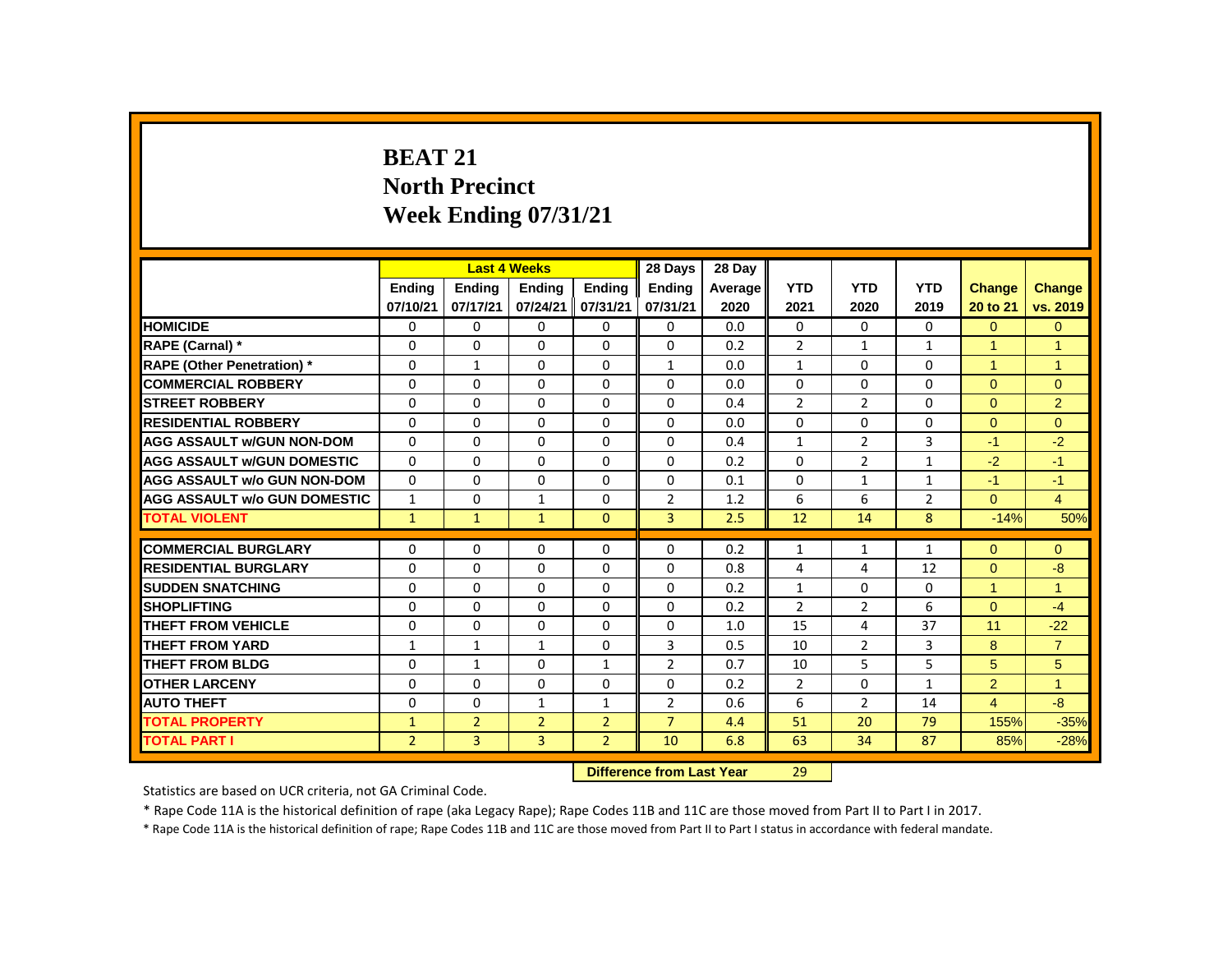# BEAT 21
## North Precinct
## Week Ending 07/31/21

| | Last 4 Weeks | | | | 28 Days | 28 Day | | | | | |
|---|---|---|---|---|---|---|---|---|---|---|---|
| | Ending 07/10/21 | Ending 07/17/21 | Ending 07/24/21 | Ending 07/31/21 | Ending 07/31/21 | Average 2020 | YTD 2021 | YTD 2020 | YTD 2019 | Change 20 to 21 | Change vs. 2019 |
| HOMICIDE | 0 | 0 | 0 | 0 | 0 | 0.0 | 0 | 0 | 0 | 0 | 0 |
| RAPE (Carnal) * | 0 | 0 | 0 | 0 | 0 | 0.2 | 2 | 1 | 1 | 1 | 1 |
| RAPE (Other Penetration) * | 0 | 1 | 0 | 0 | 1 | 0.0 | 1 | 0 | 0 | 1 | 1 |
| COMMERCIAL ROBBERY | 0 | 0 | 0 | 0 | 0 | 0.0 | 0 | 0 | 0 | 0 | 0 |
| STREET ROBBERY | 0 | 0 | 0 | 0 | 0 | 0.4 | 2 | 2 | 0 | 0 | 2 |
| RESIDENTIAL ROBBERY | 0 | 0 | 0 | 0 | 0 | 0.0 | 0 | 0 | 0 | 0 | 0 |
| AGG ASSAULT w/GUN NON-DOM | 0 | 0 | 0 | 0 | 0 | 0.4 | 1 | 2 | 3 | -1 | -2 |
| AGG ASSAULT w/GUN DOMESTIC | 0 | 0 | 0 | 0 | 0 | 0.2 | 0 | 2 | 1 | -2 | -1 |
| AGG ASSAULT w/o GUN NON-DOM | 0 | 0 | 0 | 0 | 0 | 0.1 | 0 | 1 | 1 | -1 | -1 |
| AGG ASSAULT w/o GUN DOMESTIC | 1 | 0 | 1 | 0 | 2 | 1.2 | 6 | 6 | 2 | 0 | 4 |
| TOTAL VIOLENT | 1 | 1 | 1 | 0 | 3 | 2.5 | 12 | 14 | 8 | -14% | 50% |
| COMMERCIAL BURGLARY | 0 | 0 | 0 | 0 | 0 | 0.2 | 1 | 1 | 1 | 0 | 0 |
| RESIDENTIAL BURGLARY | 0 | 0 | 0 | 0 | 0 | 0.8 | 4 | 4 | 12 | 0 | -8 |
| SUDDEN SNATCHING | 0 | 0 | 0 | 0 | 0 | 0.2 | 1 | 0 | 0 | 1 | 1 |
| SHOPLIFTING | 0 | 0 | 0 | 0 | 0 | 0.2 | 2 | 2 | 6 | 0 | -4 |
| THEFT FROM VEHICLE | 0 | 0 | 0 | 0 | 0 | 1.0 | 15 | 4 | 37 | 11 | -22 |
| THEFT FROM YARD | 1 | 1 | 1 | 0 | 3 | 0.5 | 10 | 2 | 3 | 8 | 7 |
| THEFT FROM BLDG | 0 | 1 | 0 | 1 | 2 | 0.7 | 10 | 5 | 5 | 5 | 5 |
| OTHER LARCENY | 0 | 0 | 0 | 0 | 0 | 0.2 | 2 | 0 | 1 | 2 | 1 |
| AUTO THEFT | 0 | 0 | 1 | 1 | 2 | 0.6 | 6 | 2 | 14 | 4 | -8 |
| TOTAL PROPERTY | 1 | 2 | 2 | 2 | 7 | 4.4 | 51 | 20 | 79 | 155% | -35% |
| TOTAL PART I | 2 | 3 | 3 | 2 | 10 | 6.8 | 63 | 34 | 87 | 85% | -28% |

**Difference from Last Year** 29

Statistics are based on UCR criteria, not GA Criminal Code.

* Rape Code 11A is the historical definition of rape (aka Legacy Rape); Rape Codes 11B and 11C are those moved from Part II to Part I in 2017.

* Rape Code 11A is the historical definition of rape; Rape Codes 11B and 11C are those moved from Part II to Part I status in accordance with federal mandate.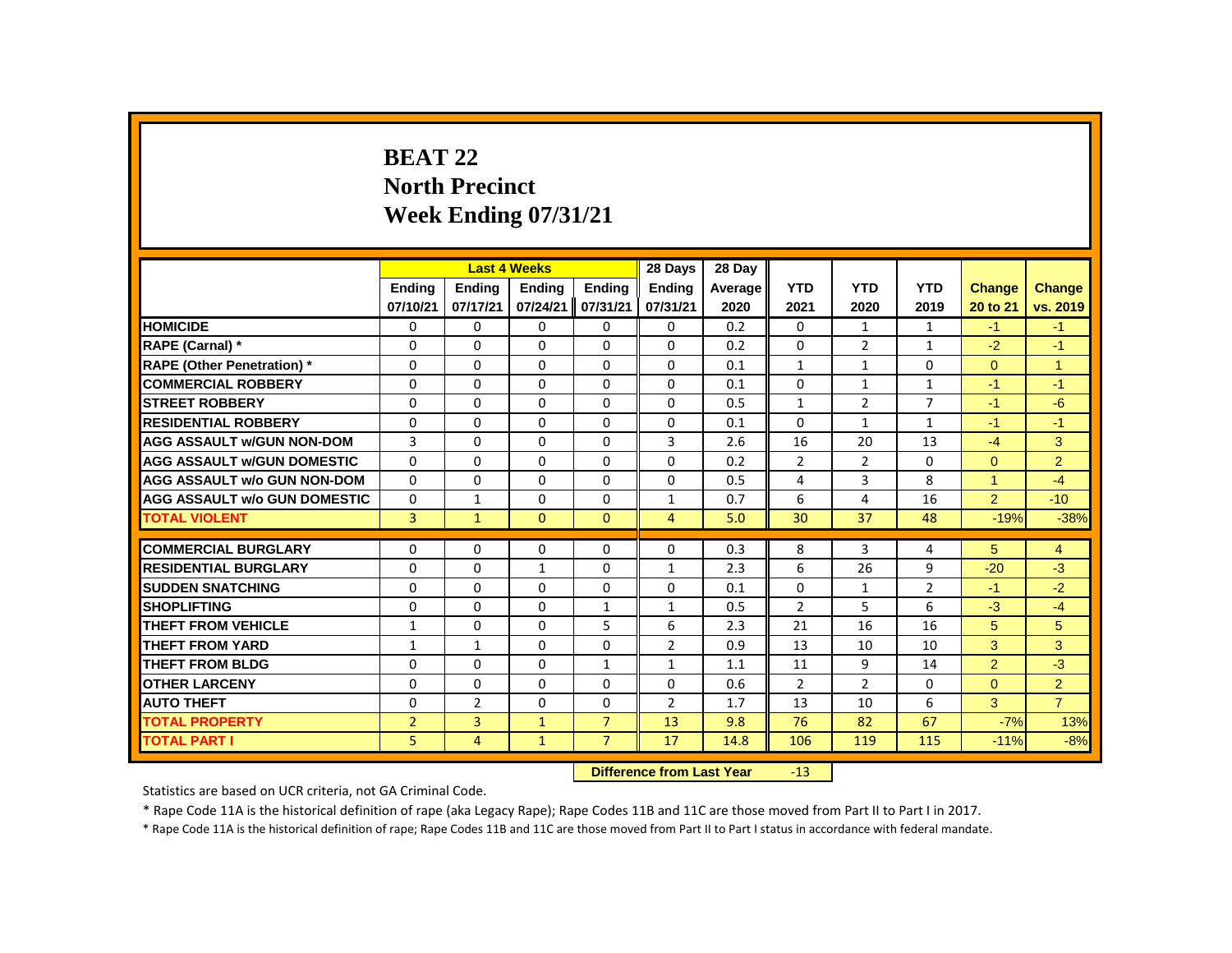# BEAT 22
## North Precinct
## Week Ending 07/31/21

| | Last 4 Weeks | | | | 28 Days | 28 Day | | | | | |
|---|---|---|---|---|---|---|---|---|---|---|---|
| | Ending 07/10/21 | Ending 07/17/21 | Ending 07/24/21 | Ending 07/31/21 | Ending 07/31/21 | Average 2020 | YTD 2021 | YTD 2020 | YTD 2019 | Change 20 to 21 | Change vs. 2019 |
| **HOMICIDE** | 0 | 0 | 0 | 0 | 0 | 0.2 | 0 | 1 | 1 | -1 | -1 |
| **RAPE (Carnal) *** | 0 | 0 | 0 | 0 | 0 | 0.2 | 0 | 2 | 1 | -2 | -1 |
| **RAPE (Other Penetration) *** | 0 | 0 | 0 | 0 | 0 | 0.1 | 1 | 1 | 0 | 0 | 1 |
| **COMMERCIAL ROBBERY** | 0 | 0 | 0 | 0 | 0 | 0.1 | 0 | 1 | 1 | -1 | -1 |
| **STREET ROBBERY** | 0 | 0 | 0 | 0 | 0 | 0.5 | 1 | 2 | 7 | -1 | -6 |
| **RESIDENTIAL ROBBERY** | 0 | 0 | 0 | 0 | 0 | 0.1 | 0 | 1 | 1 | -1 | -1 |
| **AGG ASSAULT w/GUN NON-DOM** | 3 | 0 | 0 | 0 | 3 | 2.6 | 16 | 20 | 13 | -4 | 3 |
| **AGG ASSAULT w/GUN DOMESTIC** | 0 | 0 | 0 | 0 | 0 | 0.2 | 2 | 2 | 0 | 0 | 2 |
| **AGG ASSAULT w/o GUN NON-DOM** | 0 | 0 | 0 | 0 | 0 | 0.5 | 4 | 3 | 8 | 1 | -4 |
| **AGG ASSAULT w/o GUN DOMESTIC** | 0 | 1 | 0 | 0 | 1 | 0.7 | 6 | 4 | 16 | 2 | -10 |
| **TOTAL VIOLENT** | 3 | 1 | 0 | 0 | 4 | 5.0 | 30 | 37 | 48 | -19% | -38% |
| **COMMERCIAL BURGLARY** | 0 | 0 | 0 | 0 | 0 | 0.3 | 8 | 3 | 4 | 5 | 4 |
| **RESIDENTIAL BURGLARY** | 0 | 0 | 1 | 0 | 1 | 2.3 | 6 | 26 | 9 | -20 | -3 |
| **SUDDEN SNATCHING** | 0 | 0 | 0 | 0 | 0 | 0.1 | 0 | 1 | 2 | -1 | -2 |
| **SHOPLIFTING** | 0 | 0 | 0 | 1 | 1 | 0.5 | 2 | 5 | 6 | -3 | -4 |
| **THEFT FROM VEHICLE** | 1 | 0 | 0 | 5 | 6 | 2.3 | 21 | 16 | 16 | 5 | 5 |
| **THEFT FROM YARD** | 1 | 1 | 0 | 0 | 2 | 0.9 | 13 | 10 | 10 | 3 | 3 |
| **THEFT FROM BLDG** | 0 | 0 | 0 | 1 | 1 | 1.1 | 11 | 9 | 14 | 2 | -3 |
| **OTHER LARCENY** | 0 | 0 | 0 | 0 | 0 | 0.6 | 2 | 2 | 0 | 0 | 2 |
| **AUTO THEFT** | 0 | 2 | 0 | 0 | 2 | 1.7 | 13 | 10 | 6 | 3 | 7 |
| **TOTAL PROPERTY** | 2 | 3 | 1 | 7 | 13 | 9.8 | 76 | 82 | 67 | -7% | 13% |
| **TOTAL PART I** | 5 | 4 | 1 | 7 | 17 | 14.8 | 106 | 119 | 115 | -11% | -8% |

**Difference from Last Year** -13

Statistics are based on UCR criteria, not GA Criminal Code.

* Rape Code 11A is the historical definition of rape (aka Legacy Rape); Rape Codes 11B and 11C are those moved from Part II to Part I in 2017.

* Rape Code 11A is the historical definition of rape; Rape Codes 11B and 11C are those moved from Part II to Part I status in accordance with federal mandate.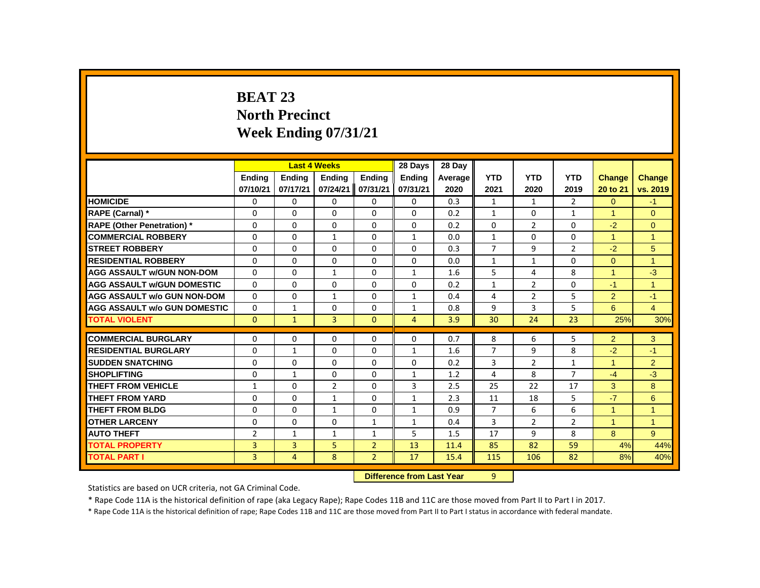# BEAT 23
## North Precinct
## Week Ending 07/31/21

| | Last 4 Weeks | | | | 28 Days | 28 Day | | | | | |
|---|---|---|---|---|---|---|---|---|---|---|---|
| | Ending 07/10/21 | Ending 07/17/21 | Ending 07/24/21 | Ending 07/31/21 | Ending 07/31/21 | Average 2020 | YTD 2021 | YTD 2020 | YTD 2019 | Change 20 to 21 | Change vs. 2019 |
| HOMICIDE | 0 | 0 | 0 | 0 | 0 | 0.3 | 1 | 1 | 2 | 0 | -1 |
| RAPE (Carnal) * | 0 | 0 | 0 | 0 | 0 | 0.2 | 1 | 0 | 1 | 1 | 0 |
| RAPE (Other Penetration) * | 0 | 0 | 0 | 0 | 0 | 0.2 | 0 | 2 | 0 | -2 | 0 |
| COMMERCIAL ROBBERY | 0 | 0 | 1 | 0 | 1 | 0.0 | 1 | 0 | 0 | 1 | 1 |
| STREET ROBBERY | 0 | 0 | 0 | 0 | 0 | 0.3 | 7 | 9 | 2 | -2 | 5 |
| RESIDENTIAL ROBBERY | 0 | 0 | 0 | 0 | 0 | 0.0 | 1 | 1 | 0 | 0 | 1 |
| AGG ASSAULT w/GUN NON-DOM | 0 | 0 | 1 | 0 | 1 | 1.6 | 5 | 4 | 8 | 1 | -3 |
| AGG ASSAULT w/GUN DOMESTIC | 0 | 0 | 0 | 0 | 0 | 0.2 | 1 | 2 | 0 | -1 | 1 |
| AGG ASSAULT w/o GUN NON-DOM | 0 | 0 | 1 | 0 | 1 | 0.4 | 4 | 2 | 5 | 2 | -1 |
| AGG ASSAULT w/o GUN DOMESTIC | 0 | 1 | 0 | 0 | 1 | 0.8 | 9 | 3 | 5 | 6 | 4 |
| TOTAL VIOLENT | 0 | 1 | 3 | 0 | 4 | 3.9 | 30 | 24 | 23 | 25% | 30% |
| COMMERCIAL BURGLARY | 0 | 0 | 0 | 0 | 0 | 0.7 | 8 | 6 | 5 | 2 | 3 |
| RESIDENTIAL BURGLARY | 0 | 1 | 0 | 0 | 1 | 1.6 | 7 | 9 | 8 | -2 | -1 |
| SUDDEN SNATCHING | 0 | 0 | 0 | 0 | 0 | 0.2 | 3 | 2 | 1 | 1 | 2 |
| SHOPLIFTING | 0 | 1 | 0 | 0 | 1 | 1.2 | 4 | 8 | 7 | -4 | -3 |
| THEFT FROM VEHICLE | 1 | 0 | 2 | 0 | 3 | 2.5 | 25 | 22 | 17 | 3 | 8 |
| THEFT FROM YARD | 0 | 0 | 1 | 0 | 1 | 2.3 | 11 | 18 | 5 | -7 | 6 |
| THEFT FROM BLDG | 0 | 0 | 1 | 0 | 1 | 0.9 | 7 | 6 | 6 | 1 | 1 |
| OTHER LARCENY | 0 | 0 | 0 | 1 | 1 | 0.4 | 3 | 2 | 2 | 1 | 1 |
| AUTO THEFT | 2 | 1 | 1 | 1 | 5 | 1.5 | 17 | 9 | 8 | 8 | 9 |
| TOTAL PROPERTY | 3 | 3 | 5 | 2 | 13 | 11.4 | 85 | 82 | 59 | 4% | 44% |
| TOTAL PART I | 3 | 4 | 8 | 2 | 17 | 15.4 | 115 | 106 | 82 | 8% | 40% |

**Difference from Last Year** 9

Statistics are based on UCR criteria, not GA Criminal Code.

* Rape Code 11A is the historical definition of rape (aka Legacy Rape); Rape Codes 11B and 11C are those moved from Part II to Part I in 2017.

* Rape Code 11A is the historical definition of rape; Rape Codes 11B and 11C are those moved from Part II to Part I status in accordance with federal mandate.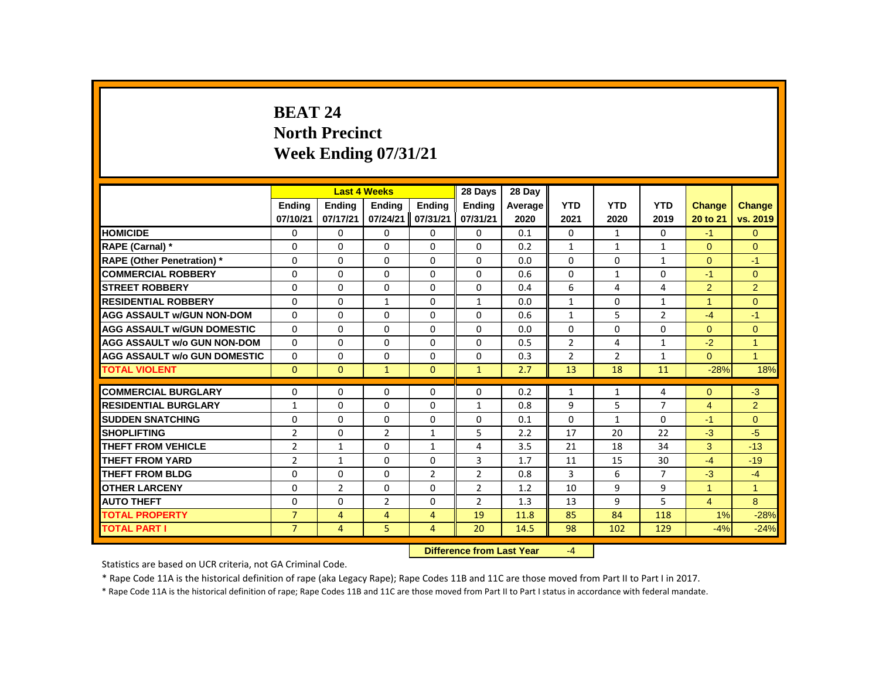# BEAT 24
# North Precinct
# Week Ending 07/31/21

| | Last 4 Weeks | | | | 28 Days | 28 Day | | | | | |
|---|---|---|---|---|---|---|---|---|---|---|---|
| | Ending 07/10/21 | Ending 07/17/21 | Ending 07/24/21 | Ending 07/31/21 | Ending 07/31/21 | Average 2020 | YTD 2021 | YTD 2020 | YTD 2019 | Change 20 to 21 | Change vs. 2019 |
| HOMICIDE | 0 | 0 | 0 | 0 | 0 | 0.1 | 0 | 1 | 0 | -1 | 0 |
| RAPE (Carnal) * | 0 | 0 | 0 | 0 | 0 | 0.2 | 1 | 1 | 1 | 0 | 0 |
| RAPE (Other Penetration) * | 0 | 0 | 0 | 0 | 0 | 0.0 | 0 | 0 | 1 | 0 | -1 |
| COMMERCIAL ROBBERY | 0 | 0 | 0 | 0 | 0 | 0.6 | 0 | 1 | 0 | -1 | 0 |
| STREET ROBBERY | 0 | 0 | 0 | 0 | 0 | 0.4 | 6 | 4 | 4 | 2 | 2 |
| RESIDENTIAL ROBBERY | 0 | 0 | 1 | 0 | 1 | 0.0 | 1 | 0 | 1 | 1 | 0 |
| AGG ASSAULT w/GUN NON-DOM | 0 | 0 | 0 | 0 | 0 | 0.6 | 1 | 5 | 2 | -4 | -1 |
| AGG ASSAULT w/GUN DOMESTIC | 0 | 0 | 0 | 0 | 0 | 0.0 | 0 | 0 | 0 | 0 | 0 |
| AGG ASSAULT w/o GUN NON-DOM | 0 | 0 | 0 | 0 | 0 | 0.5 | 2 | 4 | 1 | -2 | 1 |
| AGG ASSAULT w/o GUN DOMESTIC | 0 | 0 | 0 | 0 | 0 | 0.3 | 2 | 2 | 1 | 0 | 1 |
| TOTAL VIOLENT | 0 | 0 | 1 | 0 | 1 | 2.7 | 13 | 18 | 11 | -28% | 18% |
| COMMERCIAL BURGLARY | 0 | 0 | 0 | 0 | 0 | 0.2 | 1 | 1 | 4 | 0 | -3 |
| RESIDENTIAL BURGLARY | 1 | 0 | 0 | 0 | 1 | 0.8 | 9 | 5 | 7 | 4 | 2 |
| SUDDEN SNATCHING | 0 | 0 | 0 | 0 | 0 | 0.1 | 0 | 1 | 0 | -1 | 0 |
| SHOPLIFTING | 2 | 0 | 2 | 1 | 5 | 2.2 | 17 | 20 | 22 | -3 | -5 |
| THEFT FROM VEHICLE | 2 | 1 | 0 | 1 | 4 | 3.5 | 21 | 18 | 34 | 3 | -13 |
| THEFT FROM YARD | 2 | 1 | 0 | 0 | 3 | 1.7 | 11 | 15 | 30 | -4 | -19 |
| THEFT FROM BLDG | 0 | 0 | 0 | 2 | 2 | 0.8 | 3 | 6 | 7 | -3 | -4 |
| OTHER LARCENY | 0 | 2 | 0 | 0 | 2 | 1.2 | 10 | 9 | 9 | 1 | 1 |
| AUTO THEFT | 0 | 0 | 2 | 0 | 2 | 1.3 | 13 | 9 | 5 | 4 | 8 |
| TOTAL PROPERTY | 7 | 4 | 4 | 4 | 19 | 11.8 | 85 | 84 | 118 | 1% | -28% |
| TOTAL PART I | 7 | 4 | 5 | 4 | 20 | 14.5 | 98 | 102 | 129 | -4% | -24% |

**Difference from Last Year** -4

Statistics are based on UCR criteria, not GA Criminal Code.

* Rape Code 11A is the historical definition of rape (aka Legacy Rape); Rape Codes 11B and 11C are those moved from Part II to Part I in 2017.

* Rape Code 11A is the historical definition of rape; Rape Codes 11B and 11C are those moved from Part II to Part I status in accordance with federal mandate.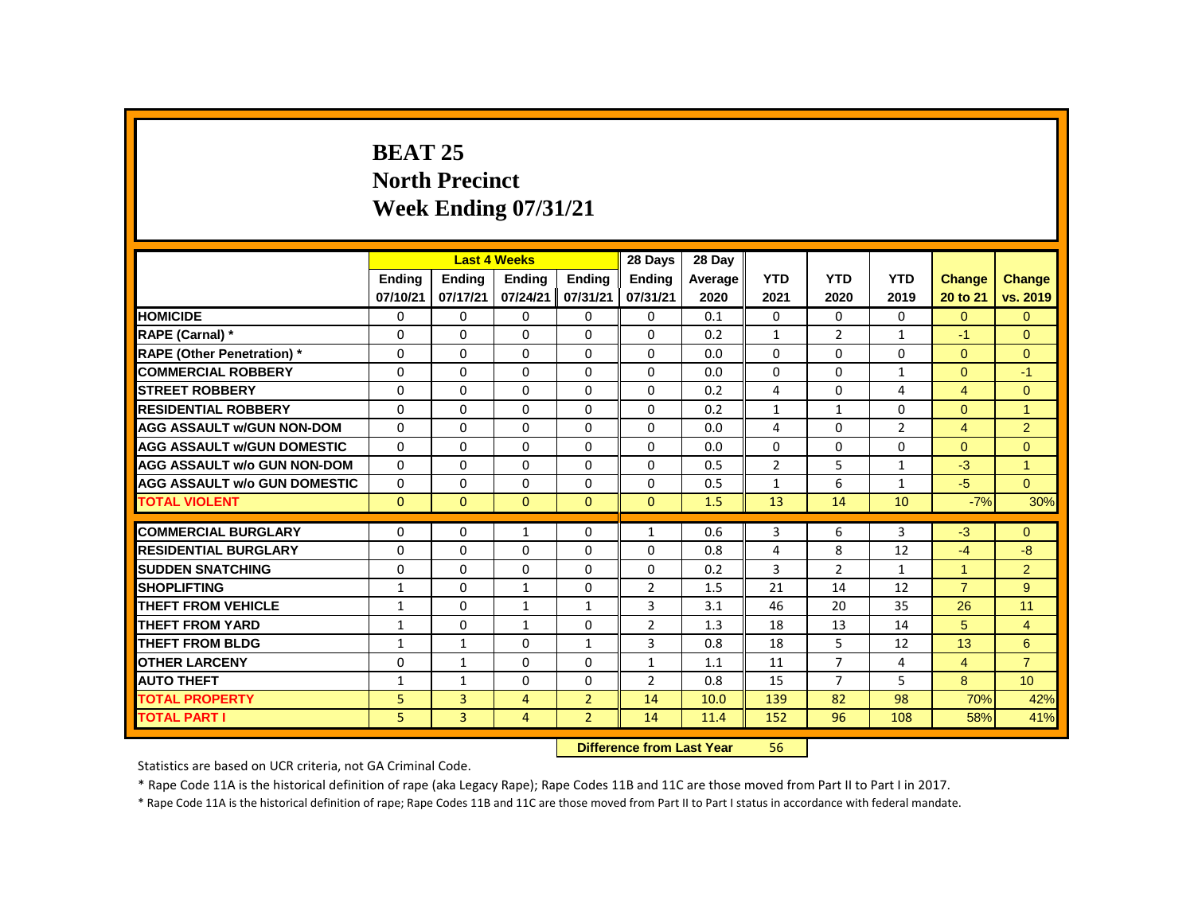# BEAT 25
# North Precinct
# Week Ending 07/31/21

| | Last 4 Weeks | | | | 28 Days | 28 Day | | | | | |
|---|---|---|---|---|---|---|---|---|---|---|---|
| | Ending 07/10/21 | Ending 07/17/21 | Ending 07/24/21 | Ending 07/31/21 | Ending 07/31/21 | Average 2020 | YTD 2021 | YTD 2020 | YTD 2019 | Change 20 to 21 | Change vs. 2019 |
| HOMICIDE | 0 | 0 | 0 | 0 | 0 | 0.1 | 0 | 0 | 0 | 0 | 0 |
| RAPE (Carnal) * | 0 | 0 | 0 | 0 | 0 | 0.2 | 1 | 2 | 1 | -1 | 0 |
| RAPE (Other Penetration) * | 0 | 0 | 0 | 0 | 0 | 0.0 | 0 | 0 | 0 | 0 | 0 |
| COMMERCIAL ROBBERY | 0 | 0 | 0 | 0 | 0 | 0.0 | 0 | 0 | 1 | 0 | -1 |
| STREET ROBBERY | 0 | 0 | 0 | 0 | 0 | 0.2 | 4 | 0 | 4 | 4 | 0 |
| RESIDENTIAL ROBBERY | 0 | 0 | 0 | 0 | 0 | 0.2 | 1 | 1 | 0 | 0 | 1 |
| AGG ASSAULT w/GUN NON-DOM | 0 | 0 | 0 | 0 | 0 | 0.0 | 4 | 0 | 2 | 4 | 2 |
| AGG ASSAULT w/GUN DOMESTIC | 0 | 0 | 0 | 0 | 0 | 0.0 | 0 | 0 | 0 | 0 | 0 |
| AGG ASSAULT w/o GUN NON-DOM | 0 | 0 | 0 | 0 | 0 | 0.5 | 2 | 5 | 1 | -3 | 1 |
| AGG ASSAULT w/o GUN DOMESTIC | 0 | 0 | 0 | 0 | 0 | 0.5 | 1 | 6 | 1 | -5 | 0 |
| TOTAL VIOLENT | 0 | 0 | 0 | 0 | 0 | 1.5 | 13 | 14 | 10 | -7% | 30% |
| COMMERCIAL BURGLARY | 0 | 0 | 1 | 0 | 1 | 0.6 | 3 | 6 | 3 | -3 | 0 |
| RESIDENTIAL BURGLARY | 0 | 0 | 0 | 0 | 0 | 0.8 | 4 | 8 | 12 | -4 | -8 |
| SUDDEN SNATCHING | 0 | 0 | 0 | 0 | 0 | 0.2 | 3 | 2 | 1 | 1 | 2 |
| SHOPLIFTING | 1 | 0 | 1 | 0 | 2 | 1.5 | 21 | 14 | 12 | 7 | 9 |
| THEFT FROM VEHICLE | 1 | 0 | 1 | 1 | 3 | 3.1 | 46 | 20 | 35 | 26 | 11 |
| THEFT FROM YARD | 1 | 0 | 1 | 0 | 2 | 1.3 | 18 | 13 | 14 | 5 | 4 |
| THEFT FROM BLDG | 1 | 1 | 0 | 1 | 3 | 0.8 | 18 | 5 | 12 | 13 | 6 |
| OTHER LARCENY | 0 | 1 | 0 | 0 | 1 | 1.1 | 11 | 7 | 4 | 4 | 7 |
| AUTO THEFT | 1 | 1 | 0 | 0 | 2 | 0.8 | 15 | 7 | 5 | 8 | 10 |
| TOTAL PROPERTY | 5 | 3 | 4 | 2 | 14 | 10.0 | 139 | 82 | 98 | 70% | 42% |
| TOTAL PART I | 5 | 3 | 4 | 2 | 14 | 11.4 | 152 | 96 | 108 | 58% | 41% |

**Difference from Last Year** 56

Statistics are based on UCR criteria, not GA Criminal Code.

* Rape Code 11A is the historical definition of rape (aka Legacy Rape); Rape Codes 11B and 11C are those moved from Part II to Part I in 2017.

* Rape Code 11A is the historical definition of rape; Rape Codes 11B and 11C are those moved from Part II to Part I status in accordance with federal mandate.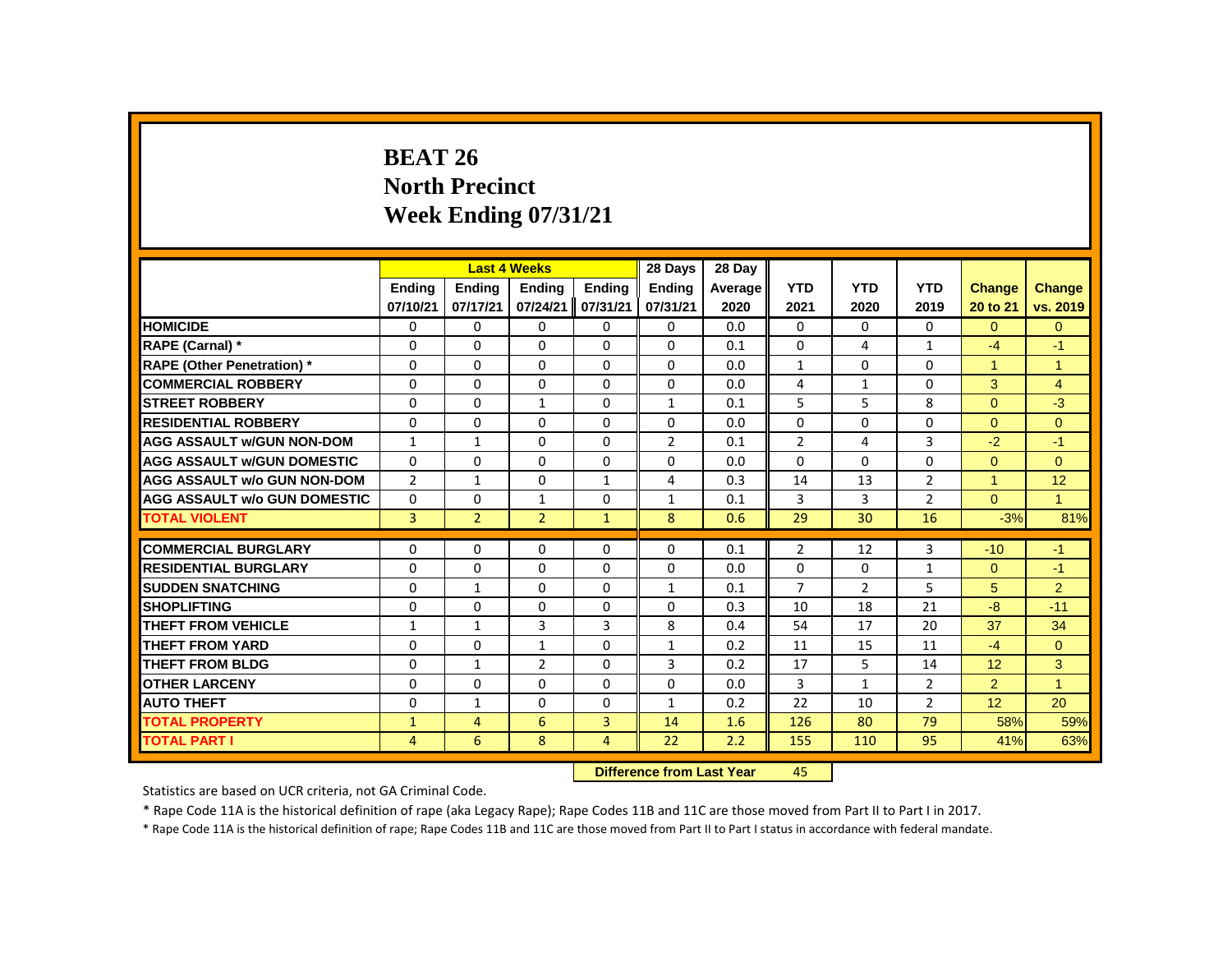# BEAT 26
## North Precinct
## Week Ending 07/31/21

| | Last 4 Weeks | | | | 28 Days | 28 Day | YTD | YTD | YTD | Change | Change |
|---|---|---|---|---|---|---|---|---|---|---|---|
| | Ending 07/10/21 | Ending 07/17/21 | Ending 07/24/21 | Ending 07/31/21 | Ending 07/31/21 | Average 2020 | 2021 | 2020 | 2019 | 20 to 21 | vs. 2019 |
| HOMICIDE | 0 | 0 | 0 | 0 | 0 | 0.0 | 0 | 0 | 0 | 0 | 0 |
| RAPE (Carnal) * | 0 | 0 | 0 | 0 | 0 | 0.1 | 0 | 4 | 1 | -4 | -1 |
| RAPE (Other Penetration) * | 0 | 0 | 0 | 0 | 0 | 0.0 | 1 | 0 | 0 | 1 | 1 |
| COMMERCIAL ROBBERY | 0 | 0 | 0 | 0 | 0 | 0.0 | 4 | 1 | 0 | 3 | 4 |
| STREET ROBBERY | 0 | 0 | 1 | 0 | 1 | 0.1 | 5 | 5 | 8 | 0 | -3 |
| RESIDENTIAL ROBBERY | 0 | 0 | 0 | 0 | 0 | 0.0 | 0 | 0 | 0 | 0 | 0 |
| AGG ASSAULT w/GUN NON-DOM | 1 | 1 | 0 | 0 | 2 | 0.1 | 2 | 4 | 3 | -2 | -1 |
| AGG ASSAULT w/GUN DOMESTIC | 0 | 0 | 0 | 0 | 0 | 0.0 | 0 | 0 | 0 | 0 | 0 |
| AGG ASSAULT w/o GUN NON-DOM | 2 | 1 | 0 | 1 | 4 | 0.3 | 14 | 13 | 2 | 1 | 12 |
| AGG ASSAULT w/o GUN DOMESTIC | 0 | 0 | 1 | 0 | 1 | 0.1 | 3 | 3 | 2 | 0 | 1 |
| TOTAL VIOLENT | 3 | 2 | 2 | 1 | 8 | 0.6 | 29 | 30 | 16 | -3% | 81% |
| COMMERCIAL BURGLARY | 0 | 0 | 0 | 0 | 0 | 0.1 | 2 | 12 | 3 | -10 | -1 |
| RESIDENTIAL BURGLARY | 0 | 0 | 0 | 0 | 0 | 0.0 | 0 | 0 | 1 | 0 | -1 |
| SUDDEN SNATCHING | 0 | 1 | 0 | 0 | 1 | 0.1 | 7 | 2 | 5 | 5 | 2 |
| SHOPLIFTING | 0 | 0 | 0 | 0 | 0 | 0.3 | 10 | 18 | 21 | -8 | -11 |
| THEFT FROM VEHICLE | 1 | 1 | 3 | 3 | 8 | 0.4 | 54 | 17 | 20 | 37 | 34 |
| THEFT FROM YARD | 0 | 0 | 1 | 0 | 1 | 0.2 | 11 | 15 | 11 | -4 | 0 |
| THEFT FROM BLDG | 0 | 1 | 2 | 0 | 3 | 0.2 | 17 | 5 | 14 | 12 | 3 |
| OTHER LARCENY | 0 | 0 | 0 | 0 | 0 | 0.0 | 3 | 1 | 2 | 2 | 1 |
| AUTO THEFT | 0 | 1 | 0 | 0 | 1 | 0.2 | 22 | 10 | 2 | 12 | 20 |
| TOTAL PROPERTY | 1 | 4 | 6 | 3 | 14 | 1.6 | 126 | 80 | 79 | 58% | 59% |
| TOTAL PART I | 4 | 6 | 8 | 4 | 22 | 2.2 | 155 | 110 | 95 | 41% | 63% |

**Difference from Last Year** 45

Statistics are based on UCR criteria, not GA Criminal Code.

* Rape Code 11A is the historical definition of rape (aka Legacy Rape); Rape Codes 11B and 11C are those moved from Part II to Part I in 2017.

* Rape Code 11A is the historical definition of rape; Rape Codes 11B and 11C are those moved from Part II to Part I status in accordance with federal mandate.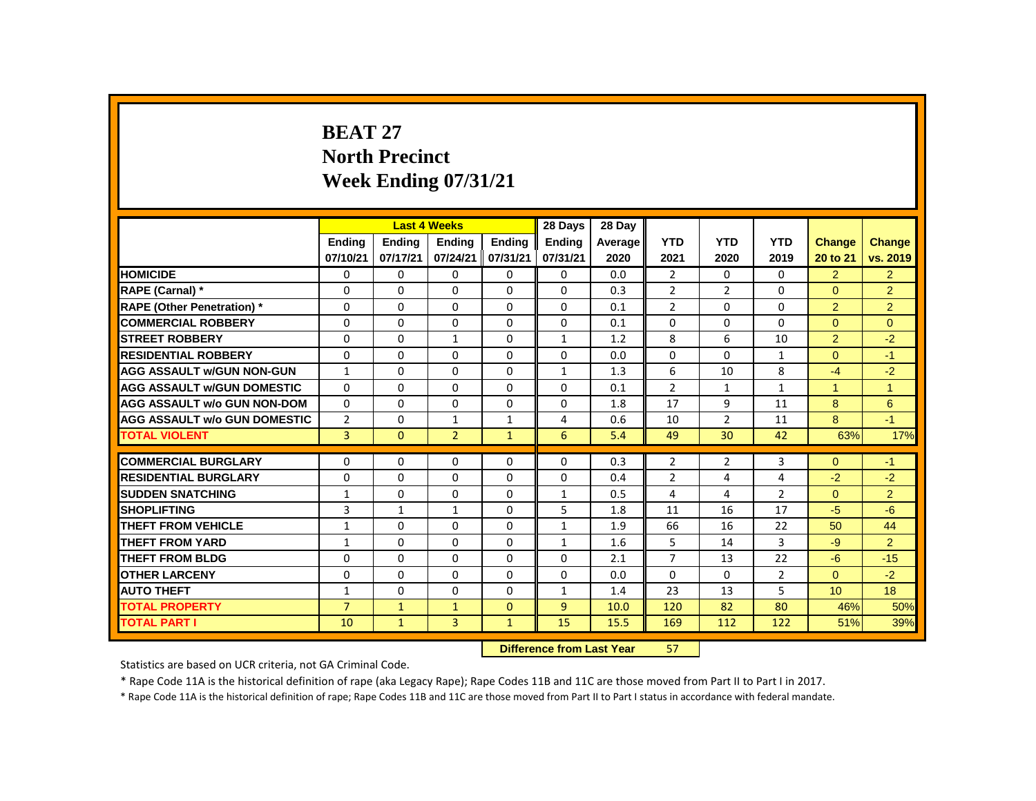# BEAT 27
## North Precinct
## Week Ending 07/31/21

| | Last 4 Weeks | | | | 28 Days | 28 Day | | | | | |
|---|---|---|---|---|---|---|---|---|---|---|---|
| | Ending 07/10/21 | Ending 07/17/21 | Ending 07/24/21 | Ending 07/31/21 | Ending 07/31/21 | Average 2020 | YTD 2021 | YTD 2020 | YTD 2019 | Change 20 to 21 | Change vs. 2019 |
| HOMICIDE | 0 | 0 | 0 | 0 | 0 | 0.0 | 2 | 0 | 0 | 2 | 2 |
| RAPE (Carnal) * | 0 | 0 | 0 | 0 | 0 | 0.3 | 2 | 2 | 0 | 0 | 2 |
| RAPE (Other Penetration) * | 0 | 0 | 0 | 0 | 0 | 0.1 | 2 | 0 | 0 | 2 | 2 |
| COMMERCIAL ROBBERY | 0 | 0 | 0 | 0 | 0 | 0.1 | 0 | 0 | 0 | 0 | 0 |
| STREET ROBBERY | 0 | 0 | 1 | 0 | 1 | 1.2 | 8 | 6 | 10 | 2 | -2 |
| RESIDENTIAL ROBBERY | 0 | 0 | 0 | 0 | 0 | 0.0 | 0 | 0 | 1 | 0 | -1 |
| AGG ASSAULT w/GUN NON-GUN | 1 | 0 | 0 | 0 | 1 | 1.3 | 6 | 10 | 8 | -4 | -2 |
| AGG ASSAULT w/GUN DOMESTIC | 0 | 0 | 0 | 0 | 0 | 0.1 | 2 | 1 | 1 | 1 | 1 |
| AGG ASSAULT w/o GUN NON-DOM | 0 | 0 | 0 | 0 | 0 | 1.8 | 17 | 9 | 11 | 8 | 6 |
| AGG ASSAULT w/o GUN DOMESTIC | 2 | 0 | 1 | 1 | 4 | 0.6 | 10 | 2 | 11 | 8 | -1 |
| TOTAL VIOLENT | 3 | 0 | 2 | 1 | 6 | 5.4 | 49 | 30 | 42 | 63% | 17% |
| COMMERCIAL BURGLARY | 0 | 0 | 0 | 0 | 0 | 0.3 | 2 | 2 | 3 | 0 | -1 |
| RESIDENTIAL BURGLARY | 0 | 0 | 0 | 0 | 0 | 0.4 | 2 | 4 | 4 | -2 | -2 |
| SUDDEN SNATCHING | 1 | 0 | 0 | 0 | 1 | 0.5 | 4 | 4 | 2 | 0 | 2 |
| SHOPLIFTING | 3 | 1 | 1 | 0 | 5 | 1.8 | 11 | 16 | 17 | -5 | -6 |
| THEFT FROM VEHICLE | 1 | 0 | 0 | 0 | 1 | 1.9 | 66 | 16 | 22 | 50 | 44 |
| THEFT FROM YARD | 1 | 0 | 0 | 0 | 1 | 1.6 | 5 | 14 | 3 | -9 | 2 |
| THEFT FROM BLDG | 0 | 0 | 0 | 0 | 0 | 2.1 | 7 | 13 | 22 | -6 | -15 |
| OTHER LARCENY | 0 | 0 | 0 | 0 | 0 | 0.0 | 0 | 0 | 2 | 0 | -2 |
| AUTO THEFT | 1 | 0 | 0 | 0 | 1 | 1.4 | 23 | 13 | 5 | 10 | 18 |
| TOTAL PROPERTY | 7 | 1 | 1 | 0 | 9 | 10.0 | 120 | 82 | 80 | 46% | 50% |
| TOTAL PART I | 10 | 1 | 3 | 1 | 15 | 15.5 | 169 | 112 | 122 | 51% | 39% |

**Difference from Last Year** 57

Statistics are based on UCR criteria, not GA Criminal Code.

* Rape Code 11A is the historical definition of rape (aka Legacy Rape); Rape Codes 11B and 11C are those moved from Part II to Part I in 2017.

* Rape Code 11A is the historical definition of rape; Rape Codes 11B and 11C are those moved from Part II to Part I status in accordance with federal mandate.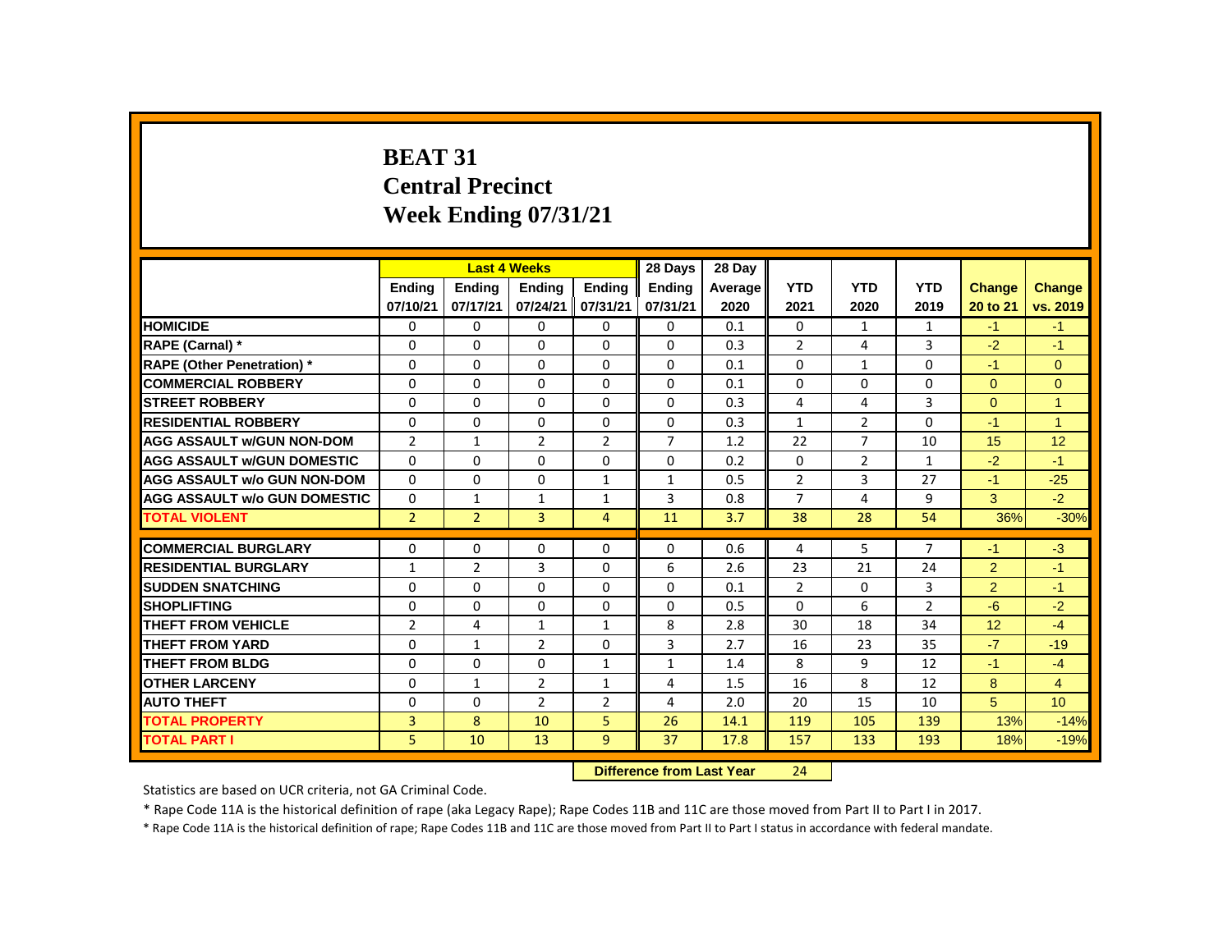# BEAT 31
## Central Precinct
## Week Ending 07/31/21

| | Last 4 Weeks | | | | 28 Days | 28 Day | | | | | |
|---|---|---|---|---|---|---|---|---|---|---|---|
| | Ending 07/10/21 | Ending 07/17/21 | Ending 07/24/21 | Ending 07/31/21 | Ending 07/31/21 | Average 2020 | YTD 2021 | YTD 2020 | YTD 2019 | Change 20 to 21 | Change vs. 2019 |
| HOMICIDE | 0 | 0 | 0 | 0 | 0 | 0.1 | 0 | 1 | 1 | -1 | -1 |
| RAPE (Carnal) * | 0 | 0 | 0 | 0 | 0 | 0.3 | 2 | 4 | 3 | -2 | -1 |
| RAPE (Other Penetration) * | 0 | 0 | 0 | 0 | 0 | 0.1 | 0 | 1 | 0 | -1 | 0 |
| COMMERCIAL ROBBERY | 0 | 0 | 0 | 0 | 0 | 0.1 | 0 | 0 | 0 | 0 | 0 |
| STREET ROBBERY | 0 | 0 | 0 | 0 | 0 | 0.3 | 4 | 4 | 3 | 0 | 1 |
| RESIDENTIAL ROBBERY | 0 | 0 | 0 | 0 | 0 | 0.3 | 1 | 2 | 0 | -1 | 1 |
| AGG ASSAULT w/GUN NON-DOM | 2 | 1 | 2 | 2 | 7 | 1.2 | 22 | 7 | 10 | 15 | 12 |
| AGG ASSAULT w/GUN DOMESTIC | 0 | 0 | 0 | 0 | 0 | 0.2 | 0 | 2 | 1 | -2 | -1 |
| AGG ASSAULT w/o GUN NON-DOM | 0 | 0 | 0 | 1 | 1 | 0.5 | 2 | 3 | 27 | -1 | -25 |
| AGG ASSAULT w/o GUN DOMESTIC | 0 | 1 | 1 | 1 | 3 | 0.8 | 7 | 4 | 9 | 3 | -2 |
| TOTAL VIOLENT | 2 | 2 | 3 | 4 | 11 | 3.7 | 38 | 28 | 54 | 36% | -30% |
| COMMERCIAL BURGLARY | 0 | 0 | 0 | 0 | 0 | 0.6 | 4 | 5 | 7 | -1 | -3 |
| RESIDENTIAL BURGLARY | 1 | 2 | 3 | 0 | 6 | 2.6 | 23 | 21 | 24 | 2 | -1 |
| SUDDEN SNATCHING | 0 | 0 | 0 | 0 | 0 | 0.1 | 2 | 0 | 3 | 2 | -1 |
| SHOPLIFTING | 0 | 0 | 0 | 0 | 0 | 0.5 | 0 | 6 | 2 | -6 | -2 |
| THEFT FROM VEHICLE | 2 | 4 | 1 | 1 | 8 | 2.8 | 30 | 18 | 34 | 12 | -4 |
| THEFT FROM YARD | 0 | 1 | 2 | 0 | 3 | 2.7 | 16 | 23 | 35 | -7 | -19 |
| THEFT FROM BLDG | 0 | 0 | 0 | 1 | 1 | 1.4 | 8 | 9 | 12 | -1 | -4 |
| OTHER LARCENY | 0 | 1 | 2 | 1 | 4 | 1.5 | 16 | 8 | 12 | 8 | 4 |
| AUTO THEFT | 0 | 0 | 2 | 2 | 4 | 2.0 | 20 | 15 | 10 | 5 | 10 |
| TOTAL PROPERTY | 3 | 8 | 10 | 5 | 26 | 14.1 | 119 | 105 | 139 | 13% | -14% |
| TOTAL PART I | 5 | 10 | 13 | 9 | 37 | 17.8 | 157 | 133 | 193 | 18% | -19% |

**Difference from Last Year** 24

Statistics are based on UCR criteria, not GA Criminal Code.

* Rape Code 11A is the historical definition of rape (aka Legacy Rape); Rape Codes 11B and 11C are those moved from Part II to Part I in 2017.

* Rape Code 11A is the historical definition of rape; Rape Codes 11B and 11C are those moved from Part II to Part I status in accordance with federal mandate.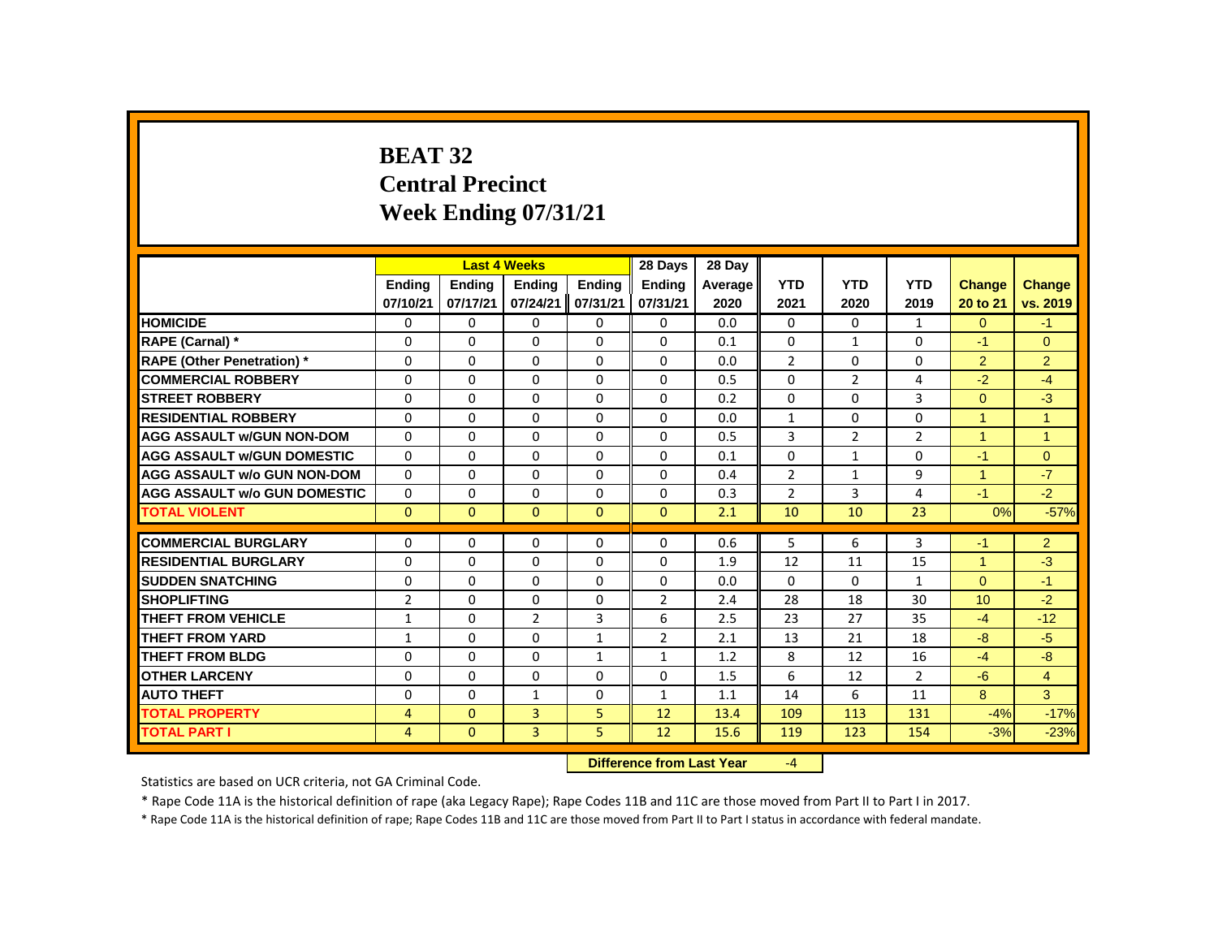# BEAT 32
# Central Precinct
# Week Ending 07/31/21

| | Last 4 Weeks | | | | 28 Days | 28 Day | | | | | |
|---|---|---|---|---|---|---|---|---|---|---|---|
| | Ending 07/10/21 | Ending 07/17/21 | Ending 07/24/21 | Ending 07/31/21 | Ending 07/31/21 | Average 2020 | YTD 2021 | YTD 2020 | YTD 2019 | Change 20 to 21 | Change vs. 2019 |
| HOMICIDE | 0 | 0 | 0 | 0 | 0 | 0.0 | 0 | 0 | 1 | 0 | -1 |
| RAPE (Carnal) * | 0 | 0 | 0 | 0 | 0 | 0.1 | 0 | 1 | 0 | -1 | 0 |
| RAPE (Other Penetration) * | 0 | 0 | 0 | 0 | 0 | 0.0 | 2 | 0 | 0 | 2 | 2 |
| COMMERCIAL ROBBERY | 0 | 0 | 0 | 0 | 0 | 0.5 | 0 | 2 | 4 | -2 | -4 |
| STREET ROBBERY | 0 | 0 | 0 | 0 | 0 | 0.2 | 0 | 0 | 3 | 0 | -3 |
| RESIDENTIAL ROBBERY | 0 | 0 | 0 | 0 | 0 | 0.0 | 1 | 0 | 0 | 1 | 1 |
| AGG ASSAULT w/GUN NON-DOM | 0 | 0 | 0 | 0 | 0 | 0.5 | 3 | 2 | 2 | 1 | 1 |
| AGG ASSAULT w/GUN DOMESTIC | 0 | 0 | 0 | 0 | 0 | 0.1 | 0 | 1 | 0 | -1 | 0 |
| AGG ASSAULT w/o GUN NON-DOM | 0 | 0 | 0 | 0 | 0 | 0.4 | 2 | 1 | 9 | 1 | -7 |
| AGG ASSAULT w/o GUN DOMESTIC | 0 | 0 | 0 | 0 | 0 | 0.3 | 2 | 3 | 4 | -1 | -2 |
| TOTAL VIOLENT | 0 | 0 | 0 | 0 | 0 | 2.1 | 10 | 10 | 23 | 0% | -57% |
| COMMERCIAL BURGLARY | 0 | 0 | 0 | 0 | 0 | 0.6 | 5 | 6 | 3 | -1 | 2 |
| RESIDENTIAL BURGLARY | 0 | 0 | 0 | 0 | 0 | 1.9 | 12 | 11 | 15 | 1 | -3 |
| SUDDEN SNATCHING | 0 | 0 | 0 | 0 | 0 | 0.0 | 0 | 0 | 1 | 0 | -1 |
| SHOPLIFTING | 2 | 0 | 0 | 0 | 2 | 2.4 | 28 | 18 | 30 | 10 | -2 |
| THEFT FROM VEHICLE | 1 | 0 | 2 | 3 | 6 | 2.5 | 23 | 27 | 35 | -4 | -12 |
| THEFT FROM YARD | 1 | 0 | 0 | 1 | 2 | 2.1 | 13 | 21 | 18 | -8 | -5 |
| THEFT FROM BLDG | 0 | 0 | 0 | 1 | 1 | 1.2 | 8 | 12 | 16 | -4 | -8 |
| OTHER LARCENY | 0 | 0 | 0 | 0 | 0 | 1.5 | 6 | 12 | 2 | -6 | 4 |
| AUTO THEFT | 0 | 0 | 1 | 0 | 1 | 1.1 | 14 | 6 | 11 | 8 | 3 |
| TOTAL PROPERTY | 4 | 0 | 3 | 5 | 12 | 13.4 | 109 | 113 | 131 | -4% | -17% |
| TOTAL PART I | 4 | 0 | 3 | 5 | 12 | 15.6 | 119 | 123 | 154 | -3% | -23% |

**Difference from Last Year** -4

Statistics are based on UCR criteria, not GA Criminal Code.

* Rape Code 11A is the historical definition of rape (aka Legacy Rape); Rape Codes 11B and 11C are those moved from Part II to Part I in 2017.

* Rape Code 11A is the historical definition of rape; Rape Codes 11B and 11C are those moved from Part II to Part I status in accordance with federal mandate.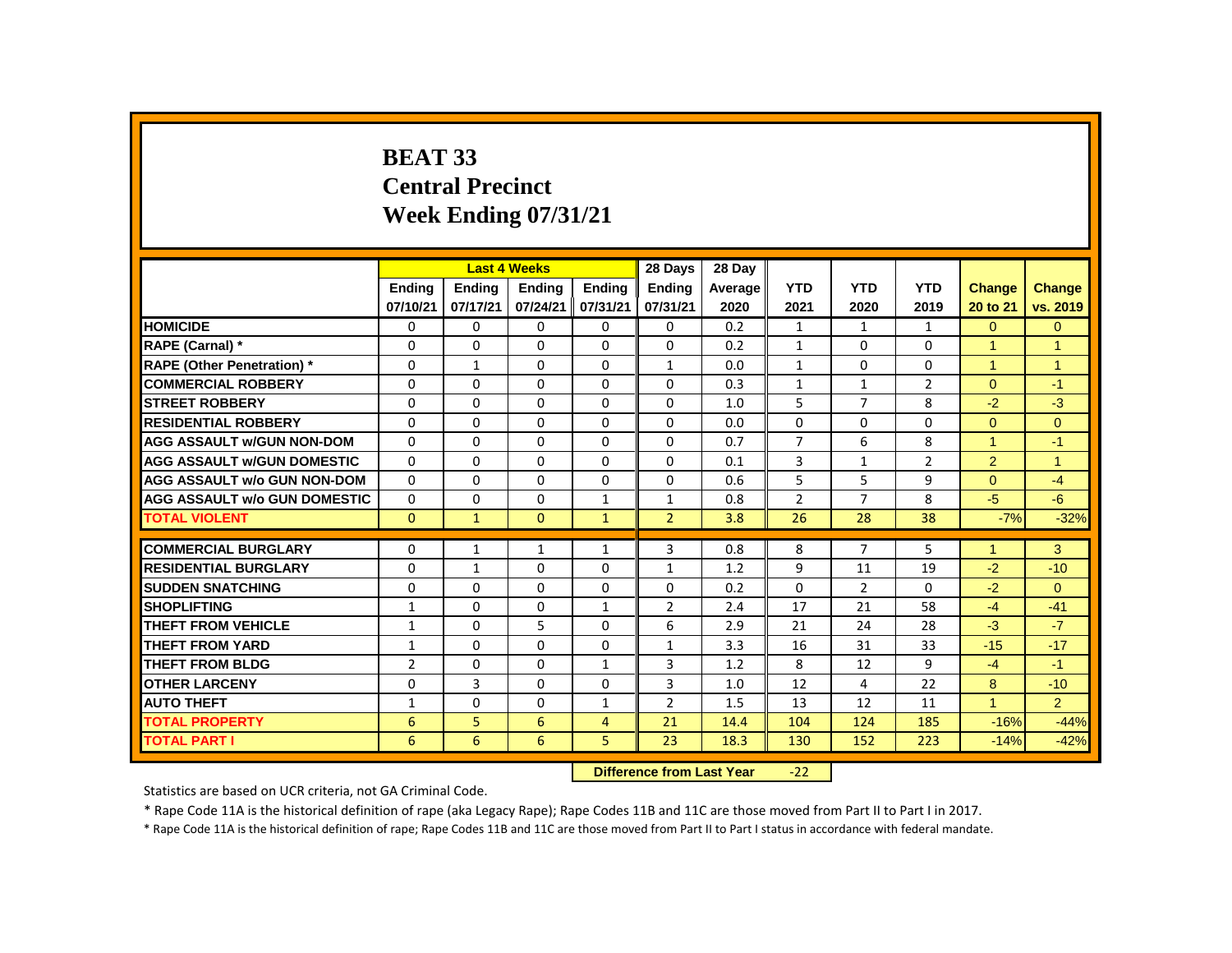# BEAT 33
## Central Precinct
## Week Ending 07/31/21

| | Last 4 Weeks | | | | 28 Days | 28 Day | | | | | |
|---|---|---|---|---|---|---|---|---|---|---|---|
| | Ending 07/10/21 | Ending 07/17/21 | Ending 07/24/21 | Ending 07/31/21 | Ending 07/31/21 | Average 2020 | YTD 2021 | YTD 2020 | YTD 2019 | Change 20 to 21 | Change vs. 2019 |
| HOMICIDE | 0 | 0 | 0 | 0 | 0 | 0.2 | 1 | 1 | 1 | 0 | 0 |
| RAPE (Carnal) * | 0 | 0 | 0 | 0 | 0 | 0.2 | 1 | 0 | 0 | 1 | 1 |
| RAPE (Other Penetration) * | 0 | 1 | 0 | 0 | 1 | 0.0 | 1 | 0 | 0 | 1 | 1 |
| COMMERCIAL ROBBERY | 0 | 0 | 0 | 0 | 0 | 0.3 | 1 | 1 | 2 | 0 | -1 |
| STREET ROBBERY | 0 | 0 | 0 | 0 | 0 | 1.0 | 5 | 7 | 8 | -2 | -3 |
| RESIDENTIAL ROBBERY | 0 | 0 | 0 | 0 | 0 | 0.0 | 0 | 0 | 0 | 0 | 0 |
| AGG ASSAULT w/GUN NON-DOM | 0 | 0 | 0 | 0 | 0 | 0.7 | 7 | 6 | 8 | 1 | -1 |
| AGG ASSAULT w/GUN DOMESTIC | 0 | 0 | 0 | 0 | 0 | 0.1 | 3 | 1 | 2 | 2 | 1 |
| AGG ASSAULT w/o GUN NON-DOM | 0 | 0 | 0 | 0 | 0 | 0.6 | 5 | 5 | 9 | 0 | -4 |
| AGG ASSAULT w/o GUN DOMESTIC | 0 | 0 | 0 | 1 | 1 | 0.8 | 2 | 7 | 8 | -5 | -6 |
| TOTAL VIOLENT | 0 | 1 | 0 | 1 | 2 | 3.8 | 26 | 28 | 38 | -7% | -32% |
| COMMERCIAL BURGLARY | 0 | 1 | 1 | 1 | 3 | 0.8 | 8 | 7 | 5 | 1 | 3 |
| RESIDENTIAL BURGLARY | 0 | 1 | 0 | 0 | 1 | 1.2 | 9 | 11 | 19 | -2 | -10 |
| SUDDEN SNATCHING | 0 | 0 | 0 | 0 | 0 | 0.2 | 0 | 2 | 0 | -2 | 0 |
| SHOPLIFTING | 1 | 0 | 0 | 1 | 2 | 2.4 | 17 | 21 | 58 | -4 | -41 |
| THEFT FROM VEHICLE | 1 | 0 | 5 | 0 | 6 | 2.9 | 21 | 24 | 28 | -3 | -7 |
| THEFT FROM YARD | 1 | 0 | 0 | 0 | 1 | 3.3 | 16 | 31 | 33 | -15 | -17 |
| THEFT FROM BLDG | 2 | 0 | 0 | 1 | 3 | 1.2 | 8 | 12 | 9 | -4 | -1 |
| OTHER LARCENY | 0 | 3 | 0 | 0 | 3 | 1.0 | 12 | 4 | 22 | 8 | -10 |
| AUTO THEFT | 1 | 0 | 0 | 1 | 2 | 1.5 | 13 | 12 | 11 | 1 | 2 |
| TOTAL PROPERTY | 6 | 5 | 6 | 4 | 21 | 14.4 | 104 | 124 | 185 | -16% | -44% |
| TOTAL PART I | 6 | 6 | 6 | 5 | 23 | 18.3 | 130 | 152 | 223 | -14% | -42% |

**Difference from Last Year** -22

Statistics are based on UCR criteria, not GA Criminal Code.

* Rape Code 11A is the historical definition of rape (aka Legacy Rape); Rape Codes 11B and 11C are those moved from Part II to Part I in 2017.

* Rape Code 11A is the historical definition of rape; Rape Codes 11B and 11C are those moved from Part II to Part I status in accordance with federal mandate.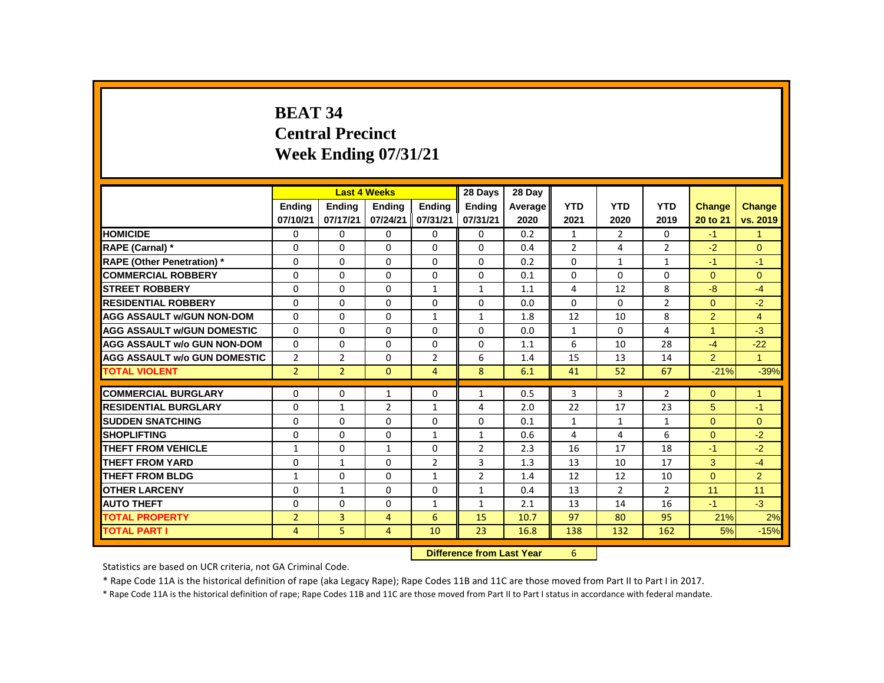# BEAT 34
## Central Precinct
## Week Ending 07/31/21

| | Last 4 Weeks | | | | 28 Days | 28 Day | | | | | |
|---|---|---|---|---|---|---|---|---|---|---|---|
| | Ending 07/10/21 | Ending 07/17/21 | Ending 07/24/21 | Ending 07/31/21 | Ending 07/31/21 | Average 2020 | YTD 2021 | YTD 2020 | YTD 2019 | Change 20 to 21 | Change vs. 2019 |
| HOMICIDE | 0 | 0 | 0 | 0 | 0 | 0.2 | 1 | 2 | 0 | -1 | 1 |
| RAPE (Carnal) * | 0 | 0 | 0 | 0 | 0 | 0.4 | 2 | 4 | 2 | -2 | 0 |
| RAPE (Other Penetration) * | 0 | 0 | 0 | 0 | 0 | 0.2 | 0 | 1 | 1 | -1 | -1 |
| COMMERCIAL ROBBERY | 0 | 0 | 0 | 0 | 0 | 0.1 | 0 | 0 | 0 | 0 | 0 |
| STREET ROBBERY | 0 | 0 | 0 | 1 | 1 | 1.1 | 4 | 12 | 8 | -8 | -4 |
| RESIDENTIAL ROBBERY | 0 | 0 | 0 | 0 | 0 | 0.0 | 0 | 0 | 2 | 0 | -2 |
| AGG ASSAULT w/GUN NON-DOM | 0 | 0 | 0 | 1 | 1 | 1.8 | 12 | 10 | 8 | 2 | 4 |
| AGG ASSAULT w/GUN DOMESTIC | 0 | 0 | 0 | 0 | 0 | 0.0 | 1 | 0 | 4 | 1 | -3 |
| AGG ASSAULT w/o GUN NON-DOM | 0 | 0 | 0 | 0 | 0 | 1.1 | 6 | 10 | 28 | -4 | -22 |
| AGG ASSAULT w/o GUN DOMESTIC | 2 | 2 | 0 | 2 | 6 | 1.4 | 15 | 13 | 14 | 2 | 1 |
| TOTAL VIOLENT | 2 | 2 | 0 | 4 | 8 | 6.1 | 41 | 52 | 67 | -21% | -39% |
| COMMERCIAL BURGLARY | 0 | 0 | 1 | 0 | 1 | 0.5 | 3 | 3 | 2 | 0 | 1 |
| RESIDENTIAL BURGLARY | 0 | 1 | 2 | 1 | 4 | 2.0 | 22 | 17 | 23 | 5 | -1 |
| SUDDEN SNATCHING | 0 | 0 | 0 | 0 | 0 | 0.1 | 1 | 1 | 1 | 0 | 0 |
| SHOPLIFTING | 0 | 0 | 0 | 1 | 1 | 0.6 | 4 | 4 | 6 | 0 | -2 |
| THEFT FROM VEHICLE | 1 | 0 | 1 | 0 | 2 | 2.3 | 16 | 17 | 18 | -1 | -2 |
| THEFT FROM YARD | 0 | 1 | 0 | 2 | 3 | 1.3 | 13 | 10 | 17 | 3 | -4 |
| THEFT FROM BLDG | 1 | 0 | 0 | 1 | 2 | 1.4 | 12 | 12 | 10 | 0 | 2 |
| OTHER LARCENY | 0 | 1 | 0 | 0 | 1 | 0.4 | 13 | 2 | 2 | 11 | 11 |
| AUTO THEFT | 0 | 0 | 0 | 1 | 1 | 2.1 | 13 | 14 | 16 | -1 | -3 |
| TOTAL PROPERTY | 2 | 3 | 4 | 6 | 15 | 10.7 | 97 | 80 | 95 | 21% | 2% |
| TOTAL PART I | 4 | 5 | 4 | 10 | 23 | 16.8 | 138 | 132 | 162 | 5% | -15% |

**Difference from Last Year** 6

Statistics are based on UCR criteria, not GA Criminal Code.

* Rape Code 11A is the historical definition of rape (aka Legacy Rape); Rape Codes 11B and 11C are those moved from Part II to Part I in 2017.

* Rape Code 11A is the historical definition of rape; Rape Codes 11B and 11C are those moved from Part II to Part I status in accordance with federal mandate.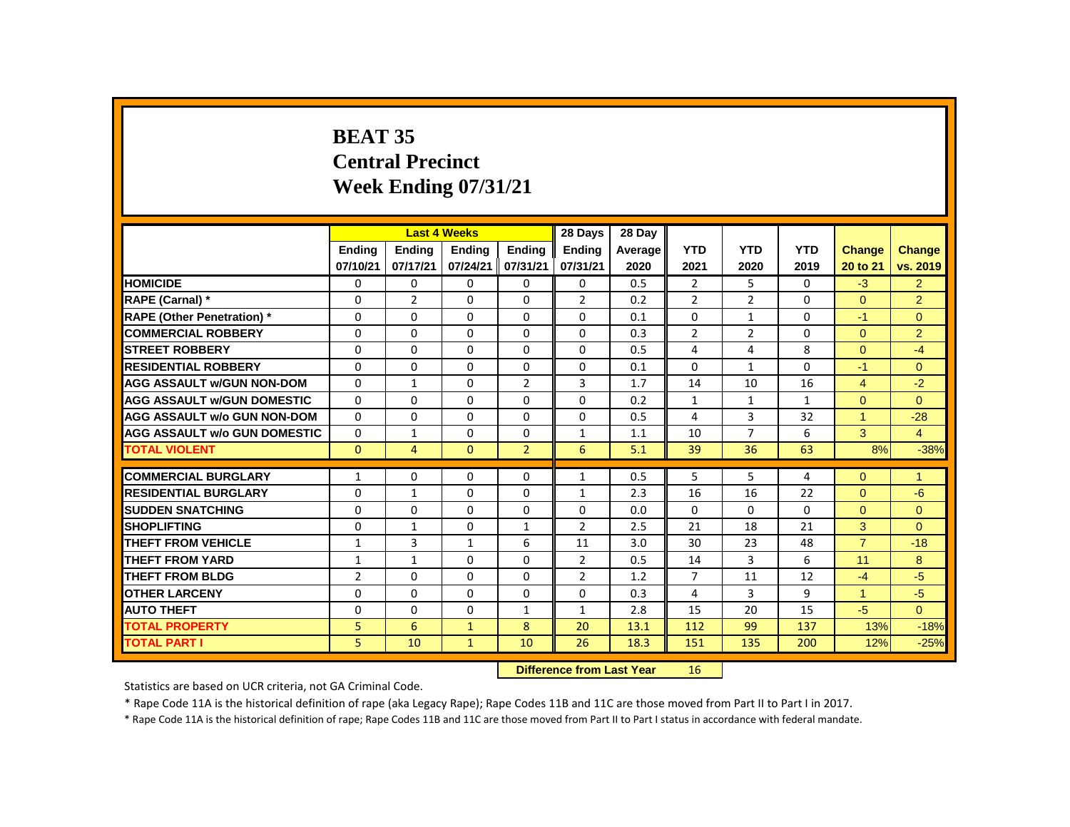# BEAT 35
## Central Precinct
## Week Ending 07/31/21

| | Last 4 Weeks | | | | 28 Days | 28 Day | | | | | |
|---|---|---|---|---|---|---|---|---|---|---|---|
| | Ending 07/10/21 | Ending 07/17/21 | Ending 07/24/21 | Ending 07/31/21 | Ending 07/31/21 | Average 2020 | YTD 2021 | YTD 2020 | YTD 2019 | Change 20 to 21 | Change vs. 2019 |
| HOMICIDE | 0 | 0 | 0 | 0 | 0 | 0.5 | 2 | 5 | 0 | -3 | 2 |
| RAPE (Carnal) * | 0 | 2 | 0 | 0 | 2 | 0.2 | 2 | 2 | 0 | 0 | 2 |
| RAPE (Other Penetration) * | 0 | 0 | 0 | 0 | 0 | 0.1 | 0 | 1 | 0 | -1 | 0 |
| COMMERCIAL ROBBERY | 0 | 0 | 0 | 0 | 0 | 0.3 | 2 | 2 | 0 | 0 | 2 |
| STREET ROBBERY | 0 | 0 | 0 | 0 | 0 | 0.5 | 4 | 4 | 8 | 0 | -4 |
| RESIDENTIAL ROBBERY | 0 | 0 | 0 | 0 | 0 | 0.1 | 0 | 1 | 0 | -1 | 0 |
| AGG ASSAULT w/GUN NON-DOM | 0 | 1 | 0 | 2 | 3 | 1.7 | 14 | 10 | 16 | 4 | -2 |
| AGG ASSAULT w/GUN DOMESTIC | 0 | 0 | 0 | 0 | 0 | 0.2 | 1 | 1 | 1 | 0 | 0 |
| AGG ASSAULT w/o GUN NON-DOM | 0 | 0 | 0 | 0 | 0 | 0.5 | 4 | 3 | 32 | 1 | -28 |
| AGG ASSAULT w/o GUN DOMESTIC | 0 | 1 | 0 | 0 | 1 | 1.1 | 10 | 7 | 6 | 3 | 4 |
| TOTAL VIOLENT | 0 | 4 | 0 | 2 | 6 | 5.1 | 39 | 36 | 63 | 8% | -38% |
| COMMERCIAL BURGLARY | 1 | 0 | 0 | 0 | 1 | 0.5 | 5 | 5 | 4 | 0 | 1 |
| RESIDENTIAL BURGLARY | 0 | 1 | 0 | 0 | 1 | 2.3 | 16 | 16 | 22 | 0 | -6 |
| SUDDEN SNATCHING | 0 | 0 | 0 | 0 | 0 | 0.0 | 0 | 0 | 0 | 0 | 0 |
| SHOPLIFTING | 0 | 1 | 0 | 1 | 2 | 2.5 | 21 | 18 | 21 | 3 | 0 |
| THEFT FROM VEHICLE | 1 | 3 | 1 | 6 | 11 | 3.0 | 30 | 23 | 48 | 7 | -18 |
| THEFT FROM YARD | 1 | 1 | 0 | 0 | 2 | 0.5 | 14 | 3 | 6 | 11 | 8 |
| THEFT FROM BLDG | 2 | 0 | 0 | 0 | 2 | 1.2 | 7 | 11 | 12 | -4 | -5 |
| OTHER LARCENY | 0 | 0 | 0 | 0 | 0 | 0.3 | 4 | 3 | 9 | 1 | -5 |
| AUTO THEFT | 0 | 0 | 0 | 1 | 1 | 2.8 | 15 | 20 | 15 | -5 | 0 |
| TOTAL PROPERTY | 5 | 6 | 1 | 8 | 20 | 13.1 | 112 | 99 | 137 | 13% | -18% |
| TOTAL PART I | 5 | 10 | 1 | 10 | 26 | 18.3 | 151 | 135 | 200 | 12% | -25% |

**Difference from Last Year** 16

Statistics are based on UCR criteria, not GA Criminal Code.

* Rape Code 11A is the historical definition of rape (aka Legacy Rape); Rape Codes 11B and 11C are those moved from Part II to Part I in 2017.

* Rape Code 11A is the historical definition of rape; Rape Codes 11B and 11C are those moved from Part II to Part I status in accordance with federal mandate.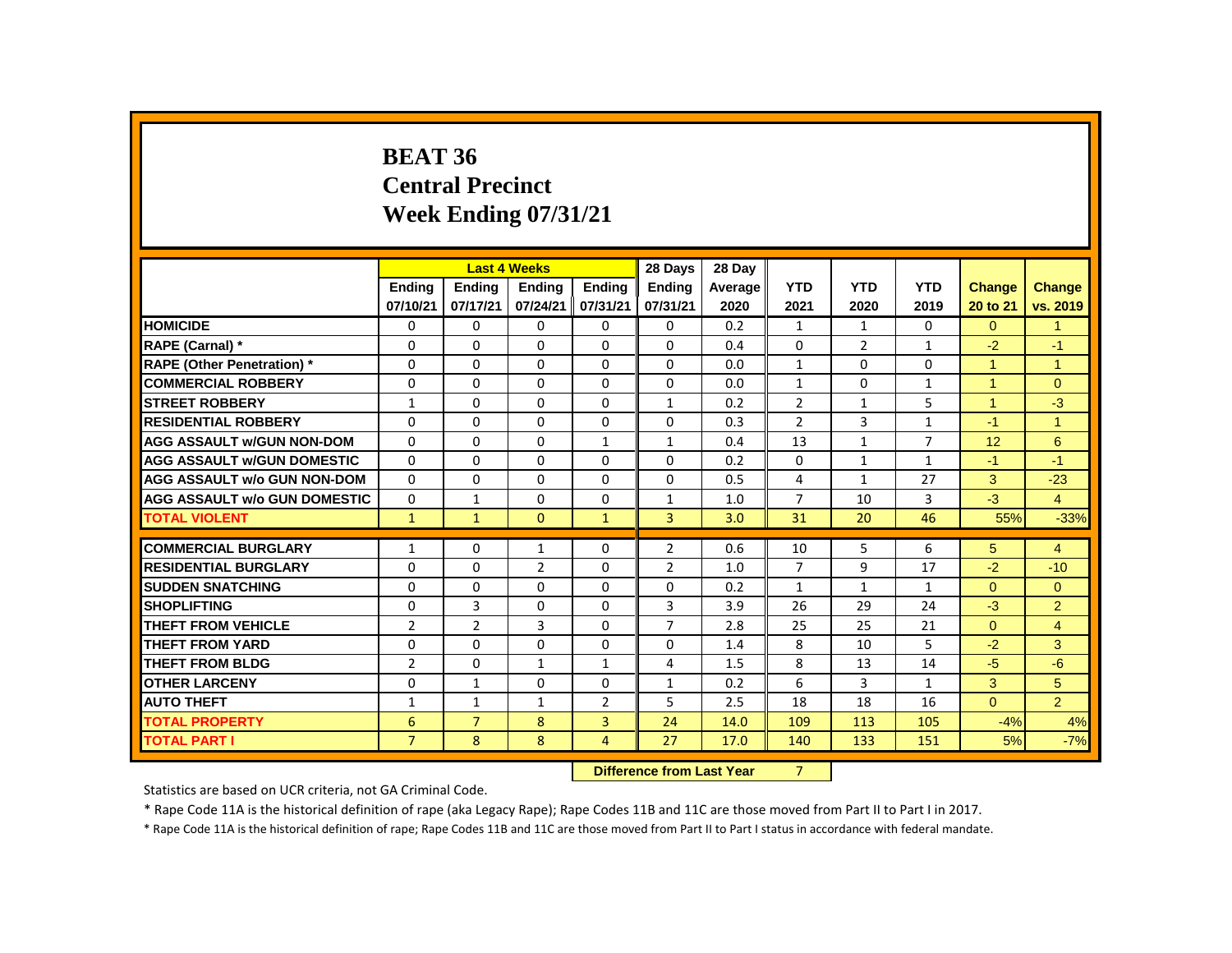# BEAT 36
## Central Precinct
## Week Ending 07/31/21

| | Last 4 Weeks | | | | 28 Days | 28 Day | | | | | |
|---|---|---|---|---|---|---|---|---|---|---|---|
| | Ending 07/10/21 | Ending 07/17/21 | Ending 07/24/21 | Ending 07/31/21 | Ending 07/31/21 | Average 2020 | YTD 2021 | YTD 2020 | YTD 2019 | Change 20 to 21 | Change vs. 2019 |
| HOMICIDE | 0 | 0 | 0 | 0 | 0 | 0.2 | 1 | 1 | 0 | 0 | 1 |
| RAPE (Carnal) * | 0 | 0 | 0 | 0 | 0 | 0.4 | 0 | 2 | 1 | -2 | -1 |
| RAPE (Other Penetration) * | 0 | 0 | 0 | 0 | 0 | 0.0 | 1 | 0 | 0 | 1 | 1 |
| COMMERCIAL ROBBERY | 0 | 0 | 0 | 0 | 0 | 0.0 | 1 | 0 | 1 | 1 | 0 |
| STREET ROBBERY | 1 | 0 | 0 | 0 | 1 | 0.2 | 2 | 1 | 5 | 1 | -3 |
| RESIDENTIAL ROBBERY | 0 | 0 | 0 | 0 | 0 | 0.3 | 2 | 3 | 1 | -1 | 1 |
| AGG ASSAULT w/GUN NON-DOM | 0 | 0 | 0 | 1 | 1 | 0.4 | 13 | 1 | 7 | 12 | 6 |
| AGG ASSAULT w/GUN DOMESTIC | 0 | 0 | 0 | 0 | 0 | 0.2 | 0 | 1 | 1 | -1 | -1 |
| AGG ASSAULT w/o GUN NON-DOM | 0 | 0 | 0 | 0 | 0 | 0.5 | 4 | 1 | 27 | 3 | -23 |
| AGG ASSAULT w/o GUN DOMESTIC | 0 | 1 | 0 | 0 | 1 | 1.0 | 7 | 10 | 3 | -3 | 4 |
| TOTAL VIOLENT | 1 | 1 | 0 | 1 | 3 | 3.0 | 31 | 20 | 46 | 55% | -33% |
| COMMERCIAL BURGLARY | 1 | 0 | 1 | 0 | 2 | 0.6 | 10 | 5 | 6 | 5 | 4 |
| RESIDENTIAL BURGLARY | 0 | 0 | 2 | 0 | 2 | 1.0 | 7 | 9 | 17 | -2 | -10 |
| SUDDEN SNATCHING | 0 | 0 | 0 | 0 | 0 | 0.2 | 1 | 1 | 1 | 0 | 0 |
| SHOPLIFTING | 0 | 3 | 0 | 0 | 3 | 3.9 | 26 | 29 | 24 | -3 | 2 |
| THEFT FROM VEHICLE | 2 | 2 | 3 | 0 | 7 | 2.8 | 25 | 25 | 21 | 0 | 4 |
| THEFT FROM YARD | 0 | 0 | 0 | 0 | 0 | 1.4 | 8 | 10 | 5 | -2 | 3 |
| THEFT FROM BLDG | 2 | 0 | 1 | 1 | 4 | 1.5 | 8 | 13 | 14 | -5 | -6 |
| OTHER LARCENY | 0 | 1 | 0 | 0 | 1 | 0.2 | 6 | 3 | 1 | 3 | 5 |
| AUTO THEFT | 1 | 1 | 1 | 2 | 5 | 2.5 | 18 | 18 | 16 | 0 | 2 |
| TOTAL PROPERTY | 6 | 7 | 8 | 3 | 24 | 14.0 | 109 | 113 | 105 | -4% | 4% |
| TOTAL PART I | 7 | 8 | 8 | 4 | 27 | 17.0 | 140 | 133 | 151 | 5% | -7% |

**Difference from Last Year** 7

Statistics are based on UCR criteria, not GA Criminal Code.

* Rape Code 11A is the historical definition of rape (aka Legacy Rape); Rape Codes 11B and 11C are those moved from Part II to Part I in 2017.

* Rape Code 11A is the historical definition of rape; Rape Codes 11B and 11C are those moved from Part II to Part I status in accordance with federal mandate.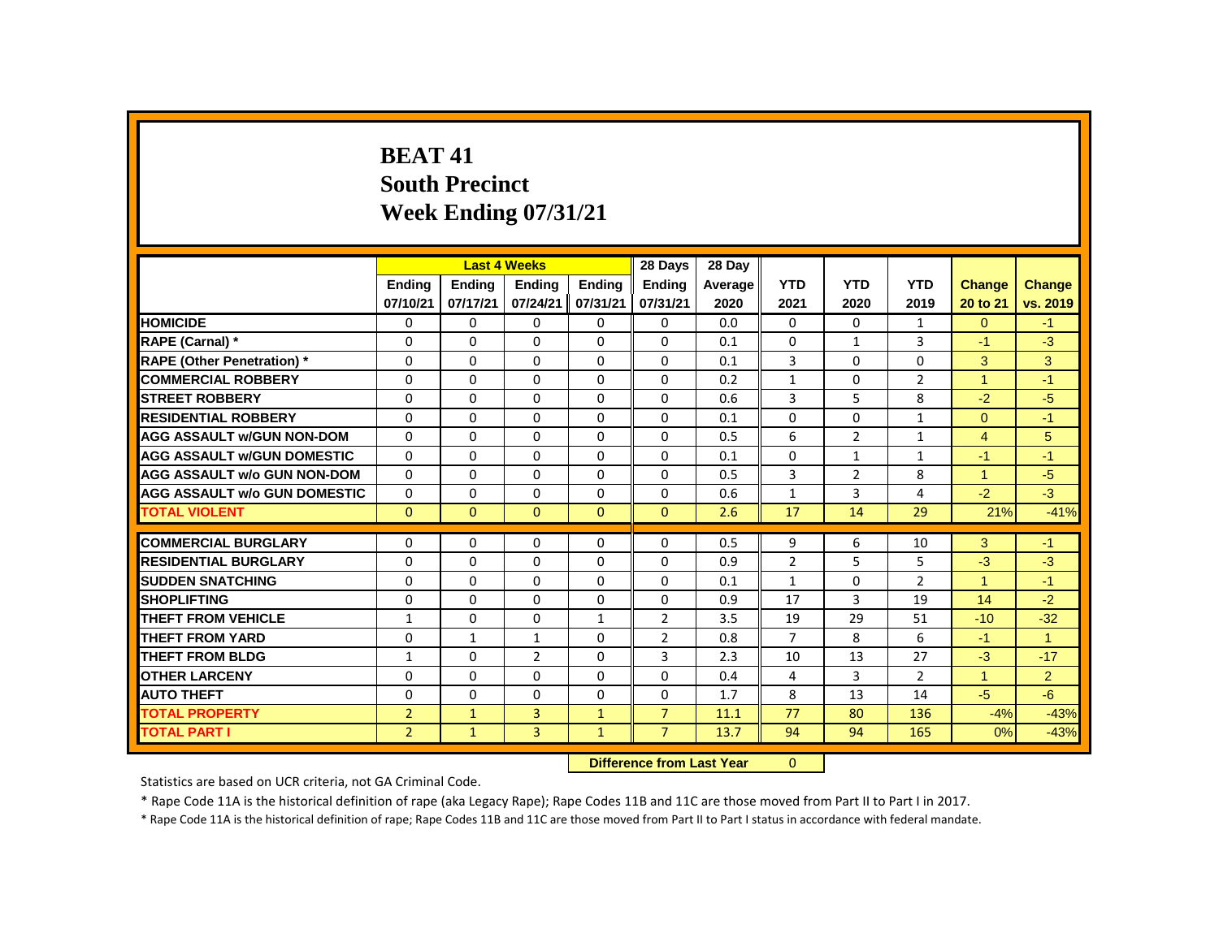# BEAT 41
## South Precinct
## Week Ending 07/31/21

| | Last 4 Weeks | | | | 28 Days | 28 Day | | | | | |
|---|---|---|---|---|---|---|---|---|---|---|---|
| | Ending 07/10/21 | Ending 07/17/21 | Ending 07/24/21 | Ending 07/31/21 | Ending 07/31/21 | Average 2020 | YTD 2021 | YTD 2020 | YTD 2019 | Change 20 to 21 | Change vs. 2019 |
| HOMICIDE | 0 | 0 | 0 | 0 | 0 | 0.0 | 0 | 0 | 1 | 0 | -1 |
| RAPE (Carnal) * | 0 | 0 | 0 | 0 | 0 | 0.1 | 0 | 1 | 3 | -1 | -3 |
| RAPE (Other Penetration) * | 0 | 0 | 0 | 0 | 0 | 0.1 | 3 | 0 | 0 | 3 | 3 |
| COMMERCIAL ROBBERY | 0 | 0 | 0 | 0 | 0 | 0.2 | 1 | 0 | 2 | 1 | -1 |
| STREET ROBBERY | 0 | 0 | 0 | 0 | 0 | 0.6 | 3 | 5 | 8 | -2 | -5 |
| RESIDENTIAL ROBBERY | 0 | 0 | 0 | 0 | 0 | 0.1 | 0 | 0 | 1 | 0 | -1 |
| AGG ASSAULT w/GUN NON-DOM | 0 | 0 | 0 | 0 | 0 | 0.5 | 6 | 2 | 1 | 4 | 5 |
| AGG ASSAULT w/GUN DOMESTIC | 0 | 0 | 0 | 0 | 0 | 0.1 | 0 | 1 | 1 | -1 | -1 |
| AGG ASSAULT w/o GUN NON-DOM | 0 | 0 | 0 | 0 | 0 | 0.5 | 3 | 2 | 8 | 1 | -5 |
| AGG ASSAULT w/o GUN DOMESTIC | 0 | 0 | 0 | 0 | 0 | 0.6 | 1 | 3 | 4 | -2 | -3 |
| TOTAL VIOLENT | 0 | 0 | 0 | 0 | 0 | 2.6 | 17 | 14 | 29 | 21% | -41% |
| COMMERCIAL BURGLARY | 0 | 0 | 0 | 0 | 0 | 0.5 | 9 | 6 | 10 | 3 | -1 |
| RESIDENTIAL BURGLARY | 0 | 0 | 0 | 0 | 0 | 0.9 | 2 | 5 | 5 | -3 | -3 |
| SUDDEN SNATCHING | 0 | 0 | 0 | 0 | 0 | 0.1 | 1 | 0 | 2 | 1 | -1 |
| SHOPLIFTING | 0 | 0 | 0 | 0 | 0 | 0.9 | 17 | 3 | 19 | 14 | -2 |
| THEFT FROM VEHICLE | 1 | 0 | 0 | 1 | 2 | 3.5 | 19 | 29 | 51 | -10 | -32 |
| THEFT FROM YARD | 0 | 1 | 1 | 0 | 2 | 0.8 | 7 | 8 | 6 | -1 | 1 |
| THEFT FROM BLDG | 1 | 0 | 2 | 0 | 3 | 2.3 | 10 | 13 | 27 | -3 | -17 |
| OTHER LARCENY | 0 | 0 | 0 | 0 | 0 | 0.4 | 4 | 3 | 2 | 1 | 2 |
| AUTO THEFT | 0 | 0 | 0 | 0 | 0 | 1.7 | 8 | 13 | 14 | -5 | -6 |
| TOTAL PROPERTY | 2 | 1 | 3 | 1 | 7 | 11.1 | 77 | 80 | 136 | -4% | -43% |
| TOTAL PART I | 2 | 1 | 3 | 1 | 7 | 13.7 | 94 | 94 | 165 | 0% | -43% |

**Difference from Last Year** 0

Statistics are based on UCR criteria, not GA Criminal Code.

* Rape Code 11A is the historical definition of rape (aka Legacy Rape); Rape Codes 11B and 11C are those moved from Part II to Part I in 2017.

* Rape Code 11A is the historical definition of rape; Rape Codes 11B and 11C are those moved from Part II to Part I status in accordance with federal mandate.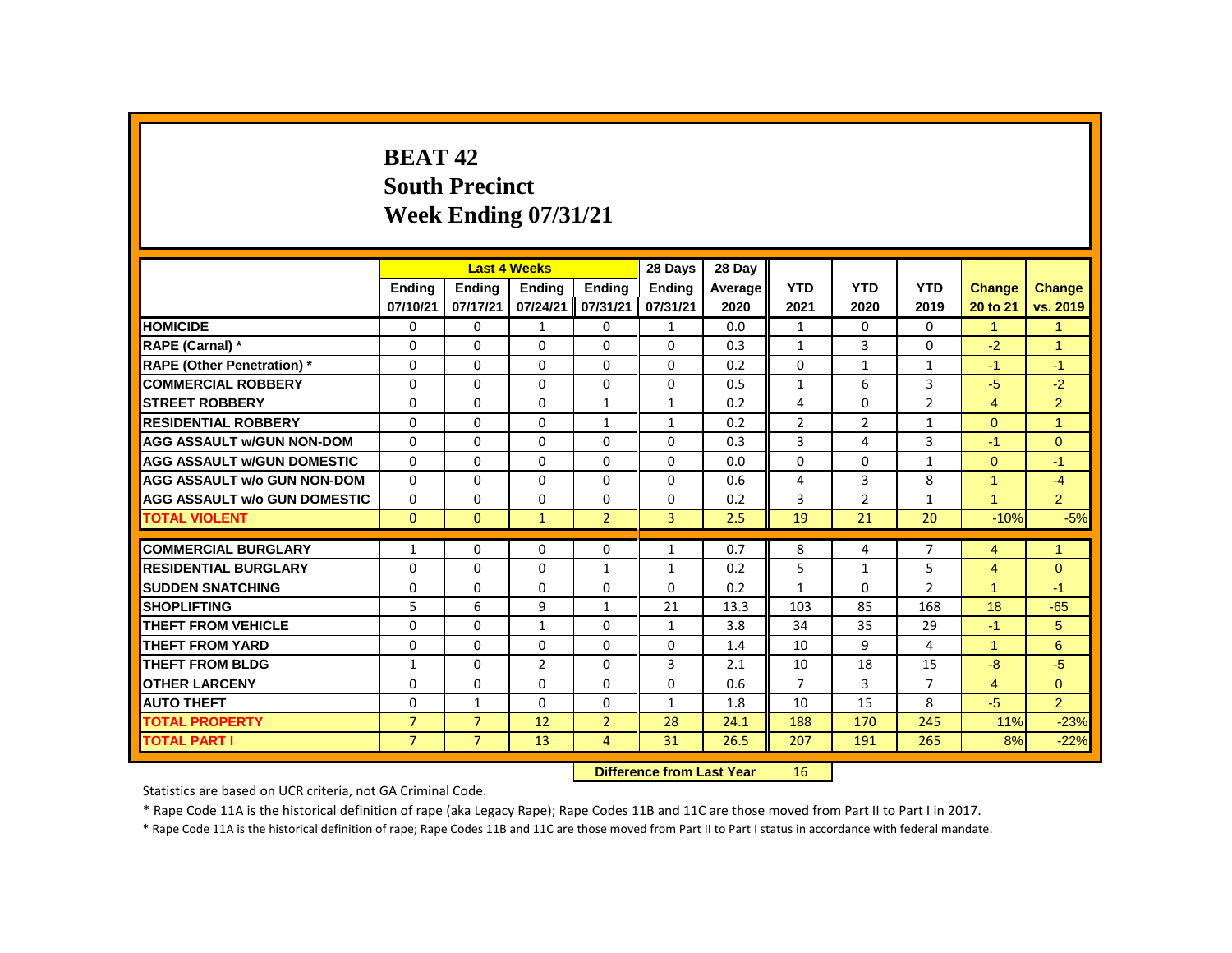# BEAT 42
## South Precinct
## Week Ending 07/31/21

| | Last 4 Weeks | | | | 28 Days | 28 Day | | | | | |
|---|---|---|---|---|---|---|---|---|---|---|---|
| | Ending 07/10/21 | Ending 07/17/21 | Ending 07/24/21 | Ending 07/31/21 | Ending 07/31/21 | Average 2020 | YTD 2021 | YTD 2020 | YTD 2019 | Change 20 to 21 | Change vs. 2019 |
| HOMICIDE | 0 | 0 | 1 | 0 | 1 | 0.0 | 1 | 0 | 0 | 1 | 1 |
| RAPE (Carnal) * | 0 | 0 | 0 | 0 | 0 | 0.3 | 1 | 3 | 0 | -2 | 1 |
| RAPE (Other Penetration) * | 0 | 0 | 0 | 0 | 0 | 0.2 | 0 | 1 | 1 | -1 | -1 |
| COMMERCIAL ROBBERY | 0 | 0 | 0 | 0 | 0 | 0.5 | 1 | 6 | 3 | -5 | -2 |
| STREET ROBBERY | 0 | 0 | 0 | 1 | 1 | 0.2 | 4 | 0 | 2 | 4 | 2 |
| RESIDENTIAL ROBBERY | 0 | 0 | 0 | 1 | 1 | 0.2 | 2 | 2 | 1 | 0 | 1 |
| AGG ASSAULT w/GUN NON-DOM | 0 | 0 | 0 | 0 | 0 | 0.3 | 3 | 4 | 3 | -1 | 0 |
| AGG ASSAULT w/GUN DOMESTIC | 0 | 0 | 0 | 0 | 0 | 0.0 | 0 | 0 | 1 | 0 | -1 |
| AGG ASSAULT w/o GUN NON-DOM | 0 | 0 | 0 | 0 | 0 | 0.6 | 4 | 3 | 8 | 1 | -4 |
| AGG ASSAULT w/o GUN DOMESTIC | 0 | 0 | 0 | 0 | 0 | 0.2 | 3 | 2 | 1 | 1 | 2 |
| TOTAL VIOLENT | 0 | 0 | 1 | 2 | 3 | 2.5 | 19 | 21 | 20 | -10% | -5% |
| COMMERCIAL BURGLARY | 1 | 0 | 0 | 0 | 1 | 0.7 | 8 | 4 | 7 | 4 | 1 |
| RESIDENTIAL BURGLARY | 0 | 0 | 0 | 1 | 1 | 0.2 | 5 | 1 | 5 | 4 | 0 |
| SUDDEN SNATCHING | 0 | 0 | 0 | 0 | 0 | 0.2 | 1 | 0 | 2 | 1 | -1 |
| SHOPLIFTING | 5 | 6 | 9 | 1 | 21 | 13.3 | 103 | 85 | 168 | 18 | -65 |
| THEFT FROM VEHICLE | 0 | 0 | 1 | 0 | 1 | 3.8 | 34 | 35 | 29 | -1 | 5 |
| THEFT FROM YARD | 0 | 0 | 0 | 0 | 0 | 1.4 | 10 | 9 | 4 | 1 | 6 |
| THEFT FROM BLDG | 1 | 0 | 2 | 0 | 3 | 2.1 | 10 | 18 | 15 | -8 | -5 |
| OTHER LARCENY | 0 | 0 | 0 | 0 | 0 | 0.6 | 7 | 3 | 7 | 4 | 0 |
| AUTO THEFT | 0 | 1 | 0 | 0 | 1 | 1.8 | 10 | 15 | 8 | -5 | 2 |
| TOTAL PROPERTY | 7 | 7 | 12 | 2 | 28 | 24.1 | 188 | 170 | 245 | 11% | -23% |
| TOTAL PART I | 7 | 7 | 13 | 4 | 31 | 26.5 | 207 | 191 | 265 | 8% | -22% |

**Difference from Last Year** 16

Statistics are based on UCR criteria, not GA Criminal Code.

* Rape Code 11A is the historical definition of rape (aka Legacy Rape); Rape Codes 11B and 11C are those moved from Part II to Part I in 2017.

* Rape Code 11A is the historical definition of rape; Rape Codes 11B and 11C are those moved from Part II to Part I status in accordance with federal mandate.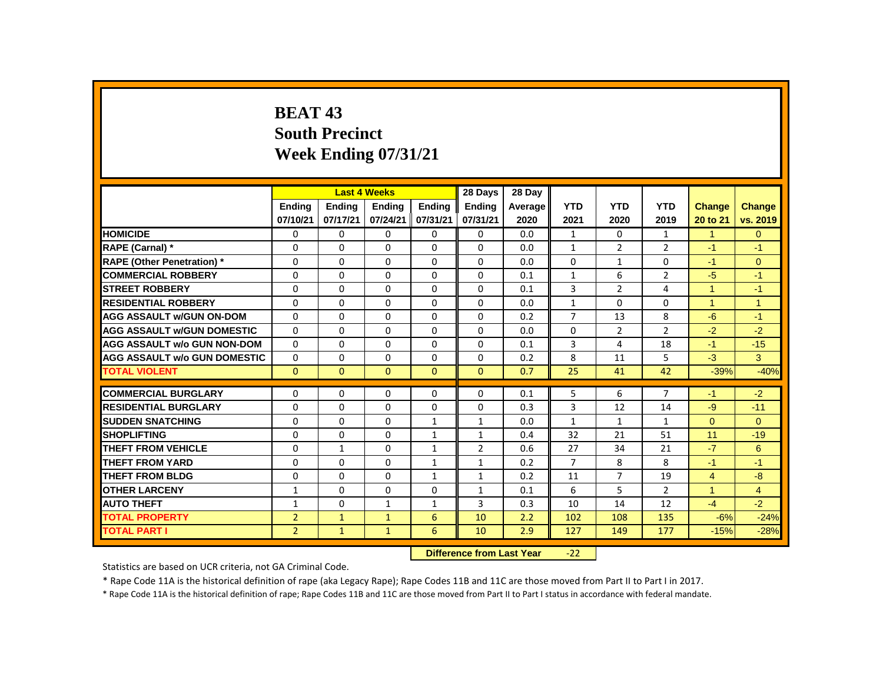# BEAT 43
## South Precinct
## Week Ending 07/31/21

| | Last 4 Weeks | | | | 28 Days | 28 Day | | | | | |
|---|---|---|---|---|---|---|---|---|---|---|---|
| | Ending 07/10/21 | Ending 07/17/21 | Ending 07/24/21 | Ending 07/31/21 | Ending 07/31/21 | Average 2020 | YTD 2021 | YTD 2020 | YTD 2019 | Change 20 to 21 | Change vs. 2019 |
| **HOMICIDE** | 0 | 0 | 0 | 0 | 0 | 0.0 | 1 | 0 | 1 | 1 | 0 |
| **RAPE (Carnal) *** | 0 | 0 | 0 | 0 | 0 | 0.0 | 1 | 2 | 2 | -1 | -1 |
| **RAPE (Other Penetration) *** | 0 | 0 | 0 | 0 | 0 | 0.0 | 0 | 1 | 0 | -1 | 0 |
| **COMMERCIAL ROBBERY** | 0 | 0 | 0 | 0 | 0 | 0.1 | 1 | 6 | 2 | -5 | -1 |
| **STREET ROBBERY** | 0 | 0 | 0 | 0 | 0 | 0.1 | 3 | 2 | 4 | 1 | -1 |
| **RESIDENTIAL ROBBERY** | 0 | 0 | 0 | 0 | 0 | 0.0 | 1 | 0 | 0 | 1 | 1 |
| **AGG ASSAULT w/GUN ON-DOM** | 0 | 0 | 0 | 0 | 0 | 0.2 | 7 | 13 | 8 | -6 | -1 |
| **AGG ASSAULT w/GUN DOMESTIC** | 0 | 0 | 0 | 0 | 0 | 0.0 | 0 | 2 | 2 | -2 | -2 |
| **AGG ASSAULT w/o GUN NON-DOM** | 0 | 0 | 0 | 0 | 0 | 0.1 | 3 | 4 | 18 | -1 | -15 |
| **AGG ASSAULT w/o GUN DOMESTIC** | 0 | 0 | 0 | 0 | 0 | 0.2 | 8 | 11 | 5 | -3 | 3 |
| **TOTAL VIOLENT** | 0 | 0 | 0 | 0 | 0 | 0.7 | 25 | 41 | 42 | -39% | -40% |
| **COMMERCIAL BURGLARY** | 0 | 0 | 0 | 0 | 0 | 0.1 | 5 | 6 | 7 | -1 | -2 |
| **RESIDENTIAL BURGLARY** | 0 | 0 | 0 | 0 | 0 | 0.3 | 3 | 12 | 14 | -9 | -11 |
| **SUDDEN SNATCHING** | 0 | 0 | 0 | 1 | 1 | 0.0 | 1 | 1 | 1 | 0 | 0 |
| **SHOPLIFTING** | 0 | 0 | 0 | 1 | 1 | 0.4 | 32 | 21 | 51 | 11 | -19 |
| **THEFT FROM VEHICLE** | 0 | 1 | 0 | 1 | 2 | 0.6 | 27 | 34 | 21 | -7 | 6 |
| **THEFT FROM YARD** | 0 | 0 | 0 | 1 | 1 | 0.2 | 7 | 8 | 8 | -1 | -1 |
| **THEFT FROM BLDG** | 0 | 0 | 0 | 1 | 1 | 0.2 | 11 | 7 | 19 | 4 | -8 |
| **OTHER LARCENY** | 1 | 0 | 0 | 0 | 1 | 0.1 | 6 | 5 | 2 | 1 | 4 |
| **AUTO THEFT** | 1 | 0 | 1 | 1 | 3 | 0.3 | 10 | 14 | 12 | -4 | -2 |
| **TOTAL PROPERTY** | 2 | 1 | 1 | 6 | 10 | 2.2 | 102 | 108 | 135 | -6% | -24% |
| **TOTAL PART I** | 2 | 1 | 1 | 6 | 10 | 2.9 | 127 | 149 | 177 | -15% | -28% |

**Difference from Last Year** -22

Statistics are based on UCR criteria, not GA Criminal Code.

* Rape Code 11A is the historical definition of rape (aka Legacy Rape); Rape Codes 11B and 11C are those moved from Part II to Part I in 2017.

* Rape Code 11A is the historical definition of rape; Rape Codes 11B and 11C are those moved from Part II to Part I status in accordance with federal mandate.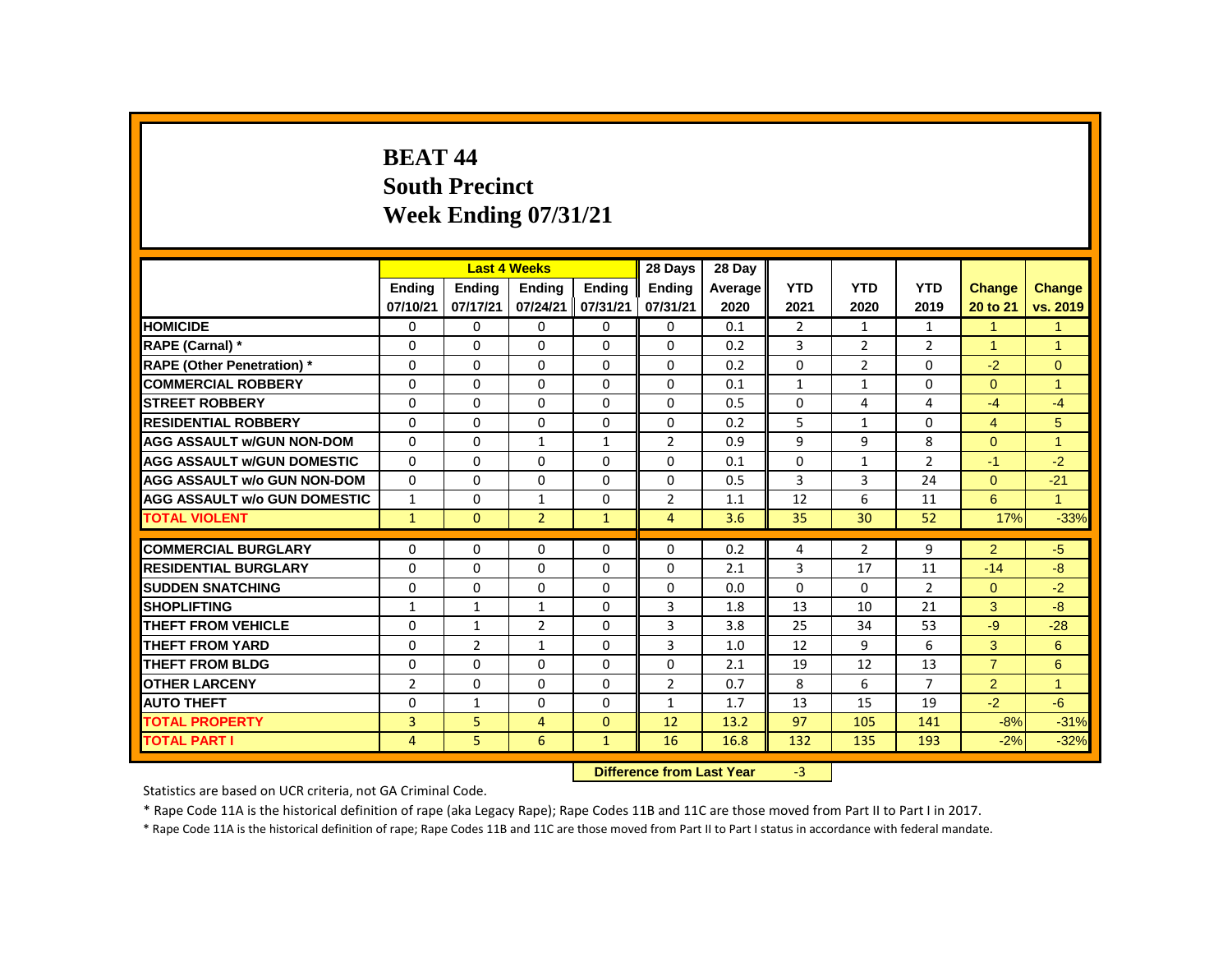# BEAT 44
## South Precinct
## Week Ending 07/31/21

| | Last 4 Weeks | | | | 28 Days | 28 Day | | | | | |
|---|---|---|---|---|---|---|---|---|---|---|---|
| | Ending 07/10/21 | Ending 07/17/21 | Ending 07/24/21 | Ending 07/31/21 | Ending 07/31/21 | Average 2020 | YTD 2021 | YTD 2020 | YTD 2019 | Change 20 to 21 | Change vs. 2019 |
| **HOMICIDE** | 0 | 0 | 0 | 0 | 0 | 0.1 | 2 | 1 | 1 | 1 | 1 |
| **RAPE (Carnal) *** | 0 | 0 | 0 | 0 | 0 | 0.2 | 3 | 2 | 2 | 1 | 1 |
| **RAPE (Other Penetration) *** | 0 | 0 | 0 | 0 | 0 | 0.2 | 0 | 2 | 0 | -2 | 0 |
| **COMMERCIAL ROBBERY** | 0 | 0 | 0 | 0 | 0 | 0.1 | 1 | 1 | 0 | 0 | 1 |
| **STREET ROBBERY** | 0 | 0 | 0 | 0 | 0 | 0.5 | 0 | 4 | 4 | -4 | -4 |
| **RESIDENTIAL ROBBERY** | 0 | 0 | 0 | 0 | 0 | 0.2 | 5 | 1 | 0 | 4 | 5 |
| **AGG ASSAULT w/GUN NON-DOM** | 0 | 0 | 1 | 1 | 2 | 0.9 | 9 | 9 | 8 | 0 | 1 |
| **AGG ASSAULT w/GUN DOMESTIC** | 0 | 0 | 0 | 0 | 0 | 0.1 | 0 | 1 | 2 | -1 | -2 |
| **AGG ASSAULT w/o GUN NON-DOM** | 0 | 0 | 0 | 0 | 0 | 0.5 | 3 | 3 | 24 | 0 | -21 |
| **AGG ASSAULT w/o GUN DOMESTIC** | 1 | 0 | 1 | 0 | 2 | 1.1 | 12 | 6 | 11 | 6 | 1 |
| **TOTAL VIOLENT** | 1 | 0 | 2 | 1 | 4 | 3.6 | 35 | 30 | 52 | 17% | -33% |
| **COMMERCIAL BURGLARY** | 0 | 0 | 0 | 0 | 0 | 0.2 | 4 | 2 | 9 | 2 | -5 |
| **RESIDENTIAL BURGLARY** | 0 | 0 | 0 | 0 | 0 | 2.1 | 3 | 17 | 11 | -14 | -8 |
| **SUDDEN SNATCHING** | 0 | 0 | 0 | 0 | 0 | 0.0 | 0 | 0 | 2 | 0 | -2 |
| **SHOPLIFTING** | 1 | 1 | 1 | 0 | 3 | 1.8 | 13 | 10 | 21 | 3 | -8 |
| **THEFT FROM VEHICLE** | 0 | 1 | 2 | 0 | 3 | 3.8 | 25 | 34 | 53 | -9 | -28 |
| **THEFT FROM YARD** | 0 | 2 | 1 | 0 | 3 | 1.0 | 12 | 9 | 6 | 3 | 6 |
| **THEFT FROM BLDG** | 0 | 0 | 0 | 0 | 0 | 2.1 | 19 | 12 | 13 | 7 | 6 |
| **OTHER LARCENY** | 2 | 0 | 0 | 0 | 2 | 0.7 | 8 | 6 | 7 | 2 | 1 |
| **AUTO THEFT** | 0 | 1 | 0 | 0 | 1 | 1.7 | 13 | 15 | 19 | -2 | -6 |
| **TOTAL PROPERTY** | 3 | 5 | 4 | 0 | 12 | 13.2 | 97 | 105 | 141 | -8% | -31% |
| **TOTAL PART I** | 4 | 5 | 6 | 1 | 16 | 16.8 | 132 | 135 | 193 | -2% | -32% |

**Difference from Last Year** -3

Statistics are based on UCR criteria, not GA Criminal Code.

* Rape Code 11A is the historical definition of rape (aka Legacy Rape); Rape Codes 11B and 11C are those moved from Part II to Part I in 2017.

* Rape Code 11A is the historical definition of rape; Rape Codes 11B and 11C are those moved from Part II to Part I status in accordance with federal mandate.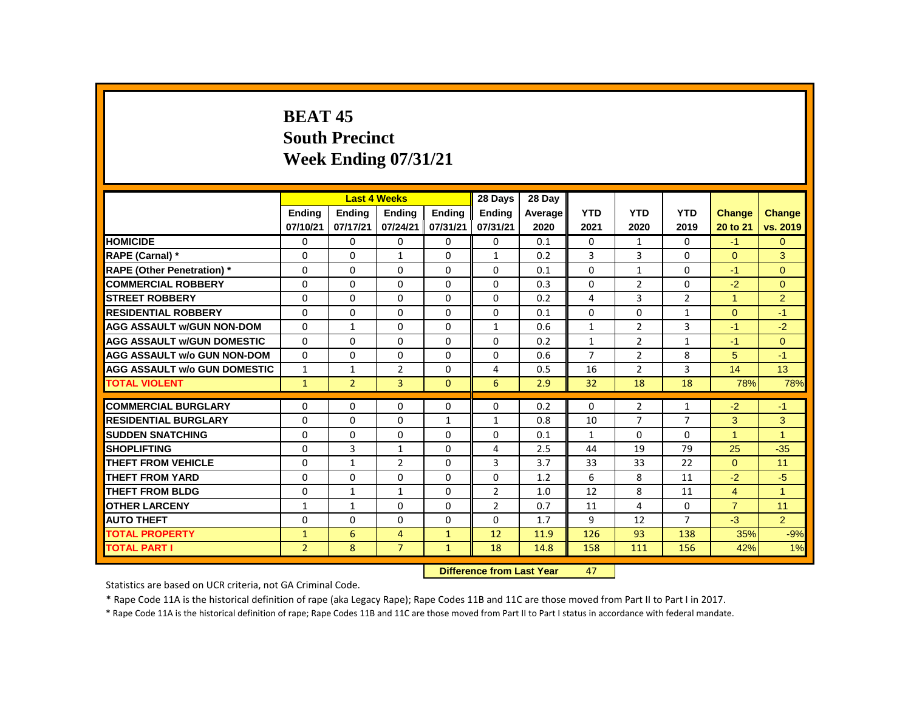# BEAT 45
# South Precinct
# Week Ending 07/31/21

| | Last 4 Weeks | | | | 28 Days | 28 Day | | | | | |
|---|---|---|---|---|---|---|---|---|---|---|---|
| | Ending 07/10/21 | Ending 07/17/21 | Ending 07/24/21 | Ending 07/31/21 | Ending 07/31/21 | Average 2020 | YTD 2021 | YTD 2020 | YTD 2019 | Change 20 to 21 | Change vs. 2019 |
| HOMICIDE | 0 | 0 | 0 | 0 | 0 | 0.1 | 0 | 1 | 0 | -1 | 0 |
| RAPE (Carnal) * | 0 | 0 | 1 | 0 | 1 | 0.2 | 3 | 3 | 0 | 0 | 3 |
| RAPE (Other Penetration) * | 0 | 0 | 0 | 0 | 0 | 0.1 | 0 | 1 | 0 | -1 | 0 |
| COMMERCIAL ROBBERY | 0 | 0 | 0 | 0 | 0 | 0.3 | 0 | 2 | 0 | -2 | 0 |
| STREET ROBBERY | 0 | 0 | 0 | 0 | 0 | 0.2 | 4 | 3 | 2 | 1 | 2 |
| RESIDENTIAL ROBBERY | 0 | 0 | 0 | 0 | 0 | 0.1 | 0 | 0 | 1 | 0 | -1 |
| AGG ASSAULT w/GUN NON-DOM | 0 | 1 | 0 | 0 | 1 | 0.6 | 1 | 2 | 3 | -1 | -2 |
| AGG ASSAULT w/GUN DOMESTIC | 0 | 0 | 0 | 0 | 0 | 0.2 | 1 | 2 | 1 | -1 | 0 |
| AGG ASSAULT w/o GUN NON-DOM | 0 | 0 | 0 | 0 | 0 | 0.6 | 7 | 2 | 8 | 5 | -1 |
| AGG ASSAULT w/o GUN DOMESTIC | 1 | 1 | 2 | 0 | 4 | 0.5 | 16 | 2 | 3 | 14 | 13 |
| TOTAL VIOLENT | 1 | 2 | 3 | 0 | 6 | 2.9 | 32 | 18 | 18 | 78% | 78% |
| COMMERCIAL BURGLARY | 0 | 0 | 0 | 0 | 0 | 0.2 | 0 | 2 | 1 | -2 | -1 |
| RESIDENTIAL BURGLARY | 0 | 0 | 0 | 1 | 1 | 0.8 | 10 | 7 | 7 | 3 | 3 |
| SUDDEN SNATCHING | 0 | 0 | 0 | 0 | 0 | 0.1 | 1 | 0 | 0 | 1 | 1 |
| SHOPLIFTING | 0 | 3 | 1 | 0 | 4 | 2.5 | 44 | 19 | 79 | 25 | -35 |
| THEFT FROM VEHICLE | 0 | 1 | 2 | 0 | 3 | 3.7 | 33 | 33 | 22 | 0 | 11 |
| THEFT FROM YARD | 0 | 0 | 0 | 0 | 0 | 1.2 | 6 | 8 | 11 | -2 | -5 |
| THEFT FROM BLDG | 0 | 1 | 1 | 0 | 2 | 1.0 | 12 | 8 | 11 | 4 | 1 |
| OTHER LARCENY | 1 | 1 | 0 | 0 | 2 | 0.7 | 11 | 4 | 0 | 7 | 11 |
| AUTO THEFT | 0 | 0 | 0 | 0 | 0 | 1.7 | 9 | 12 | 7 | -3 | 2 |
| TOTAL PROPERTY | 1 | 6 | 4 | 1 | 12 | 11.9 | 126 | 93 | 138 | 35% | -9% |
| TOTAL PART I | 2 | 8 | 7 | 1 | 18 | 14.8 | 158 | 111 | 156 | 42% | 1% |

**Difference from Last Year** 47

Statistics are based on UCR criteria, not GA Criminal Code.

* Rape Code 11A is the historical definition of rape (aka Legacy Rape); Rape Codes 11B and 11C are those moved from Part II to Part I in 2017.

* Rape Code 11A is the historical definition of rape; Rape Codes 11B and 11C are those moved from Part II to Part I status in accordance with federal mandate.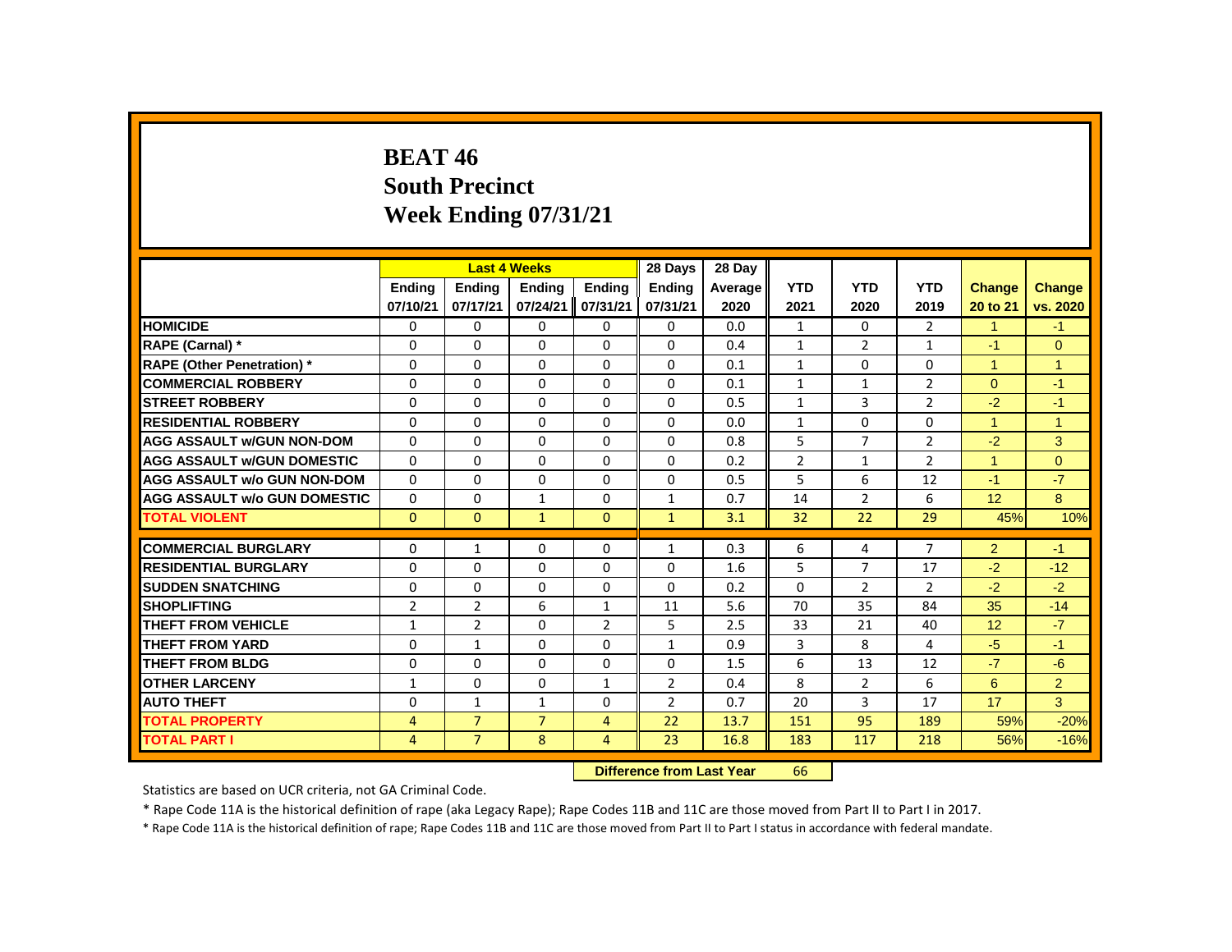# BEAT 46
## South Precinct
## Week Ending 07/31/21

| | Last 4 Weeks | | | | 28 Days | 28 Day | | | | | |
|---|---|---|---|---|---|---|---|---|---|---|---|
| | Ending 07/10/21 | Ending 07/17/21 | Ending 07/24/21 | Ending 07/31/21 | Ending 07/31/21 | Average 2020 | YTD 2021 | YTD 2020 | YTD 2019 | Change 20 to 21 | Change vs. 2020 |
| HOMICIDE | 0 | 0 | 0 | 0 | 0 | 0.0 | 1 | 0 | 2 | 1 | -1 |
| RAPE (Carnal) * | 0 | 0 | 0 | 0 | 0 | 0.4 | 1 | 2 | 1 | -1 | 0 |
| RAPE (Other Penetration) * | 0 | 0 | 0 | 0 | 0 | 0.1 | 1 | 0 | 0 | 1 | 1 |
| COMMERCIAL ROBBERY | 0 | 0 | 0 | 0 | 0 | 0.1 | 1 | 1 | 2 | 0 | -1 |
| STREET ROBBERY | 0 | 0 | 0 | 0 | 0 | 0.5 | 1 | 3 | 2 | -2 | -1 |
| RESIDENTIAL ROBBERY | 0 | 0 | 0 | 0 | 0 | 0.0 | 1 | 0 | 0 | 1 | 1 |
| AGG ASSAULT w/GUN NON-DOM | 0 | 0 | 0 | 0 | 0 | 0.8 | 5 | 7 | 2 | -2 | 3 |
| AGG ASSAULT w/GUN DOMESTIC | 0 | 0 | 0 | 0 | 0 | 0.2 | 2 | 1 | 2 | 1 | 0 |
| AGG ASSAULT w/o GUN NON-DOM | 0 | 0 | 0 | 0 | 0 | 0.5 | 5 | 6 | 12 | -1 | -7 |
| AGG ASSAULT w/o GUN DOMESTIC | 0 | 0 | 1 | 0 | 1 | 0.7 | 14 | 2 | 6 | 12 | 8 |
| TOTAL VIOLENT | 0 | 0 | 1 | 0 | 1 | 3.1 | 32 | 22 | 29 | 45% | 10% |
| COMMERCIAL BURGLARY | 0 | 1 | 0 | 0 | 1 | 0.3 | 6 | 4 | 7 | 2 | -1 |
| RESIDENTIAL BURGLARY | 0 | 0 | 0 | 0 | 0 | 1.6 | 5 | 7 | 17 | -2 | -12 |
| SUDDEN SNATCHING | 0 | 0 | 0 | 0 | 0 | 0.2 | 0 | 2 | 2 | -2 | -2 |
| SHOPLIFTING | 2 | 2 | 6 | 1 | 11 | 5.6 | 70 | 35 | 84 | 35 | -14 |
| THEFT FROM VEHICLE | 1 | 2 | 0 | 2 | 5 | 2.5 | 33 | 21 | 40 | 12 | -7 |
| THEFT FROM YARD | 0 | 1 | 0 | 0 | 1 | 0.9 | 3 | 8 | 4 | -5 | -1 |
| THEFT FROM BLDG | 0 | 0 | 0 | 0 | 0 | 1.5 | 6 | 13 | 12 | -7 | -6 |
| OTHER LARCENY | 1 | 0 | 0 | 1 | 2 | 0.4 | 8 | 2 | 6 | 6 | 2 |
| AUTO THEFT | 0 | 1 | 1 | 0 | 2 | 0.7 | 20 | 3 | 17 | 17 | 3 |
| TOTAL PROPERTY | 4 | 7 | 7 | 4 | 22 | 13.7 | 151 | 95 | 189 | 59% | -20% |
| TOTAL PART I | 4 | 7 | 8 | 4 | 23 | 16.8 | 183 | 117 | 218 | 56% | -16% |

**Difference from Last Year** 66

Statistics are based on UCR criteria, not GA Criminal Code.

* Rape Code 11A is the historical definition of rape (aka Legacy Rape); Rape Codes 11B and 11C are those moved from Part II to Part I in 2017.

* Rape Code 11A is the historical definition of rape; Rape Codes 11B and 11C are those moved from Part II to Part I status in accordance with federal mandate.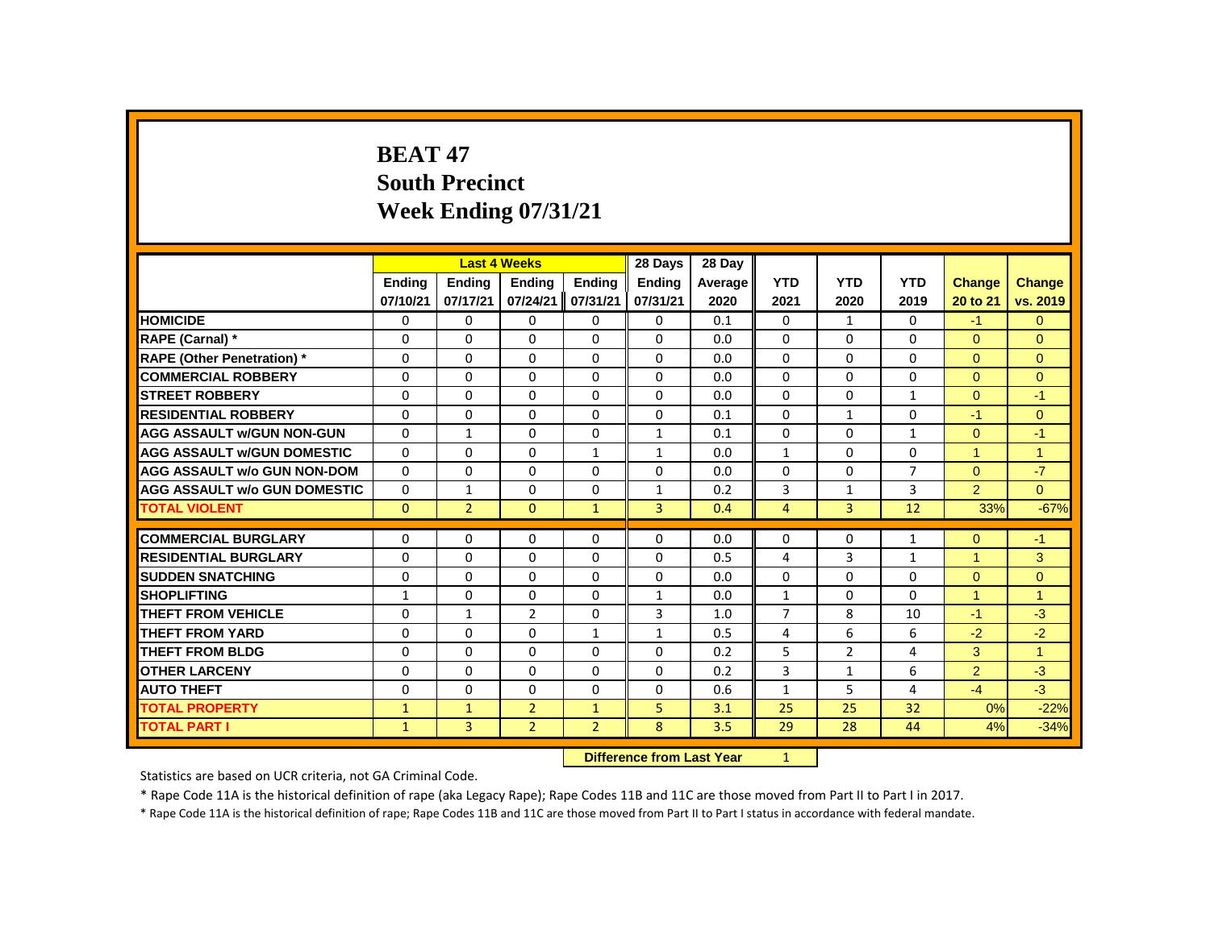# BEAT 47
## South Precinct
## Week Ending 07/31/21

| | Last 4 Weeks | | | | 28 Days | 28 Day | | | | | |
|---|---|---|---|---|---|---|---|---|---|---|---|
| | Ending 07/10/21 | Ending 07/17/21 | Ending 07/24/21 | Ending 07/31/21 | Ending 07/31/21 | Average 2020 | YTD 2021 | YTD 2020 | YTD 2019 | Change 20 to 21 | Change vs. 2019 |
| HOMICIDE | 0 | 0 | 0 | 0 | 0 | 0.1 | 0 | 1 | 0 | -1 | 0 |
| RAPE (Carnal) * | 0 | 0 | 0 | 0 | 0 | 0.0 | 0 | 0 | 0 | 0 | 0 |
| RAPE (Other Penetration) * | 0 | 0 | 0 | 0 | 0 | 0.0 | 0 | 0 | 0 | 0 | 0 |
| COMMERCIAL ROBBERY | 0 | 0 | 0 | 0 | 0 | 0.0 | 0 | 0 | 0 | 0 | 0 |
| STREET ROBBERY | 0 | 0 | 0 | 0 | 0 | 0.0 | 0 | 0 | 1 | 0 | -1 |
| RESIDENTIAL ROBBERY | 0 | 0 | 0 | 0 | 0 | 0.1 | 0 | 1 | 0 | -1 | 0 |
| AGG ASSAULT w/GUN NON-GUN | 0 | 1 | 0 | 0 | 1 | 0.1 | 0 | 0 | 1 | 0 | -1 |
| AGG ASSAULT w/GUN DOMESTIC | 0 | 0 | 0 | 1 | 1 | 0.0 | 1 | 0 | 0 | 1 | 1 |
| AGG ASSAULT w/o GUN NON-DOM | 0 | 0 | 0 | 0 | 0 | 0.0 | 0 | 0 | 7 | 0 | -7 |
| AGG ASSAULT w/o GUN DOMESTIC | 0 | 1 | 0 | 0 | 1 | 0.2 | 3 | 1 | 3 | 2 | 0 |
| TOTAL VIOLENT | 0 | 2 | 0 | 1 | 3 | 0.4 | 4 | 3 | 12 | 33% | -67% |
| COMMERCIAL BURGLARY | 0 | 0 | 0 | 0 | 0 | 0.0 | 0 | 0 | 1 | 0 | -1 |
| RESIDENTIAL BURGLARY | 0 | 0 | 0 | 0 | 0 | 0.5 | 4 | 3 | 1 | 1 | 3 |
| SUDDEN SNATCHING | 0 | 0 | 0 | 0 | 0 | 0.0 | 0 | 0 | 0 | 0 | 0 |
| SHOPLIFTING | 1 | 0 | 0 | 0 | 1 | 0.0 | 1 | 0 | 0 | 1 | 1 |
| THEFT FROM VEHICLE | 0 | 1 | 2 | 0 | 3 | 1.0 | 7 | 8 | 10 | -1 | -3 |
| THEFT FROM YARD | 0 | 0 | 0 | 1 | 1 | 0.5 | 4 | 6 | 6 | -2 | -2 |
| THEFT FROM BLDG | 0 | 0 | 0 | 0 | 0 | 0.2 | 5 | 2 | 4 | 3 | 1 |
| OTHER LARCENY | 0 | 0 | 0 | 0 | 0 | 0.2 | 3 | 1 | 6 | 2 | -3 |
| AUTO THEFT | 0 | 0 | 0 | 0 | 0 | 0.6 | 1 | 5 | 4 | -4 | -3 |
| TOTAL PROPERTY | 1 | 1 | 2 | 1 | 5 | 3.1 | 25 | 25 | 32 | 0% | -22% |
| TOTAL PART I | 1 | 3 | 2 | 2 | 8 | 3.5 | 29 | 28 | 44 | 4% | -34% |

**Difference from Last Year** 1

Statistics are based on UCR criteria, not GA Criminal Code.

* Rape Code 11A is the historical definition of rape (aka Legacy Rape); Rape Codes 11B and 11C are those moved from Part II to Part I in 2017.

* Rape Code 11A is the historical definition of rape; Rape Codes 11B and 11C are those moved from Part II to Part I status in accordance with federal mandate.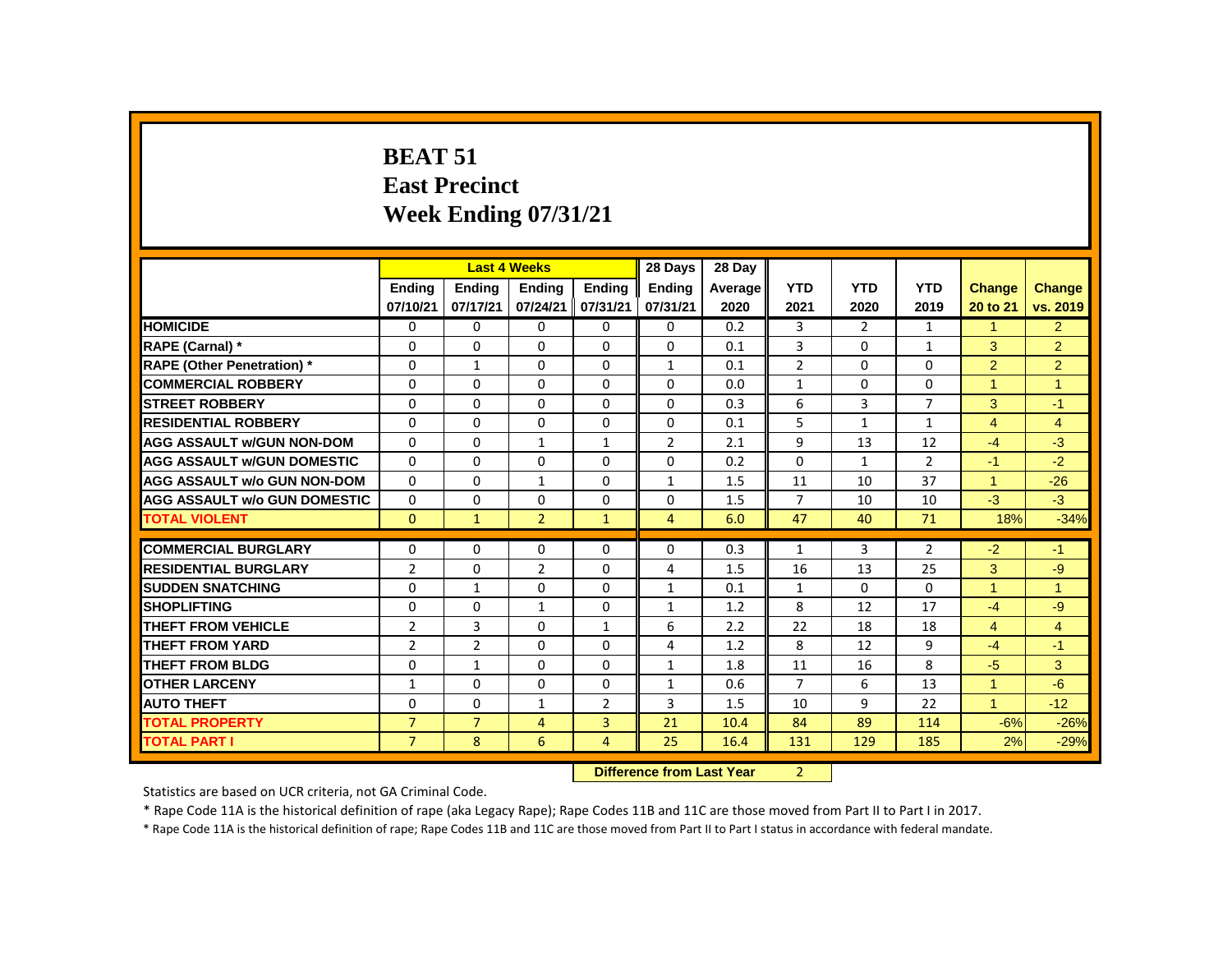# BEAT 51
## East Precinct
## Week Ending 07/31/21

| | Last 4 Weeks | | | | 28 Days | 28 Day | | | | | |
|---|---|---|---|---|---|---|---|---|---|---|---|
| | Ending 07/10/21 | Ending 07/17/21 | Ending 07/24/21 | Ending 07/31/21 | Ending 07/31/21 | Average 2020 | YTD 2021 | YTD 2020 | YTD 2019 | Change 20 to 21 | Change vs. 2019 |
| HOMICIDE | 0 | 0 | 0 | 0 | 0 | 0.2 | 3 | 2 | 1 | 1 | 2 |
| RAPE (Carnal) * | 0 | 0 | 0 | 0 | 0 | 0.1 | 3 | 0 | 1 | 3 | 2 |
| RAPE (Other Penetration) * | 0 | 1 | 0 | 0 | 1 | 0.1 | 2 | 0 | 0 | 2 | 2 |
| COMMERCIAL ROBBERY | 0 | 0 | 0 | 0 | 0 | 0.0 | 1 | 0 | 0 | 1 | 1 |
| STREET ROBBERY | 0 | 0 | 0 | 0 | 0 | 0.3 | 6 | 3 | 7 | 3 | -1 |
| RESIDENTIAL ROBBERY | 0 | 0 | 0 | 0 | 0 | 0.1 | 5 | 1 | 1 | 4 | 4 |
| AGG ASSAULT w/GUN NON-DOM | 0 | 0 | 1 | 1 | 2 | 2.1 | 9 | 13 | 12 | -4 | -3 |
| AGG ASSAULT w/GUN DOMESTIC | 0 | 0 | 0 | 0 | 0 | 0.2 | 0 | 1 | 2 | -1 | -2 |
| AGG ASSAULT w/o GUN NON-DOM | 0 | 0 | 1 | 0 | 1 | 1.5 | 11 | 10 | 37 | 1 | -26 |
| AGG ASSAULT w/o GUN DOMESTIC | 0 | 0 | 0 | 0 | 0 | 1.5 | 7 | 10 | 10 | -3 | -3 |
| TOTAL VIOLENT | 0 | 1 | 2 | 1 | 4 | 6.0 | 47 | 40 | 71 | 18% | -34% |
| COMMERCIAL BURGLARY | 0 | 0 | 0 | 0 | 0 | 0.3 | 1 | 3 | 2 | -2 | -1 |
| RESIDENTIAL BURGLARY | 2 | 0 | 2 | 0 | 4 | 1.5 | 16 | 13 | 25 | 3 | -9 |
| SUDDEN SNATCHING | 0 | 1 | 0 | 0 | 1 | 0.1 | 1 | 0 | 0 | 1 | 1 |
| SHOPLIFTING | 0 | 0 | 1 | 0 | 1 | 1.2 | 8 | 12 | 17 | -4 | -9 |
| THEFT FROM VEHICLE | 2 | 3 | 0 | 1 | 6 | 2.2 | 22 | 18 | 18 | 4 | 4 |
| THEFT FROM YARD | 2 | 2 | 0 | 0 | 4 | 1.2 | 8 | 12 | 9 | -4 | -1 |
| THEFT FROM BLDG | 0 | 1 | 0 | 0 | 1 | 1.8 | 11 | 16 | 8 | -5 | 3 |
| OTHER LARCENY | 1 | 0 | 0 | 0 | 1 | 0.6 | 7 | 6 | 13 | 1 | -6 |
| AUTO THEFT | 0 | 0 | 1 | 2 | 3 | 1.5 | 10 | 9 | 22 | 1 | -12 |
| TOTAL PROPERTY | 7 | 7 | 4 | 3 | 21 | 10.4 | 84 | 89 | 114 | -6% | -26% |
| TOTAL PART I | 7 | 8 | 6 | 4 | 25 | 16.4 | 131 | 129 | 185 | 2% | -29% |

**Difference from Last Year** 2

Statistics are based on UCR criteria, not GA Criminal Code.

* Rape Code 11A is the historical definition of rape (aka Legacy Rape); Rape Codes 11B and 11C are those moved from Part II to Part I in 2017.

* Rape Code 11A is the historical definition of rape; Rape Codes 11B and 11C are those moved from Part II to Part I status in accordance with federal mandate.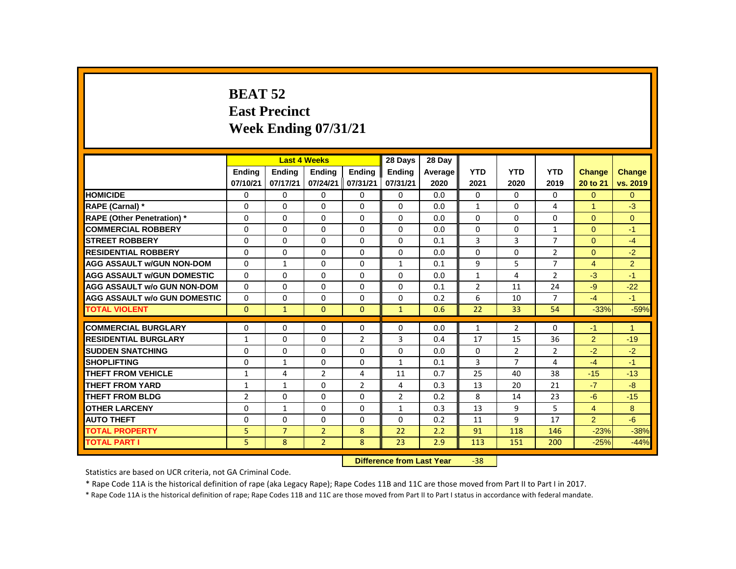# BEAT 52
## East Precinct
## Week Ending 07/31/21

| | Last 4 Weeks | | | | 28 Days | 28 Day | | | | | |
|---|---|---|---|---|---|---|---|---|---|---|---|
| | Ending 07/10/21 | Ending 07/17/21 | Ending 07/24/21 | Ending 07/31/21 | Ending 07/31/21 | Average 2020 | YTD 2021 | YTD 2020 | YTD 2019 | Change 20 to 21 | Change vs. 2019 |
| HOMICIDE | 0 | 0 | 0 | 0 | 0 | 0.0 | 0 | 0 | 0 | 0 | 0 |
| RAPE (Carnal) * | 0 | 0 | 0 | 0 | 0 | 0.0 | 1 | 0 | 4 | 1 | -3 |
| RAPE (Other Penetration) * | 0 | 0 | 0 | 0 | 0 | 0.0 | 0 | 0 | 0 | 0 | 0 |
| COMMERCIAL ROBBERY | 0 | 0 | 0 | 0 | 0 | 0.0 | 0 | 0 | 1 | 0 | -1 |
| STREET ROBBERY | 0 | 0 | 0 | 0 | 0 | 0.1 | 3 | 3 | 7 | 0 | -4 |
| RESIDENTIAL ROBBERY | 0 | 0 | 0 | 0 | 0 | 0.0 | 0 | 0 | 2 | 0 | -2 |
| AGG ASSAULT w/GUN NON-DOM | 0 | 1 | 0 | 0 | 1 | 0.1 | 9 | 5 | 7 | 4 | 2 |
| AGG ASSAULT w/GUN DOMESTIC | 0 | 0 | 0 | 0 | 0 | 0.0 | 1 | 4 | 2 | -3 | -1 |
| AGG ASSAULT w/o GUN NON-DOM | 0 | 0 | 0 | 0 | 0 | 0.1 | 2 | 11 | 24 | -9 | -22 |
| AGG ASSAULT w/o GUN DOMESTIC | 0 | 0 | 0 | 0 | 0 | 0.2 | 6 | 10 | 7 | -4 | -1 |
| TOTAL VIOLENT | 0 | 1 | 0 | 0 | 1 | 0.6 | 22 | 33 | 54 | -33% | -59% |
| COMMERCIAL BURGLARY | 0 | 0 | 0 | 0 | 0 | 0.0 | 1 | 2 | 0 | -1 | 1 |
| RESIDENTIAL BURGLARY | 1 | 0 | 0 | 2 | 3 | 0.4 | 17 | 15 | 36 | 2 | -19 |
| SUDDEN SNATCHING | 0 | 0 | 0 | 0 | 0 | 0.0 | 0 | 2 | 2 | -2 | -2 |
| SHOPLIFTING | 0 | 1 | 0 | 0 | 1 | 0.1 | 3 | 7 | 4 | -4 | -1 |
| THEFT FROM VEHICLE | 1 | 4 | 2 | 4 | 11 | 0.7 | 25 | 40 | 38 | -15 | -13 |
| THEFT FROM YARD | 1 | 1 | 0 | 2 | 4 | 0.3 | 13 | 20 | 21 | -7 | -8 |
| THEFT FROM BLDG | 2 | 0 | 0 | 0 | 2 | 0.2 | 8 | 14 | 23 | -6 | -15 |
| OTHER LARCENY | 0 | 1 | 0 | 0 | 1 | 0.3 | 13 | 9 | 5 | 4 | 8 |
| AUTO THEFT | 0 | 0 | 0 | 0 | 0 | 0.2 | 11 | 9 | 17 | 2 | -6 |
| TOTAL PROPERTY | 5 | 7 | 2 | 8 | 22 | 2.2 | 91 | 118 | 146 | -23% | -38% |
| TOTAL PART I | 5 | 8 | 2 | 8 | 23 | 2.9 | 113 | 151 | 200 | -25% | -44% |

**Difference from Last Year** -38

Statistics are based on UCR criteria, not GA Criminal Code.

* Rape Code 11A is the historical definition of rape (aka Legacy Rape); Rape Codes 11B and 11C are those moved from Part II to Part I in 2017.

* Rape Code 11A is the historical definition of rape; Rape Codes 11B and 11C are those moved from Part II to Part I status in accordance with federal mandate.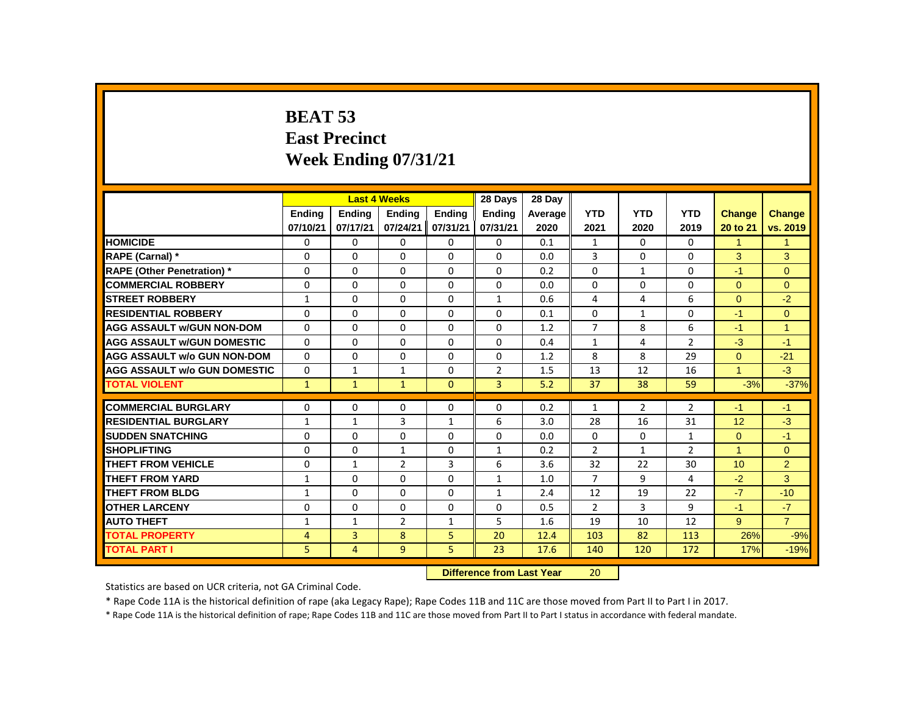# BEAT 53
# East Precinct
# Week Ending 07/31/21

| | Last 4 Weeks | | | | 28 Days | 28 Day | | | | | |
|---|---|---|---|---|---|---|---|---|---|---|---|
| | Ending 07/10/21 | Ending 07/17/21 | Ending 07/24/21 | Ending 07/31/21 | Ending 07/31/21 | Average 2020 | YTD 2021 | YTD 2020 | YTD 2019 | Change 20 to 21 | Change vs. 2019 |
| **HOMICIDE** | 0 | 0 | 0 | 0 | 0 | 0.1 | 1 | 0 | 0 | 1 | 1 |
| **RAPE (Carnal) *** | 0 | 0 | 0 | 0 | 0 | 0.0 | 3 | 0 | 0 | 3 | 3 |
| **RAPE (Other Penetration) *** | 0 | 0 | 0 | 0 | 0 | 0.2 | 0 | 1 | 0 | -1 | 0 |
| **COMMERCIAL ROBBERY** | 0 | 0 | 0 | 0 | 0 | 0.0 | 0 | 0 | 0 | 0 | 0 |
| **STREET ROBBERY** | 1 | 0 | 0 | 0 | 1 | 0.6 | 4 | 4 | 6 | 0 | -2 |
| **RESIDENTIAL ROBBERY** | 0 | 0 | 0 | 0 | 0 | 0.1 | 0 | 1 | 0 | -1 | 0 |
| **AGG ASSAULT w/GUN NON-DOM** | 0 | 0 | 0 | 0 | 0 | 1.2 | 7 | 8 | 6 | -1 | 1 |
| **AGG ASSAULT w/GUN DOMESTIC** | 0 | 0 | 0 | 0 | 0 | 0.4 | 1 | 4 | 2 | -3 | -1 |
| **AGG ASSAULT w/o GUN NON-DOM** | 0 | 0 | 0 | 0 | 0 | 1.2 | 8 | 8 | 29 | 0 | -21 |
| **AGG ASSAULT w/o GUN DOMESTIC** | 0 | 1 | 1 | 0 | 2 | 1.5 | 13 | 12 | 16 | 1 | -3 |
| **TOTAL VIOLENT** | 1 | 1 | 1 | 0 | 3 | 5.2 | 37 | 38 | 59 | -3% | -37% |
| **COMMERCIAL BURGLARY** | 0 | 0 | 0 | 0 | 0 | 0.2 | 1 | 2 | 2 | -1 | -1 |
| **RESIDENTIAL BURGLARY** | 1 | 1 | 3 | 1 | 6 | 3.0 | 28 | 16 | 31 | 12 | -3 |
| **SUDDEN SNATCHING** | 0 | 0 | 0 | 0 | 0 | 0.0 | 0 | 0 | 1 | 0 | -1 |
| **SHOPLIFTING** | 0 | 0 | 1 | 0 | 1 | 0.2 | 2 | 1 | 2 | 1 | 0 |
| **THEFT FROM VEHICLE** | 0 | 1 | 2 | 3 | 6 | 3.6 | 32 | 22 | 30 | 10 | 2 |
| **THEFT FROM YARD** | 1 | 0 | 0 | 0 | 1 | 1.0 | 7 | 9 | 4 | -2 | 3 |
| **THEFT FROM BLDG** | 1 | 0 | 0 | 0 | 1 | 2.4 | 12 | 19 | 22 | -7 | -10 |
| **OTHER LARCENY** | 0 | 0 | 0 | 0 | 0 | 0.5 | 2 | 3 | 9 | -1 | -7 |
| **AUTO THEFT** | 1 | 1 | 2 | 1 | 5 | 1.6 | 19 | 10 | 12 | 9 | 7 |
| **TOTAL PROPERTY** | 4 | 3 | 8 | 5 | 20 | 12.4 | 103 | 82 | 113 | 26% | -9% |
| **TOTAL PART I** | 5 | 4 | 9 | 5 | 23 | 17.6 | 140 | 120 | 172 | 17% | -19% |

**Difference from Last Year** 20

Statistics are based on UCR criteria, not GA Criminal Code.

* Rape Code 11A is the historical definition of rape (aka Legacy Rape); Rape Codes 11B and 11C are those moved from Part II to Part I in 2017.

* Rape Code 11A is the historical definition of rape; Rape Codes 11B and 11C are those moved from Part II to Part I status in accordance with federal mandate.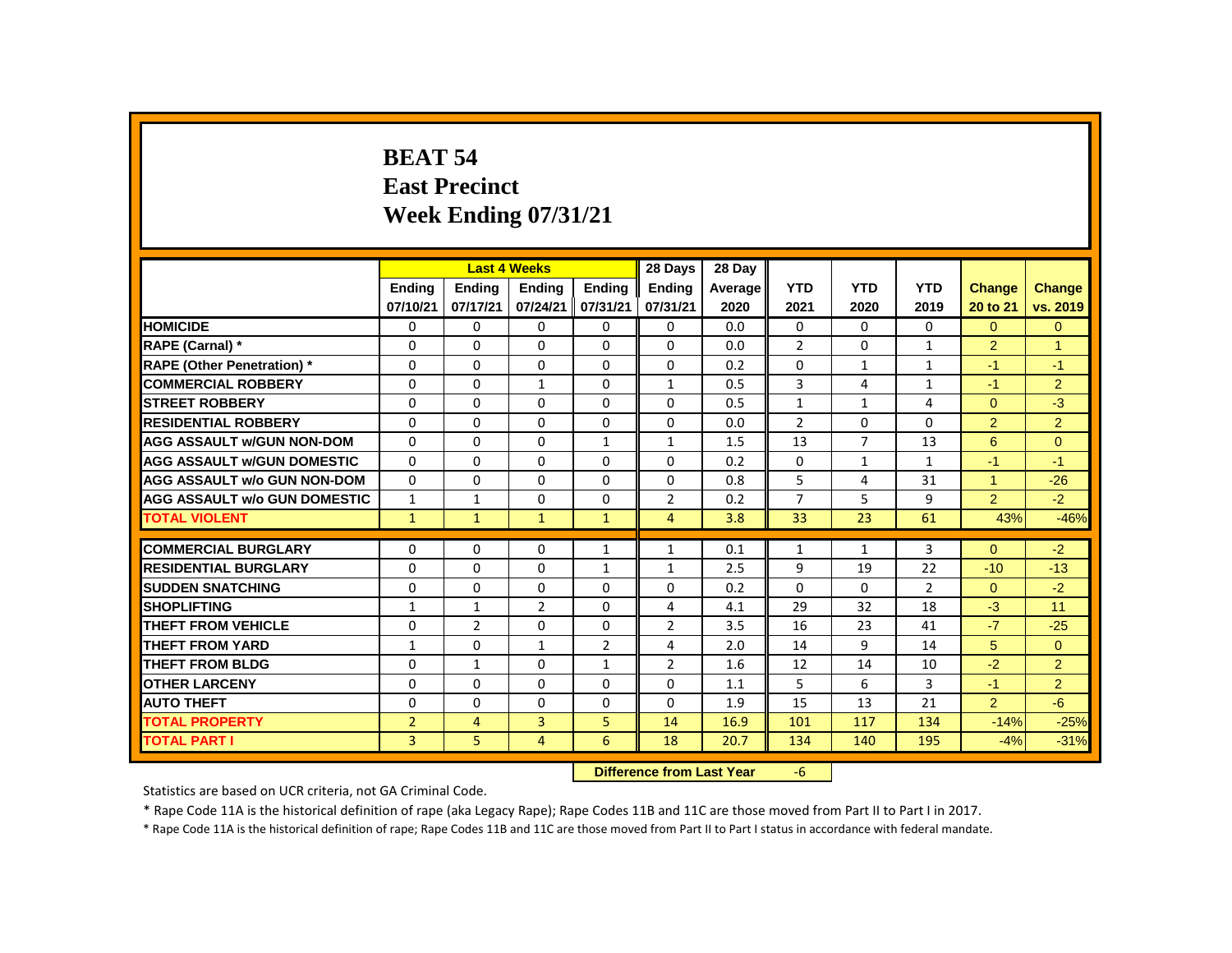# BEAT 54
## East Precinct
## Week Ending 07/31/21

| | Last 4 Weeks | | | | 28 Days | 28 Day | YTD | YTD | YTD | Change | Change |
|---|---|---|---|---|---|---|---|---|---|---|---|
| | Ending 07/10/21 | Ending 07/17/21 | Ending 07/24/21 | Ending 07/31/21 | Ending 07/31/21 | Average 2020 | 2021 | 2020 | 2019 | 20 to 21 | vs. 2019 |
| HOMICIDE | 0 | 0 | 0 | 0 | 0 | 0.0 | 0 | 0 | 0 | 0 | 0 |
| RAPE (Carnal) * | 0 | 0 | 0 | 0 | 0 | 0.0 | 2 | 0 | 1 | 2 | 1 |
| RAPE (Other Penetration) * | 0 | 0 | 0 | 0 | 0 | 0.2 | 0 | 1 | 1 | -1 | -1 |
| COMMERCIAL ROBBERY | 0 | 0 | 1 | 0 | 1 | 0.5 | 3 | 4 | 1 | -1 | 2 |
| STREET ROBBERY | 0 | 0 | 0 | 0 | 0 | 0.5 | 1 | 1 | 4 | 0 | -3 |
| RESIDENTIAL ROBBERY | 0 | 0 | 0 | 0 | 0 | 0.0 | 2 | 0 | 0 | 2 | 2 |
| AGG ASSAULT w/GUN NON-DOM | 0 | 0 | 0 | 1 | 1 | 1.5 | 13 | 7 | 13 | 6 | 0 |
| AGG ASSAULT w/GUN DOMESTIC | 0 | 0 | 0 | 0 | 0 | 0.2 | 0 | 1 | 1 | -1 | -1 |
| AGG ASSAULT w/o GUN NON-DOM | 0 | 0 | 0 | 0 | 0 | 0.8 | 5 | 4 | 31 | 1 | -26 |
| AGG ASSAULT w/o GUN DOMESTIC | 1 | 1 | 0 | 0 | 2 | 0.2 | 7 | 5 | 9 | 2 | -2 |
| TOTAL VIOLENT | 1 | 1 | 1 | 1 | 4 | 3.8 | 33 | 23 | 61 | 43% | -46% |
| COMMERCIAL BURGLARY | 0 | 0 | 0 | 1 | 1 | 0.1 | 1 | 1 | 3 | 0 | -2 |
| RESIDENTIAL BURGLARY | 0 | 0 | 0 | 1 | 1 | 2.5 | 9 | 19 | 22 | -10 | -13 |
| SUDDEN SNATCHING | 0 | 0 | 0 | 0 | 0 | 0.2 | 0 | 0 | 2 | 0 | -2 |
| SHOPLIFTING | 1 | 1 | 2 | 0 | 4 | 4.1 | 29 | 32 | 18 | -3 | 11 |
| THEFT FROM VEHICLE | 0 | 2 | 0 | 0 | 2 | 3.5 | 16 | 23 | 41 | -7 | -25 |
| THEFT FROM YARD | 1 | 0 | 1 | 2 | 4 | 2.0 | 14 | 9 | 14 | 5 | 0 |
| THEFT FROM BLDG | 0 | 1 | 0 | 1 | 2 | 1.6 | 12 | 14 | 10 | -2 | 2 |
| OTHER LARCENY | 0 | 0 | 0 | 0 | 0 | 1.1 | 5 | 6 | 3 | -1 | 2 |
| AUTO THEFT | 0 | 0 | 0 | 0 | 0 | 1.9 | 15 | 13 | 21 | 2 | -6 |
| TOTAL PROPERTY | 2 | 4 | 3 | 5 | 14 | 16.9 | 101 | 117 | 134 | -14% | -25% |
| TOTAL PART I | 3 | 5 | 4 | 6 | 18 | 20.7 | 134 | 140 | 195 | -4% | -31% |

**Difference from Last Year** -6

Statistics are based on UCR criteria, not GA Criminal Code.

* Rape Code 11A is the historical definition of rape (aka Legacy Rape); Rape Codes 11B and 11C are those moved from Part II to Part I in 2017.

* Rape Code 11A is the historical definition of rape; Rape Codes 11B and 11C are those moved from Part II to Part I status in accordance with federal mandate.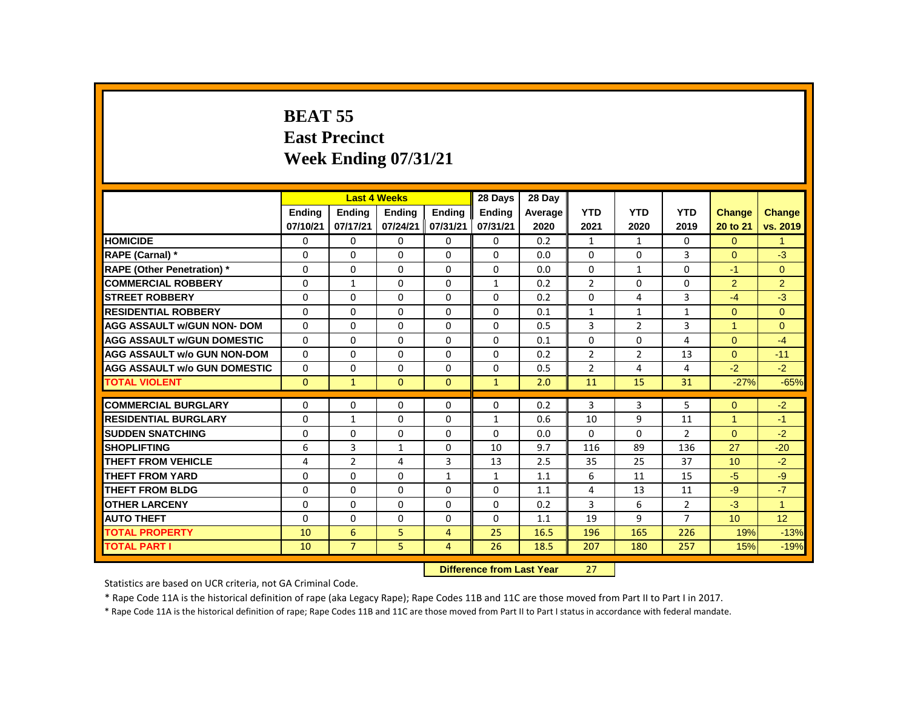# BEAT 55
# East Precinct
# Week Ending 07/31/21

| | Last 4 Weeks | | | | 28 Days | 28 Day | | | | | |
|---|---|---|---|---|---|---|---|---|---|---|---|
| | Ending 07/10/21 | Ending 07/17/21 | Ending 07/24/21 | Ending 07/31/21 | Ending 07/31/21 | Average 2020 | YTD 2021 | YTD 2020 | YTD 2019 | Change 20 to 21 | Change vs. 2019 |
| HOMICIDE | 0 | 0 | 0 | 0 | 0 | 0.2 | 1 | 1 | 0 | 0 | 1 |
| RAPE (Carnal) * | 0 | 0 | 0 | 0 | 0 | 0.0 | 0 | 0 | 3 | 0 | -3 |
| RAPE (Other Penetration) * | 0 | 0 | 0 | 0 | 0 | 0.0 | 0 | 1 | 0 | -1 | 0 |
| COMMERCIAL ROBBERY | 0 | 1 | 0 | 0 | 1 | 0.2 | 2 | 0 | 0 | 2 | 2 |
| STREET ROBBERY | 0 | 0 | 0 | 0 | 0 | 0.2 | 0 | 4 | 3 | -4 | -3 |
| RESIDENTIAL ROBBERY | 0 | 0 | 0 | 0 | 0 | 0.1 | 1 | 1 | 1 | 0 | 0 |
| AGG ASSAULT w/GUN NON- DOM | 0 | 0 | 0 | 0 | 0 | 0.5 | 3 | 2 | 3 | 1 | 0 |
| AGG ASSAULT w/GUN DOMESTIC | 0 | 0 | 0 | 0 | 0 | 0.1 | 0 | 0 | 4 | 0 | -4 |
| AGG ASSAULT w/o GUN NON-DOM | 0 | 0 | 0 | 0 | 0 | 0.2 | 2 | 2 | 13 | 0 | -11 |
| AGG ASSAULT w/o GUN DOMESTIC | 0 | 0 | 0 | 0 | 0 | 0.5 | 2 | 4 | 4 | -2 | -2 |
| TOTAL VIOLENT | 0 | 1 | 0 | 0 | 1 | 2.0 | 11 | 15 | 31 | -27% | -65% |
| COMMERCIAL BURGLARY | 0 | 0 | 0 | 0 | 0 | 0.2 | 3 | 3 | 5 | 0 | -2 |
| RESIDENTIAL BURGLARY | 0 | 1 | 0 | 0 | 1 | 0.6 | 10 | 9 | 11 | 1 | -1 |
| SUDDEN SNATCHING | 0 | 0 | 0 | 0 | 0 | 0.0 | 0 | 0 | 2 | 0 | -2 |
| SHOPLIFTING | 6 | 3 | 1 | 0 | 10 | 9.7 | 116 | 89 | 136 | 27 | -20 |
| THEFT FROM VEHICLE | 4 | 2 | 4 | 3 | 13 | 2.5 | 35 | 25 | 37 | 10 | -2 |
| THEFT FROM YARD | 0 | 0 | 0 | 1 | 1 | 1.1 | 6 | 11 | 15 | -5 | -9 |
| THEFT FROM BLDG | 0 | 0 | 0 | 0 | 0 | 1.1 | 4 | 13 | 11 | -9 | -7 |
| OTHER LARCENY | 0 | 0 | 0 | 0 | 0 | 0.2 | 3 | 6 | 2 | -3 | 1 |
| AUTO THEFT | 0 | 0 | 0 | 0 | 0 | 1.1 | 19 | 9 | 7 | 10 | 12 |
| TOTAL PROPERTY | 10 | 6 | 5 | 4 | 25 | 16.5 | 196 | 165 | 226 | 19% | -13% |
| TOTAL PART I | 10 | 7 | 5 | 4 | 26 | 18.5 | 207 | 180 | 257 | 15% | -19% |

**Difference from Last Year** 27

Statistics are based on UCR criteria, not GA Criminal Code.

* Rape Code 11A is the historical definition of rape (aka Legacy Rape); Rape Codes 11B and 11C are those moved from Part II to Part I in 2017.

* Rape Code 11A is the historical definition of rape; Rape Codes 11B and 11C are those moved from Part II to Part I status in accordance with federal mandate.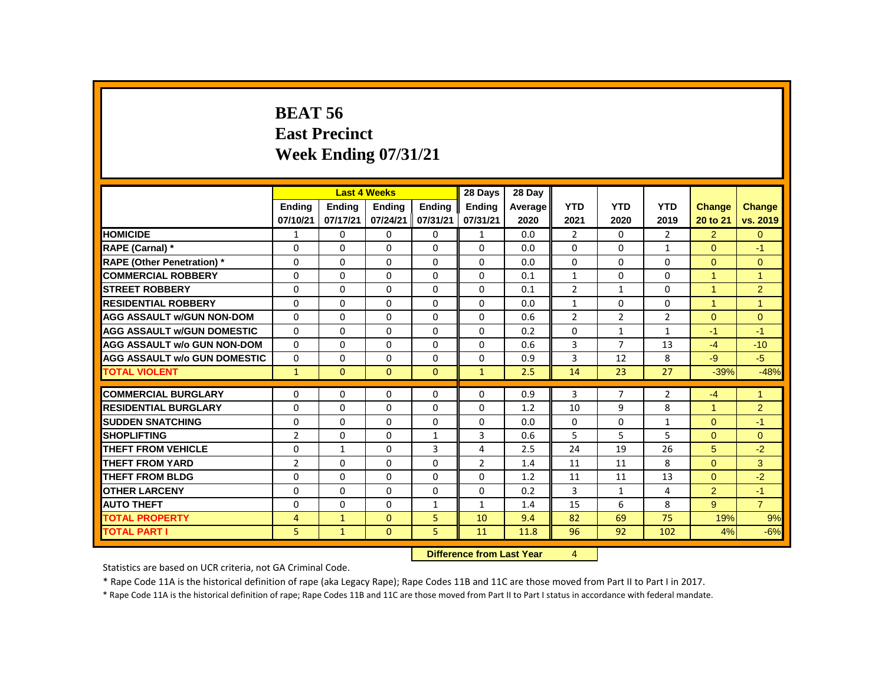# BEAT 56
## East Precinct
## Week Ending 07/31/21

| | Last 4 Weeks | | | | 28 Days | 28 Day | | | | | |
|---|---|---|---|---|---|---|---|---|---|---|---|
| | Ending 07/10/21 | Ending 07/17/21 | Ending 07/24/21 | Ending 07/31/21 | Ending 07/31/21 | Average 2020 | YTD 2021 | YTD 2020 | YTD 2019 | Change 20 to 21 | Change vs. 2019 |
| HOMICIDE | 1 | 0 | 0 | 0 | 1 | 0.0 | 2 | 0 | 2 | 2 | 0 |
| RAPE (Carnal) * | 0 | 0 | 0 | 0 | 0 | 0.0 | 0 | 0 | 1 | 0 | -1 |
| RAPE (Other Penetration) * | 0 | 0 | 0 | 0 | 0 | 0.0 | 0 | 0 | 0 | 0 | 0 |
| COMMERCIAL ROBBERY | 0 | 0 | 0 | 0 | 0 | 0.1 | 1 | 0 | 0 | 1 | 1 |
| STREET ROBBERY | 0 | 0 | 0 | 0 | 0 | 0.1 | 2 | 1 | 0 | 1 | 2 |
| RESIDENTIAL ROBBERY | 0 | 0 | 0 | 0 | 0 | 0.0 | 1 | 0 | 0 | 1 | 1 |
| AGG ASSAULT w/GUN NON-DOM | 0 | 0 | 0 | 0 | 0 | 0.6 | 2 | 2 | 2 | 0 | 0 |
| AGG ASSAULT w/GUN DOMESTIC | 0 | 0 | 0 | 0 | 0 | 0.2 | 0 | 1 | 1 | -1 | -1 |
| AGG ASSAULT w/o GUN NON-DOM | 0 | 0 | 0 | 0 | 0 | 0.6 | 3 | 7 | 13 | -4 | -10 |
| AGG ASSAULT w/o GUN DOMESTIC | 0 | 0 | 0 | 0 | 0 | 0.9 | 3 | 12 | 8 | -9 | -5 |
| TOTAL VIOLENT | 1 | 0 | 0 | 0 | 1 | 2.5 | 14 | 23 | 27 | -39% | -48% |
| COMMERCIAL BURGLARY | 0 | 0 | 0 | 0 | 0 | 0.9 | 3 | 7 | 2 | -4 | 1 |
| RESIDENTIAL BURGLARY | 0 | 0 | 0 | 0 | 0 | 1.2 | 10 | 9 | 8 | 1 | 2 |
| SUDDEN SNATCHING | 0 | 0 | 0 | 0 | 0 | 0.0 | 0 | 0 | 1 | 0 | -1 |
| SHOPLIFTING | 2 | 0 | 0 | 1 | 3 | 0.6 | 5 | 5 | 5 | 0 | 0 |
| THEFT FROM VEHICLE | 0 | 1 | 0 | 3 | 4 | 2.5 | 24 | 19 | 26 | 5 | -2 |
| THEFT FROM YARD | 2 | 0 | 0 | 0 | 2 | 1.4 | 11 | 11 | 8 | 0 | 3 |
| THEFT FROM BLDG | 0 | 0 | 0 | 0 | 0 | 1.2 | 11 | 11 | 13 | 0 | -2 |
| OTHER LARCENY | 0 | 0 | 0 | 0 | 0 | 0.2 | 3 | 1 | 4 | 2 | -1 |
| AUTO THEFT | 0 | 0 | 0 | 1 | 1 | 1.4 | 15 | 6 | 8 | 9 | 7 |
| TOTAL PROPERTY | 4 | 1 | 0 | 5 | 10 | 9.4 | 82 | 69 | 75 | 19% | 9% |
| TOTAL PART I | 5 | 1 | 0 | 5 | 11 | 11.8 | 96 | 92 | 102 | 4% | -6% |

**Difference from Last Year** 4

Statistics are based on UCR criteria, not GA Criminal Code.

* Rape Code 11A is the historical definition of rape (aka Legacy Rape); Rape Codes 11B and 11C are those moved from Part II to Part I in 2017.

* Rape Code 11A is the historical definition of rape; Rape Codes 11B and 11C are those moved from Part II to Part I status in accordance with federal mandate.